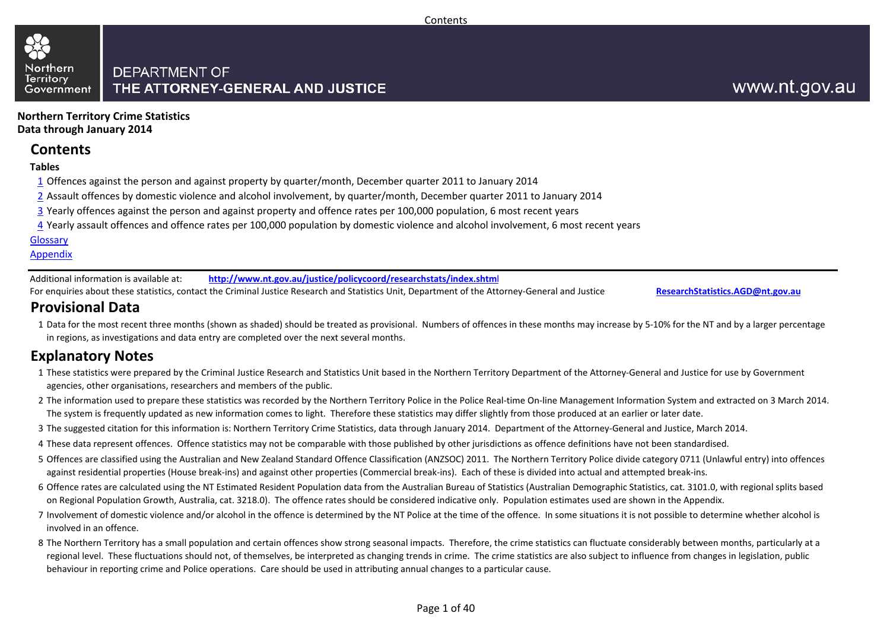DEPARTMENT OF
THE ATTORNEY-GENERAL AND JUSTICE

www.nt.gov.au

**Northern Territory Crime Statistics**
**Data through January 2014**

## Contents

**Tables**

1 Offences against the person and against property by quarter/month, December quarter 2011 to January 2014

2 Assault offences by domestic violence and alcohol involvement, by quarter/month, December quarter 2011 to January 2014

3 Yearly offences against the person and against property and offence rates per 100,000 population, 6 most recent years

4 Yearly assault offences and offence rates per 100,000 population by domestic violence and alcohol involvement, 6 most recent years

Glossary

Appendix

Additional information is available at: **http://www.nt.gov.au/justice/policycoord/researchstats/index.shtml**

For enquiries about these statistics, contact the Criminal Justice Research and Statistics Unit, Department of the Attorney-General and Justice **ResearchStatistics.AGD@nt.gov.au**

## Provisional Data

1 Data for the most recent three months (shown as shaded) should be treated as provisional. Numbers of offences in these months may increase by 5-10% for the NT and by a larger percentage in regions, as investigations and data entry are completed over the next several months.

## Explanatory Notes

1 These statistics were prepared by the Criminal Justice Research and Statistics Unit based in the Northern Territory Department of the Attorney-General and Justice for use by Government agencies, other organisations, researchers and members of the public.

2 The information used to prepare these statistics was recorded by the Northern Territory Police in the Police Real-time On-line Management Information System and extracted on 3 March 2014. The system is frequently updated as new information comes to light. Therefore these statistics may differ slightly from those produced at an earlier or later date.

3 The suggested citation for this information is: Northern Territory Crime Statistics, data through January 2014. Department of the Attorney-General and Justice, March 2014.

4 These data represent offences. Offence statistics may not be comparable with those published by other jurisdictions as offence definitions have not been standardised.

5 Offences are classified using the Australian and New Zealand Standard Offence Classification (ANZSOC) 2011. The Northern Territory Police divide category 0711 (Unlawful entry) into offences against residential properties (House break-ins) and against other properties (Commercial break-ins). Each of these is divided into actual and attempted break-ins.

6 Offence rates are calculated using the NT Estimated Resident Population data from the Australian Bureau of Statistics (Australian Demographic Statistics, cat. 3101.0, with regional splits based on Regional Population Growth, Australia, cat. 3218.0). The offence rates should be considered indicative only. Population estimates used are shown in the Appendix.

7 Involvement of domestic violence and/or alcohol in the offence is determined by the NT Police at the time of the offence. In some situations it is not possible to determine whether alcohol is involved in an offence.

8 The Northern Territory has a small population and certain offences show strong seasonal impacts. Therefore, the crime statistics can fluctuate considerably between months, particularly at a regional level. These fluctuations should not, of themselves, be interpreted as changing trends in crime. The crime statistics are also subject to influence from changes in legislation, public behaviour in reporting crime and Police operations. Care should be used in attributing annual changes to a particular cause.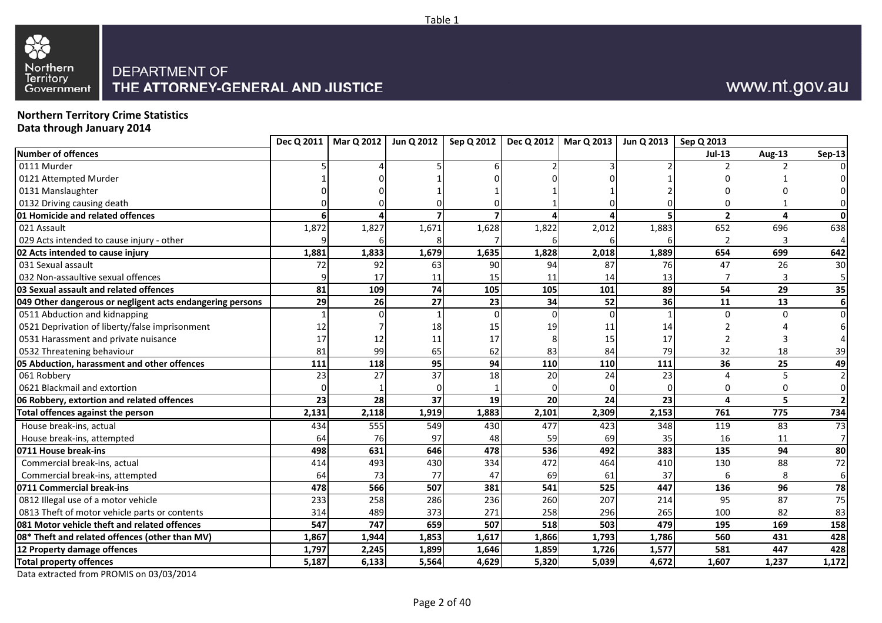Table 1

DEPARTMENT OF
THE ATTORNEY-GENERAL AND JUSTICE

www.nt.gov.au

**Northern Territory Crime Statistics**
**Data through January 2014**

| | Dec Q 2011 | Mar Q 2012 | Jun Q 2012 | Sep Q 2012 | Dec Q 2012 | Mar Q 2013 | Jun Q 2013 | Sep Q 2013 | | |
|---|---|---|---|---|---|---|---|---|---|---|
| **Number of offences** | | | | | | | | **Jul-13** | **Aug-13** | **Sep-13** |
| 0111 Murder | 5 | 4 | 5 | 6 | 2 | 3 | 2 | 2 | 2 | 0 |
| 0121 Attempted Murder | 1 | 0 | 1 | 0 | 0 | 0 | 1 | 0 | 1 | 0 |
| 0131 Manslaughter | 0 | 0 | 1 | 1 | 1 | 1 | 2 | 0 | 0 | 0 |
| 0132 Driving causing death | 0 | 0 | 0 | 0 | 1 | 0 | 0 | 0 | 1 | 0 |
| **01 Homicide and related offences** | **6** | **4** | **7** | **7** | **4** | **4** | **5** | **2** | **4** | **0** |
| 021 Assault | 1,872 | 1,827 | 1,671 | 1,628 | 1,822 | 2,012 | 1,883 | 652 | 696 | 638 |
| 029 Acts intended to cause injury - other | 9 | 6 | 8 | 7 | 6 | 6 | 6 | 2 | 3 | 4 |
| **02 Acts intended to cause injury** | **1,881** | **1,833** | **1,679** | **1,635** | **1,828** | **2,018** | **1,889** | **654** | **699** | **642** |
| 031 Sexual assault | 72 | 92 | 63 | 90 | 94 | 87 | 76 | 47 | 26 | 30 |
| 032 Non-assaultive sexual offences | 9 | 17 | 11 | 15 | 11 | 14 | 13 | 7 | 3 | 5 |
| **03 Sexual assault and related offences** | **81** | **109** | **74** | **105** | **105** | **101** | **89** | **54** | **29** | **35** |
| **049 Other dangerous or negligent acts endangering persons** | **29** | **26** | **27** | **23** | **34** | **52** | **36** | **11** | **13** | **6** |
| 0511 Abduction and kidnapping | 1 | 0 | 1 | 0 | 0 | 0 | 1 | 0 | 0 | 0 |
| 0521 Deprivation of liberty/false imprisonment | 12 | 7 | 18 | 15 | 19 | 11 | 14 | 2 | 4 | 6 |
| 0531 Harassment and private nuisance | 17 | 12 | 11 | 17 | 8 | 15 | 17 | 2 | 3 | 4 |
| 0532 Threatening behaviour | 81 | 99 | 65 | 62 | 83 | 84 | 79 | 32 | 18 | 39 |
| **05 Abduction, harassment and other offences** | **111** | **118** | **95** | **94** | **110** | **110** | **111** | **36** | **25** | **49** |
| 061 Robbery | 23 | 27 | 37 | 18 | 20 | 24 | 23 | 4 | 5 | 2 |
| 0621 Blackmail and extortion | 0 | 1 | 0 | 1 | 0 | 0 | 0 | 0 | 0 | 0 |
| **06 Robbery, extortion and related offences** | **23** | **28** | **37** | **19** | **20** | **24** | **23** | **4** | **5** | **2** |
| **Total offences against the person** | **2,131** | **2,118** | **1,919** | **1,883** | **2,101** | **2,309** | **2,153** | **761** | **775** | **734** |
| House break-ins, actual | 434 | 555 | 549 | 430 | 477 | 423 | 348 | 119 | 83 | 73 |
| House break-ins, attempted | 64 | 76 | 97 | 48 | 59 | 69 | 35 | 16 | 11 | 7 |
| **0711 House break-ins** | **498** | **631** | **646** | **478** | **536** | **492** | **383** | **135** | **94** | **80** |
| Commercial break-ins, actual | 414 | 493 | 430 | 334 | 472 | 464 | 410 | 130 | 88 | 72 |
| Commercial break-ins, attempted | 64 | 73 | 77 | 47 | 69 | 61 | 37 | 6 | 8 | 6 |
| **0711 Commercial break-ins** | **478** | **566** | **507** | **381** | **541** | **525** | **447** | **136** | **96** | **78** |
| 0812 Illegal use of a motor vehicle | 233 | 258 | 286 | 236 | 260 | 207 | 214 | 95 | 87 | 75 |
| 0813 Theft of motor vehicle parts or contents | 314 | 489 | 373 | 271 | 258 | 296 | 265 | 100 | 82 | 83 |
| **081 Motor vehicle theft and related offences** | **547** | **747** | **659** | **507** | **518** | **503** | **479** | **195** | **169** | **158** |
| **08* Theft and related offences (other than MV)** | **1,867** | **1,944** | **1,853** | **1,617** | **1,866** | **1,793** | **1,786** | **560** | **431** | **428** |
| **12 Property damage offences** | **1,797** | **2,245** | **1,899** | **1,646** | **1,859** | **1,726** | **1,577** | **581** | **447** | **428** |
| **Total property offences** | **5,187** | **6,133** | **5,564** | **4,629** | **5,320** | **5,039** | **4,672** | **1,607** | **1,237** | **1,172** |

Data extracted from PROMIS on 03/03/2014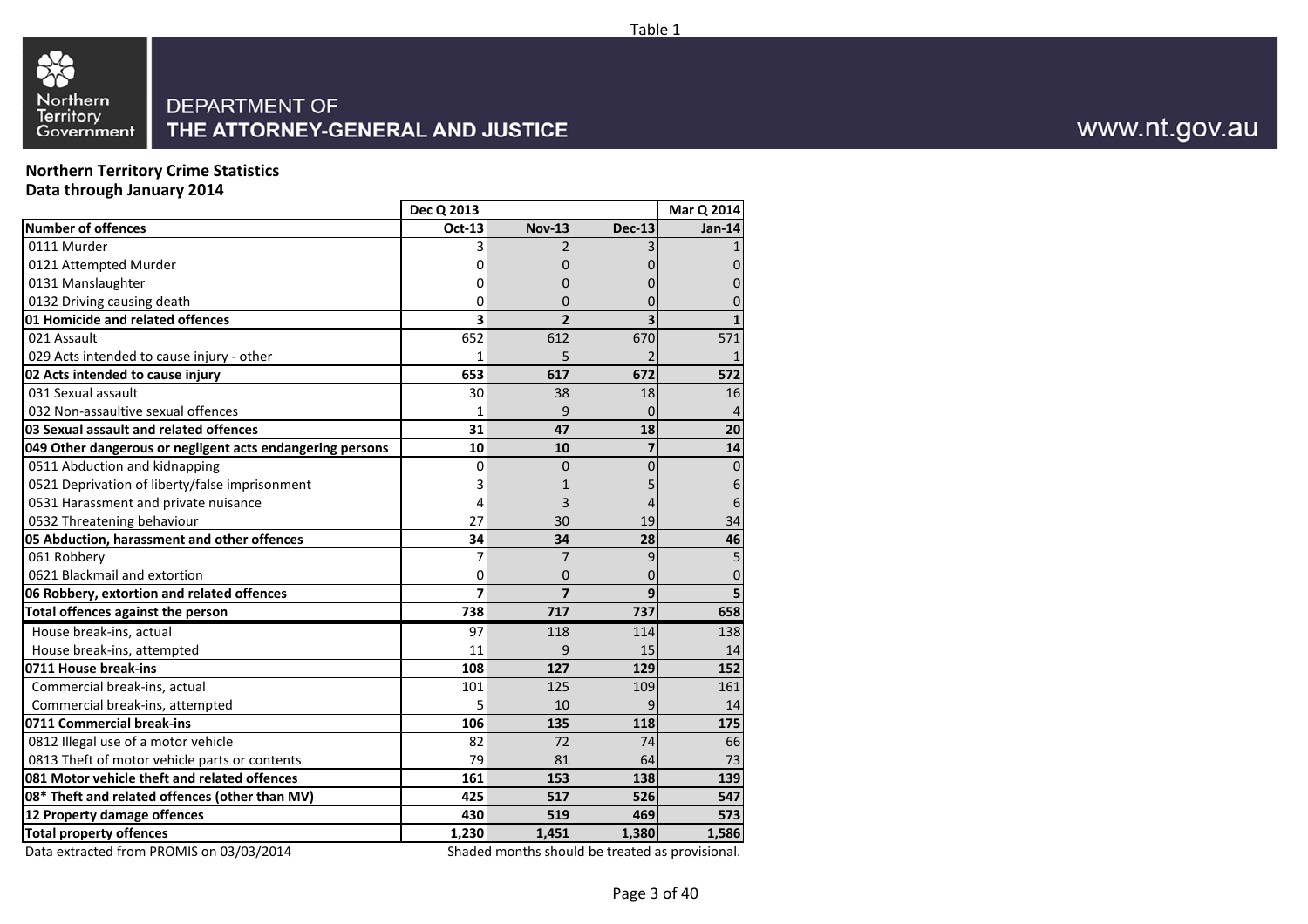Table 1

DEPARTMENT OF
THE ATTORNEY-GENERAL AND JUSTICE

www.nt.gov.au

**Northern Territory Crime Statistics**
**Data through January 2014**

| | Dec Q 2013 | | | Mar Q 2014 |
|---|---|---|---|---|
| **Number of offences** | **Oct-13** | **Nov-13** | **Dec-13** | **Jan-14** |
| 0111 Murder | 3 | 2 | 3 | 1 |
| 0121 Attempted Murder | 0 | 0 | 0 | 0 |
| 0131 Manslaughter | 0 | 0 | 0 | 0 |
| 0132 Driving causing death | 0 | 0 | 0 | 0 |
| **01 Homicide and related offences** | **3** | **2** | **3** | **1** |
| 021 Assault | 652 | 612 | 670 | 571 |
| 029 Acts intended to cause injury - other | 1 | 5 | 2 | 1 |
| **02 Acts intended to cause injury** | **653** | **617** | **672** | **572** |
| 031 Sexual assault | 30 | 38 | 18 | 16 |
| 032 Non-assaultive sexual offences | 1 | 9 | 0 | 4 |
| **03 Sexual assault and related offences** | **31** | **47** | **18** | **20** |
| **049 Other dangerous or negligent acts endangering persons** | **10** | **10** | **7** | **14** |
| 0511 Abduction and kidnapping | 0 | 0 | 0 | 0 |
| 0521 Deprivation of liberty/false imprisonment | 3 | 1 | 5 | 6 |
| 0531 Harassment and private nuisance | 4 | 3 | 4 | 6 |
| 0532 Threatening behaviour | 27 | 30 | 19 | 34 |
| **05 Abduction, harassment and other offences** | **34** | **34** | **28** | **46** |
| 061 Robbery | 7 | 7 | 9 | 5 |
| 0621 Blackmail and extortion | 0 | 0 | 0 | 0 |
| **06 Robbery, extortion and related offences** | **7** | **7** | **9** | **5** |
| **Total offences against the person** | **738** | **717** | **737** | **658** |
| House break-ins, actual | 97 | 118 | 114 | 138 |
| House break-ins, attempted | 11 | 9 | 15 | 14 |
| **0711 House break-ins** | **108** | **127** | **129** | **152** |
| Commercial break-ins, actual | 101 | 125 | 109 | 161 |
| Commercial break-ins, attempted | 5 | 10 | 9 | 14 |
| **0711 Commercial break-ins** | **106** | **135** | **118** | **175** |
| 0812 Illegal use of a motor vehicle | 82 | 72 | 74 | 66 |
| 0813 Theft of motor vehicle parts or contents | 79 | 81 | 64 | 73 |
| **081 Motor vehicle theft and related offences** | **161** | **153** | **138** | **139** |
| **08* Theft and related offences (other than MV)** | **425** | **517** | **526** | **547** |
| **12 Property damage offences** | **430** | **519** | **469** | **573** |
| **Total property offences** | **1,230** | **1,451** | **1,380** | **1,586** |

Data extracted from PROMIS on 03/03/2014

Shaded months should be treated as provisional.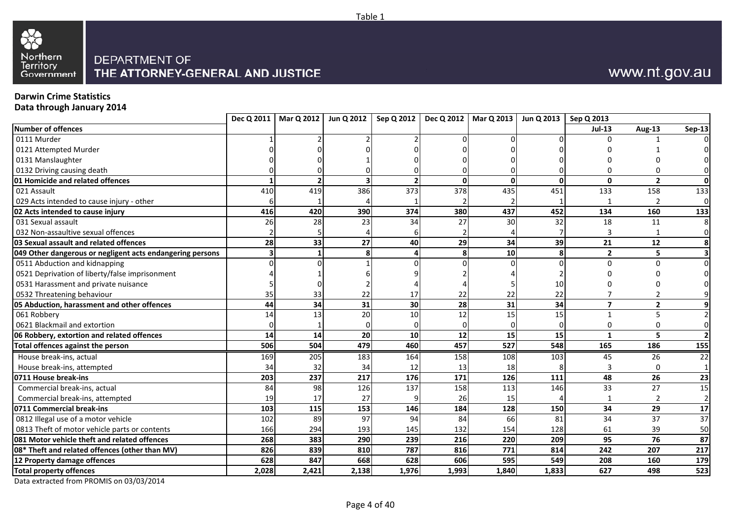Table 1

Northern Territory Government

DEPARTMENT OF THE ATTORNEY-GENERAL AND JUSTICE

www.nt.gov.au

**Darwin Crime Statistics**
**Data through January 2014**

| | Dec Q 2011 | Mar Q 2012 | Jun Q 2012 | Sep Q 2012 | Dec Q 2012 | Mar Q 2013 | Jun Q 2013 | Sep Q 2013 | | |
|---|---|---|---|---|---|---|---|---|---|---|
| **Number of offences** | | | | | | | | **Jul-13** | **Aug-13** | **Sep-13** |
| 0111 Murder | 1 | 2 | 2 | 2 | 0 | 0 | 0 | 0 | 1 | 0 |
| 0121 Attempted Murder | 0 | 0 | 0 | 0 | 0 | 0 | 0 | 0 | 1 | 0 |
| 0131 Manslaughter | 0 | 0 | 1 | 0 | 0 | 0 | 0 | 0 | 0 | 0 |
| 0132 Driving causing death | 0 | 0 | 0 | 0 | 0 | 0 | 0 | 0 | 0 | 0 |
| **01 Homicide and related offences** | **1** | **2** | **3** | **2** | **0** | **0** | **0** | **0** | **2** | **0** |
| 021 Assault | 410 | 419 | 386 | 373 | 378 | 435 | 451 | 133 | 158 | 133 |
| 029 Acts intended to cause injury - other | 6 | 1 | 4 | 1 | 2 | 2 | 1 | 1 | 2 | 0 |
| **02 Acts intended to cause injury** | **416** | **420** | **390** | **374** | **380** | **437** | **452** | **134** | **160** | **133** |
| 031 Sexual assault | 26 | 28 | 23 | 34 | 27 | 30 | 32 | 18 | 11 | 8 |
| 032 Non-assaultive sexual offences | 2 | 5 | 4 | 6 | 2 | 4 | 7 | 3 | 1 | 0 |
| **03 Sexual assault and related offences** | **28** | **33** | **27** | **40** | **29** | **34** | **39** | **21** | **12** | **8** |
| **049 Other dangerous or negligent acts endangering persons** | **3** | **1** | **8** | **4** | **8** | **10** | **8** | **2** | **5** | **3** |
| 0511 Abduction and kidnapping | 0 | 0 | 1 | 0 | 0 | 0 | 0 | 0 | 0 | 0 |
| 0521 Deprivation of liberty/false imprisonment | 4 | 1 | 6 | 9 | 2 | 4 | 2 | 0 | 0 | 0 |
| 0531 Harassment and private nuisance | 5 | 0 | 2 | 4 | 4 | 5 | 10 | 0 | 0 | 0 |
| 0532 Threatening behaviour | 35 | 33 | 22 | 17 | 22 | 22 | 22 | 7 | 2 | 9 |
| **05 Abduction, harassment and other offences** | **44** | **34** | **31** | **30** | **28** | **31** | **34** | **7** | **2** | **9** |
| 061 Robbery | 14 | 13 | 20 | 10 | 12 | 15 | 15 | 1 | 5 | 2 |
| 0621 Blackmail and extortion | 0 | 1 | 0 | 0 | 0 | 0 | 0 | 0 | 0 | 0 |
| **06 Robbery, extortion and related offences** | **14** | **14** | **20** | **10** | **12** | **15** | **15** | **1** | **5** | **2** |
| **Total offences against the person** | **506** | **504** | **479** | **460** | **457** | **527** | **548** | **165** | **186** | **155** |
| House break-ins, actual | 169 | 205 | 183 | 164 | 158 | 108 | 103 | 45 | 26 | 22 |
| House break-ins, attempted | 34 | 32 | 34 | 12 | 13 | 18 | 8 | 3 | 0 | 1 |
| **0711 House break-ins** | **203** | **237** | **217** | **176** | **171** | **126** | **111** | **48** | **26** | **23** |
| Commercial break-ins, actual | 84 | 98 | 126 | 137 | 158 | 113 | 146 | 33 | 27 | 15 |
| Commercial break-ins, attempted | 19 | 17 | 27 | 9 | 26 | 15 | 4 | 1 | 2 | 2 |
| **0711 Commercial break-ins** | **103** | **115** | **153** | **146** | **184** | **128** | **150** | **34** | **29** | **17** |
| 0812 Illegal use of a motor vehicle | 102 | 89 | 97 | 94 | 84 | 66 | 81 | 34 | 37 | 37 |
| 0813 Theft of motor vehicle parts or contents | 166 | 294 | 193 | 145 | 132 | 154 | 128 | 61 | 39 | 50 |
| **081 Motor vehicle theft and related offences** | **268** | **383** | **290** | **239** | **216** | **220** | **209** | **95** | **76** | **87** |
| **08* Theft and related offences (other than MV)** | **826** | **839** | **810** | **787** | **816** | **771** | **814** | **242** | **207** | **217** |
| **12 Property damage offences** | **628** | **847** | **668** | **628** | **606** | **595** | **549** | **208** | **160** | **179** |
| **Total property offences** | **2,028** | **2,421** | **2,138** | **1,976** | **1,993** | **1,840** | **1,833** | **627** | **498** | **523** |

Data extracted from PROMIS on 03/03/2014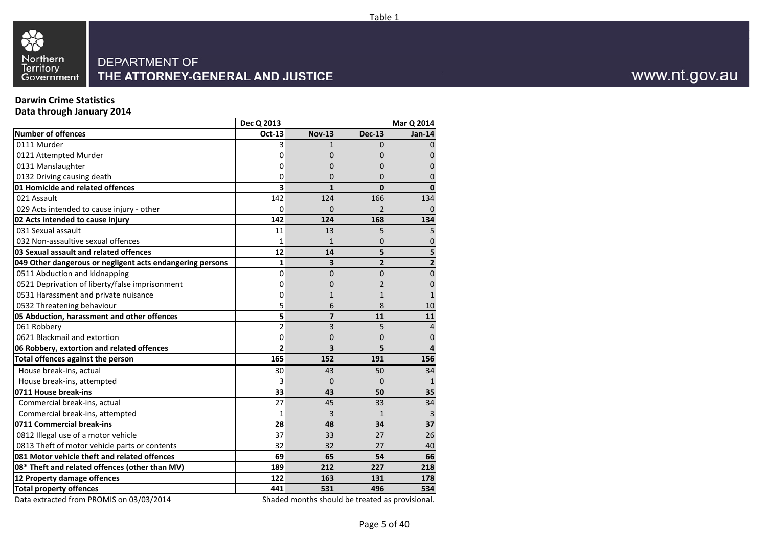Table 1

Northern Territory Government

DEPARTMENT OF THE ATTORNEY-GENERAL AND JUSTICE

www.nt.gov.au

## Darwin Crime Statistics
## Data through January 2014

| | Dec Q 2013 | | | Mar Q 2014 |
|---|---|---|---|---|
| **Number of offences** | **Oct-13** | **Nov-13** | **Dec-13** | **Jan-14** |
| 0111 Murder | 3 | 1 | 0 | 0 |
| 0121 Attempted Murder | 0 | 0 | 0 | 0 |
| 0131 Manslaughter | 0 | 0 | 0 | 0 |
| 0132 Driving causing death | 0 | 0 | 0 | 0 |
| **01 Homicide and related offences** | **3** | **1** | **0** | **0** |
| 021 Assault | 142 | 124 | 166 | 134 |
| 029 Acts intended to cause injury - other | 0 | 0 | 2 | 0 |
| **02 Acts intended to cause injury** | **142** | **124** | **168** | **134** |
| 031 Sexual assault | 11 | 13 | 5 | 5 |
| 032 Non-assaultive sexual offences | 1 | 1 | 0 | 0 |
| **03 Sexual assault and related offences** | **12** | **14** | **5** | **5** |
| **049 Other dangerous or negligent acts endangering persons** | **1** | **3** | **2** | **2** |
| 0511 Abduction and kidnapping | 0 | 0 | 0 | 0 |
| 0521 Deprivation of liberty/false imprisonment | 0 | 0 | 2 | 0 |
| 0531 Harassment and private nuisance | 0 | 1 | 1 | 1 |
| 0532 Threatening behaviour | 5 | 6 | 8 | 10 |
| **05 Abduction, harassment and other offences** | **5** | **7** | **11** | **11** |
| 061 Robbery | 2 | 3 | 5 | 4 |
| 0621 Blackmail and extortion | 0 | 0 | 0 | 0 |
| **06 Robbery, extortion and related offences** | **2** | **3** | **5** | **4** |
| **Total offences against the person** | **165** | **152** | **191** | **156** |
| House break-ins, actual | 30 | 43 | 50 | 34 |
| House break-ins, attempted | 3 | 0 | 0 | 1 |
| **0711 House break-ins** | **33** | **43** | **50** | **35** |
| Commercial break-ins, actual | 27 | 45 | 33 | 34 |
| Commercial break-ins, attempted | 1 | 3 | 1 | 3 |
| **0711 Commercial break-ins** | **28** | **48** | **34** | **37** |
| 0812 Illegal use of a motor vehicle | 37 | 33 | 27 | 26 |
| 0813 Theft of motor vehicle parts or contents | 32 | 32 | 27 | 40 |
| **081 Motor vehicle theft and related offences** | **69** | **65** | **54** | **66** |
| **08* Theft and related offences (other than MV)** | **189** | **212** | **227** | **218** |
| **12 Property damage offences** | **122** | **163** | **131** | **178** |
| **Total property offences** | **441** | **531** | **496** | **534** |

Data extracted from PROMIS on 03/03/2014

Shaded months should be treated as provisional.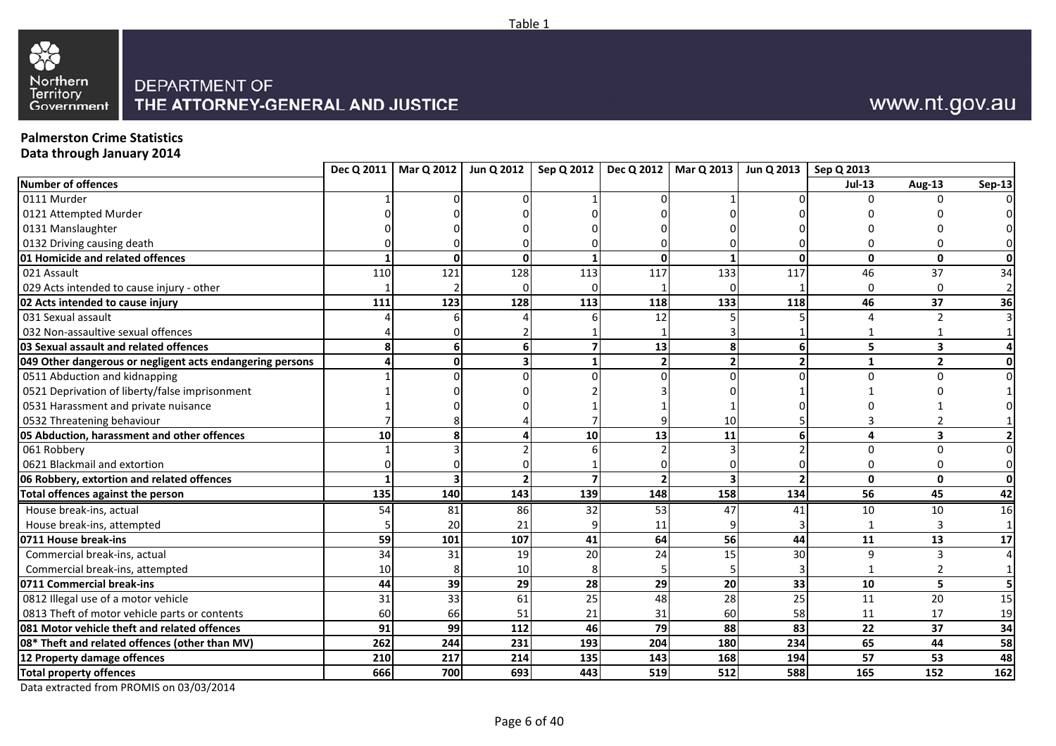Table 1

DEPARTMENT OF THE ATTORNEY-GENERAL AND JUSTICE

www.nt.gov.au

**Palmerston Crime Statistics**
**Data through January 2014**

| | Dec Q 2011 | Mar Q 2012 | Jun Q 2012 | Sep Q 2012 | Dec Q 2012 | Mar Q 2013 | Jun Q 2013 | Sep Q 2013 | | |
|---|---|---|---|---|---|---|---|---|---|---|
| **Number of offences** | | | | | | | | **Jul-13** | **Aug-13** | **Sep-13** |
| 0111 Murder | 1 | 0 | 0 | 1 | 0 | 1 | 0 | 0 | 0 | 0 |
| 0121 Attempted Murder | 0 | 0 | 0 | 0 | 0 | 0 | 0 | 0 | 0 | 0 |
| 0131 Manslaughter | 0 | 0 | 0 | 0 | 0 | 0 | 0 | 0 | 0 | 0 |
| 0132 Driving causing death | 0 | 0 | 0 | 0 | 0 | 0 | 0 | 0 | 0 | 0 |
| **01 Homicide and related offences** | **1** | **0** | **0** | **1** | **0** | **1** | **0** | **0** | **0** | **0** |
| 021 Assault | 110 | 121 | 128 | 113 | 117 | 133 | 117 | 46 | 37 | 34 |
| 029 Acts intended to cause injury - other | 1 | 2 | 0 | 0 | 1 | 0 | 1 | 0 | 0 | 2 |
| **02 Acts intended to cause injury** | **111** | **123** | **128** | **113** | **118** | **133** | **118** | **46** | **37** | **36** |
| 031 Sexual assault | 4 | 6 | 4 | 6 | 12 | 5 | 5 | 4 | 2 | 3 |
| 032 Non-assaultive sexual offences | 4 | 0 | 2 | 1 | 1 | 3 | 1 | 1 | 1 | 1 |
| **03 Sexual assault and related offences** | **8** | **6** | **6** | **7** | **13** | **8** | **6** | **5** | **3** | **4** |
| **049 Other dangerous or negligent acts endangering persons** | **4** | **0** | **3** | **1** | **2** | **2** | **2** | **1** | **2** | **0** |
| 0511 Abduction and kidnapping | 1 | 0 | 0 | 0 | 0 | 0 | 0 | 0 | 0 | 0 |
| 0521 Deprivation of liberty/false imprisonment | 1 | 0 | 0 | 2 | 3 | 0 | 1 | 1 | 0 | 1 |
| 0531 Harassment and private nuisance | 1 | 0 | 0 | 1 | 1 | 1 | 0 | 0 | 1 | 0 |
| 0532 Threatening behaviour | 7 | 8 | 4 | 7 | 9 | 10 | 5 | 3 | 2 | 1 |
| **05 Abduction, harassment and other offences** | **10** | **8** | **4** | **10** | **13** | **11** | **6** | **4** | **3** | **2** |
| 061 Robbery | 1 | 3 | 2 | 6 | 2 | 3 | 2 | 0 | 0 | 0 |
| 0621 Blackmail and extortion | 0 | 0 | 0 | 1 | 0 | 0 | 0 | 0 | 0 | 0 |
| **06 Robbery, extortion and related offences** | **1** | **3** | **2** | **7** | **2** | **3** | **2** | **0** | **0** | **0** |
| **Total offences against the person** | **135** | **140** | **143** | **139** | **148** | **158** | **134** | **56** | **45** | **42** |
| House break-ins, actual | 54 | 81 | 86 | 32 | 53 | 47 | 41 | 10 | 10 | 16 |
| House break-ins, attempted | 5 | 20 | 21 | 9 | 11 | 9 | 3 | 1 | 3 | 1 |
| **0711 House break-ins** | **59** | **101** | **107** | **41** | **64** | **56** | **44** | **11** | **13** | **17** |
| Commercial break-ins, actual | 34 | 31 | 19 | 20 | 24 | 15 | 30 | 9 | 3 | 4 |
| Commercial break-ins, attempted | 10 | 8 | 10 | 8 | 5 | 5 | 3 | 1 | 2 | 1 |
| **0711 Commercial break-ins** | **44** | **39** | **29** | **28** | **29** | **20** | **33** | **10** | **5** | **5** |
| 0812 Illegal use of a motor vehicle | 31 | 33 | 61 | 25 | 48 | 28 | 25 | 11 | 20 | 15 |
| 0813 Theft of motor vehicle parts or contents | 60 | 66 | 51 | 21 | 31 | 60 | 58 | 11 | 17 | 19 |
| **081 Motor vehicle theft and related offences** | **91** | **99** | **112** | **46** | **79** | **88** | **83** | **22** | **37** | **34** |
| **08* Theft and related offences (other than MV)** | **262** | **244** | **231** | **193** | **204** | **180** | **234** | **65** | **44** | **58** |
| **12 Property damage offences** | **210** | **217** | **214** | **135** | **143** | **168** | **194** | **57** | **53** | **48** |
| **Total property offences** | **666** | **700** | **693** | **443** | **519** | **512** | **588** | **165** | **152** | **162** |

Data extracted from PROMIS on 03/03/2014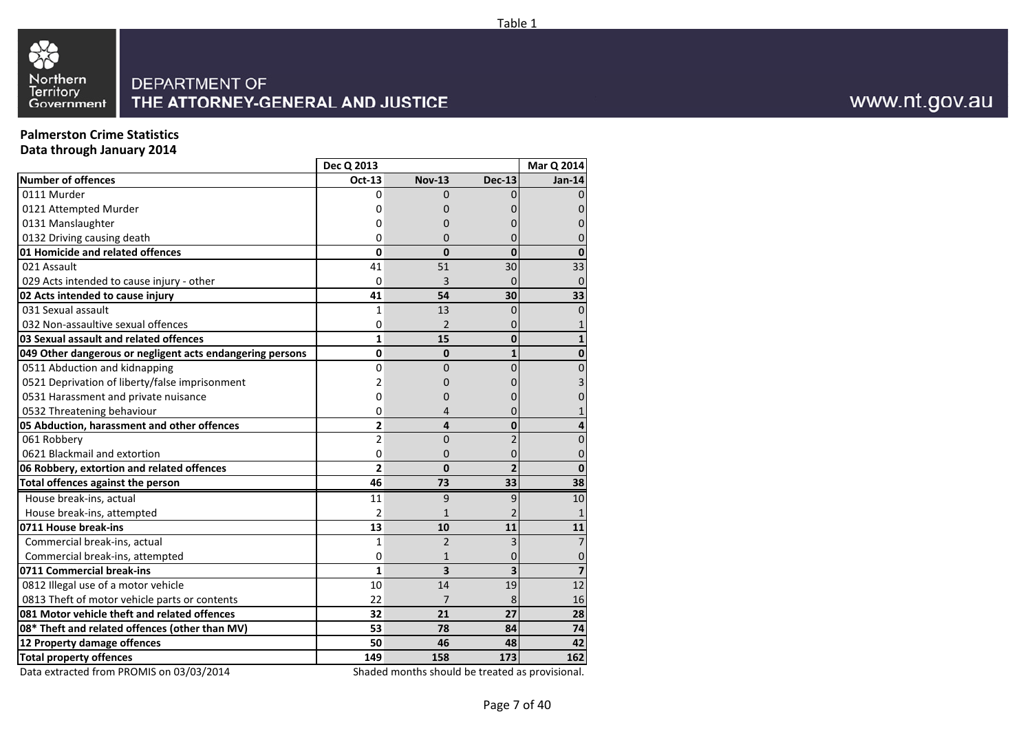Table 1

DEPARTMENT OF THE ATTORNEY-GENERAL AND JUSTICE

www.nt.gov.au

**Palmerston Crime Statistics**
**Data through January 2014**

| | Dec Q 2013 | | | Mar Q 2014 |
|---|---|---|---|---|
| **Number of offences** | **Oct-13** | **Nov-13** | **Dec-13** | **Jan-14** |
| 0111 Murder | 0 | 0 | 0 | 0 |
| 0121 Attempted Murder | 0 | 0 | 0 | 0 |
| 0131 Manslaughter | 0 | 0 | 0 | 0 |
| 0132 Driving causing death | 0 | 0 | 0 | 0 |
| **01 Homicide and related offences** | **0** | **0** | **0** | **0** |
| 021 Assault | 41 | 51 | 30 | 33 |
| 029 Acts intended to cause injury - other | 0 | 3 | 0 | 0 |
| **02 Acts intended to cause injury** | **41** | **54** | **30** | **33** |
| 031 Sexual assault | 1 | 13 | 0 | 0 |
| 032 Non-assaultive sexual offences | 0 | 2 | 0 | 1 |
| **03 Sexual assault and related offences** | **1** | **15** | **0** | **1** |
| **049 Other dangerous or negligent acts endangering persons** | **0** | **0** | **1** | **0** |
| 0511 Abduction and kidnapping | 0 | 0 | 0 | 0 |
| 0521 Deprivation of liberty/false imprisonment | 2 | 0 | 0 | 3 |
| 0531 Harassment and private nuisance | 0 | 0 | 0 | 0 |
| 0532 Threatening behaviour | 0 | 4 | 0 | 1 |
| **05 Abduction, harassment and other offences** | **2** | **4** | **0** | **4** |
| 061 Robbery | 2 | 0 | 2 | 0 |
| 0621 Blackmail and extortion | 0 | 0 | 0 | 0 |
| **06 Robbery, extortion and related offences** | **2** | **0** | **2** | **0** |
| **Total offences against the person** | **46** | **73** | **33** | **38** |
| House break-ins, actual | 11 | 9 | 9 | 10 |
| House break-ins, attempted | 2 | 1 | 2 | 1 |
| **0711 House break-ins** | **13** | **10** | **11** | **11** |
| Commercial break-ins, actual | 1 | 2 | 3 | 7 |
| Commercial break-ins, attempted | 0 | 1 | 0 | 0 |
| **0711 Commercial break-ins** | **1** | **3** | **3** | **7** |
| 0812 Illegal use of a motor vehicle | 10 | 14 | 19 | 12 |
| 0813 Theft of motor vehicle parts or contents | 22 | 7 | 8 | 16 |
| **081 Motor vehicle theft and related offences** | **32** | **21** | **27** | **28** |
| **08* Theft and related offences (other than MV)** | **53** | **78** | **84** | **74** |
| **12 Property damage offences** | **50** | **46** | **48** | **42** |
| **Total property offences** | **149** | **158** | **173** | **162** |

Data extracted from PROMIS on 03/03/2014

Shaded months should be treated as provisional.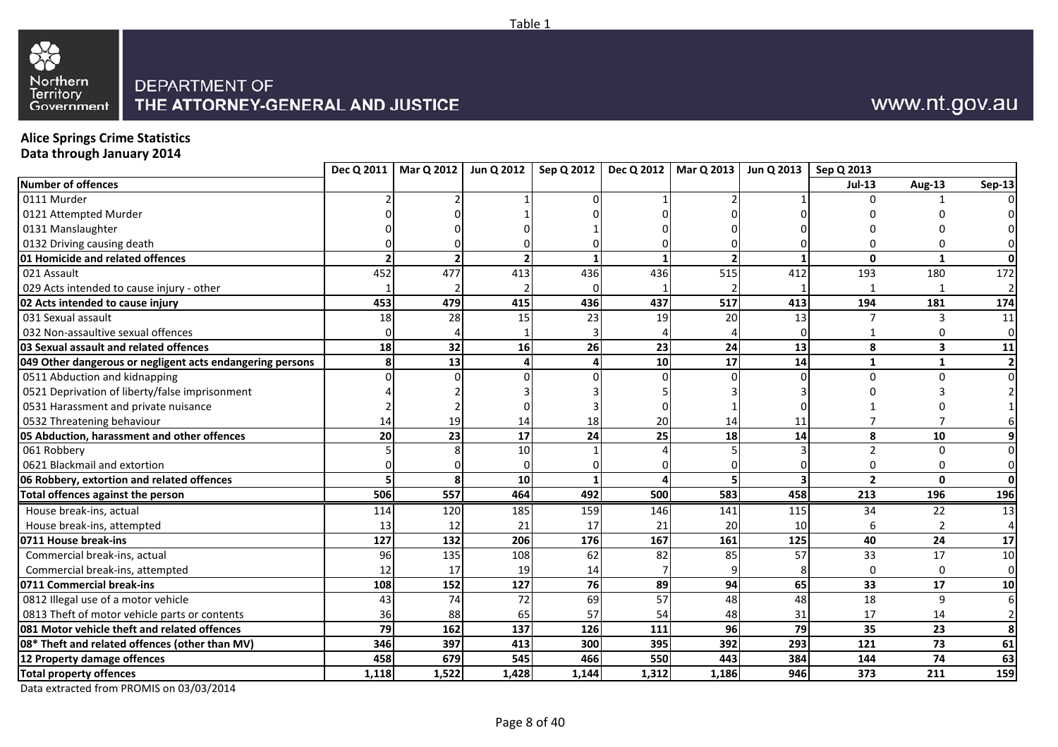Table 1

Northern Territory Government

DEPARTMENT OF
THE ATTORNEY-GENERAL AND JUSTICE

www.nt.gov.au

**Alice Springs Crime Statistics**
**Data through January 2014**

| | Dec Q 2011 | Mar Q 2012 | Jun Q 2012 | Sep Q 2012 | Dec Q 2012 | Mar Q 2013 | Jun Q 2013 | Sep Q 2013 | | |
|---|---|---|---|---|---|---|---|---|---|---|
| **Number of offences** | | | | | | | | **Jul-13** | **Aug-13** | **Sep-13** |
| 0111 Murder | 2 | 2 | 1 | 0 | 1 | 2 | 1 | 0 | 1 | 0 |
| 0121 Attempted Murder | 0 | 0 | 1 | 0 | 0 | 0 | 0 | 0 | 0 | 0 |
| 0131 Manslaughter | 0 | 0 | 0 | 1 | 0 | 0 | 0 | 0 | 0 | 0 |
| 0132 Driving causing death | 0 | 0 | 0 | 0 | 0 | 0 | 0 | 0 | 0 | 0 |
| **01 Homicide and related offences** | **2** | **2** | **2** | **1** | **1** | **2** | **1** | **0** | **1** | **0** |
| 021 Assault | 452 | 477 | 413 | 436 | 436 | 515 | 412 | 193 | 180 | 172 |
| 029 Acts intended to cause injury - other | 1 | 2 | 2 | 0 | 1 | 2 | 1 | 1 | 1 | 2 |
| **02 Acts intended to cause injury** | **453** | **479** | **415** | **436** | **437** | **517** | **413** | **194** | **181** | **174** |
| 031 Sexual assault | 18 | 28 | 15 | 23 | 19 | 20 | 13 | 7 | 3 | 11 |
| 032 Non-assaultive sexual offences | 0 | 4 | 1 | 3 | 4 | 4 | 0 | 1 | 0 | 0 |
| **03 Sexual assault and related offences** | **18** | **32** | **16** | **26** | **23** | **24** | **13** | **8** | **3** | **11** |
| **049 Other dangerous or negligent acts endangering persons** | **8** | **13** | **4** | **4** | **10** | **17** | **14** | **1** | **1** | **2** |
| 0511 Abduction and kidnapping | 0 | 0 | 0 | 0 | 0 | 0 | 0 | 0 | 0 | 0 |
| 0521 Deprivation of liberty/false imprisonment | 4 | 2 | 3 | 3 | 5 | 3 | 3 | 0 | 3 | 2 |
| 0531 Harassment and private nuisance | 2 | 2 | 0 | 3 | 0 | 1 | 0 | 1 | 0 | 1 |
| 0532 Threatening behaviour | 14 | 19 | 14 | 18 | 20 | 14 | 11 | 7 | 7 | 6 |
| **05 Abduction, harassment and other offences** | **20** | **23** | **17** | **24** | **25** | **18** | **14** | **8** | **10** | **9** |
| 061 Robbery | 5 | 8 | 10 | 1 | 4 | 5 | 3 | 2 | 0 | 0 |
| 0621 Blackmail and extortion | 0 | 0 | 0 | 0 | 0 | 0 | 0 | 0 | 0 | 0 |
| **06 Robbery, extortion and related offences** | **5** | **8** | **10** | **1** | **4** | **5** | **3** | **2** | **0** | **0** |
| **Total offences against the person** | **506** | **557** | **464** | **492** | **500** | **583** | **458** | **213** | **196** | **196** |
| House break-ins, actual | 114 | 120 | 185 | 159 | 146 | 141 | 115 | 34 | 22 | 13 |
| House break-ins, attempted | 13 | 12 | 21 | 17 | 21 | 20 | 10 | 6 | 2 | 4 |
| **0711 House break-ins** | **127** | **132** | **206** | **176** | **167** | **161** | **125** | **40** | **24** | **17** |
| Commercial break-ins, actual | 96 | 135 | 108 | 62 | 82 | 85 | 57 | 33 | 17 | 10 |
| Commercial break-ins, attempted | 12 | 17 | 19 | 14 | 7 | 9 | 8 | 0 | 0 | 0 |
| **0711 Commercial break-ins** | **108** | **152** | **127** | **76** | **89** | **94** | **65** | **33** | **17** | **10** |
| 0812 Illegal use of a motor vehicle | 43 | 74 | 72 | 69 | 57 | 48 | 48 | 18 | 9 | 6 |
| 0813 Theft of motor vehicle parts or contents | 36 | 88 | 65 | 57 | 54 | 48 | 31 | 17 | 14 | 2 |
| **081 Motor vehicle theft and related offences** | **79** | **162** | **137** | **126** | **111** | **96** | **79** | **35** | **23** | **8** |
| **08* Theft and related offences (other than MV)** | **346** | **397** | **413** | **300** | **395** | **392** | **293** | **121** | **73** | **61** |
| **12 Property damage offences** | **458** | **679** | **545** | **466** | **550** | **443** | **384** | **144** | **74** | **63** |
| **Total property offences** | **1,118** | **1,522** | **1,428** | **1,144** | **1,312** | **1,186** | **946** | **373** | **211** | **159** |

Data extracted from PROMIS on 03/03/2014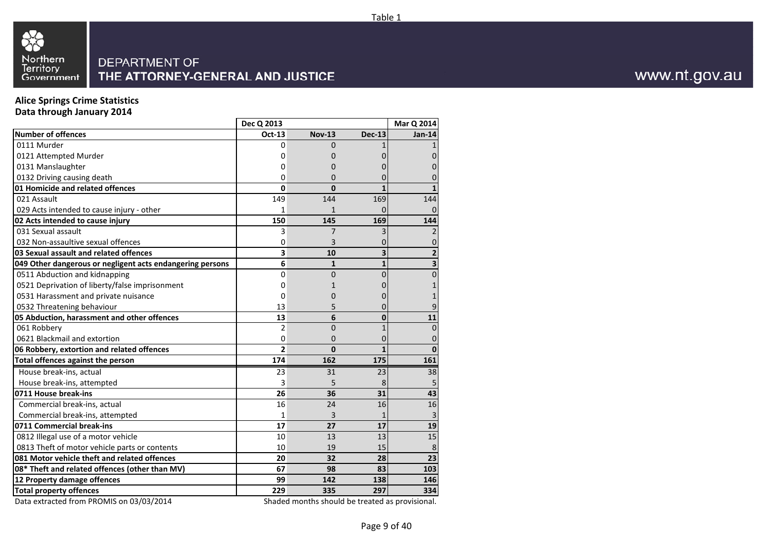Table 1

DEPARTMENT OF
THE ATTORNEY-GENERAL AND JUSTICE

www.nt.gov.au

**Alice Springs Crime Statistics**
**Data through January 2014**

| | Dec Q 2013 | | | Mar Q 2014 |
|---|---|---|---|---|
| **Number of offences** | **Oct-13** | **Nov-13** | **Dec-13** | **Jan-14** |
| 0111 Murder | 0 | 0 | 1 | 1 |
| 0121 Attempted Murder | 0 | 0 | 0 | 0 |
| 0131 Manslaughter | 0 | 0 | 0 | 0 |
| 0132 Driving causing death | 0 | 0 | 0 | 0 |
| **01 Homicide and related offences** | **0** | **0** | **1** | **1** |
| 021 Assault | 149 | 144 | 169 | 144 |
| 029 Acts intended to cause injury - other | 1 | 1 | 0 | 0 |
| **02 Acts intended to cause injury** | **150** | **145** | **169** | **144** |
| 031 Sexual assault | 3 | 7 | 3 | 2 |
| 032 Non-assaultive sexual offences | 0 | 3 | 0 | 0 |
| **03 Sexual assault and related offences** | **3** | **10** | **3** | **2** |
| **049 Other dangerous or negligent acts endangering persons** | **6** | **1** | **1** | **3** |
| 0511 Abduction and kidnapping | 0 | 0 | 0 | 0 |
| 0521 Deprivation of liberty/false imprisonment | 0 | 1 | 0 | 1 |
| 0531 Harassment and private nuisance | 0 | 0 | 0 | 1 |
| 0532 Threatening behaviour | 13 | 5 | 0 | 9 |
| **05 Abduction, harassment and other offences** | **13** | **6** | **0** | **11** |
| 061 Robbery | 2 | 0 | 1 | 0 |
| 0621 Blackmail and extortion | 0 | 0 | 0 | 0 |
| **06 Robbery, extortion and related offences** | **2** | **0** | **1** | **0** |
| **Total offences against the person** | **174** | **162** | **175** | **161** |
| House break-ins, actual | 23 | 31 | 23 | 38 |
| House break-ins, attempted | 3 | 5 | 8 | 5 |
| **0711 House break-ins** | **26** | **36** | **31** | **43** |
| Commercial break-ins, actual | 16 | 24 | 16 | 16 |
| Commercial break-ins, attempted | 1 | 3 | 1 | 3 |
| **0711 Commercial break-ins** | **17** | **27** | **17** | **19** |
| 0812 Illegal use of a motor vehicle | 10 | 13 | 13 | 15 |
| 0813 Theft of motor vehicle parts or contents | 10 | 19 | 15 | 8 |
| **081 Motor vehicle theft and related offences** | **20** | **32** | **28** | **23** |
| **08* Theft and related offences (other than MV)** | **67** | **98** | **83** | **103** |
| **12 Property damage offences** | **99** | **142** | **138** | **146** |
| **Total property offences** | **229** | **335** | **297** | **334** |

Data extracted from PROMIS on 03/03/2014

Shaded months should be treated as provisional.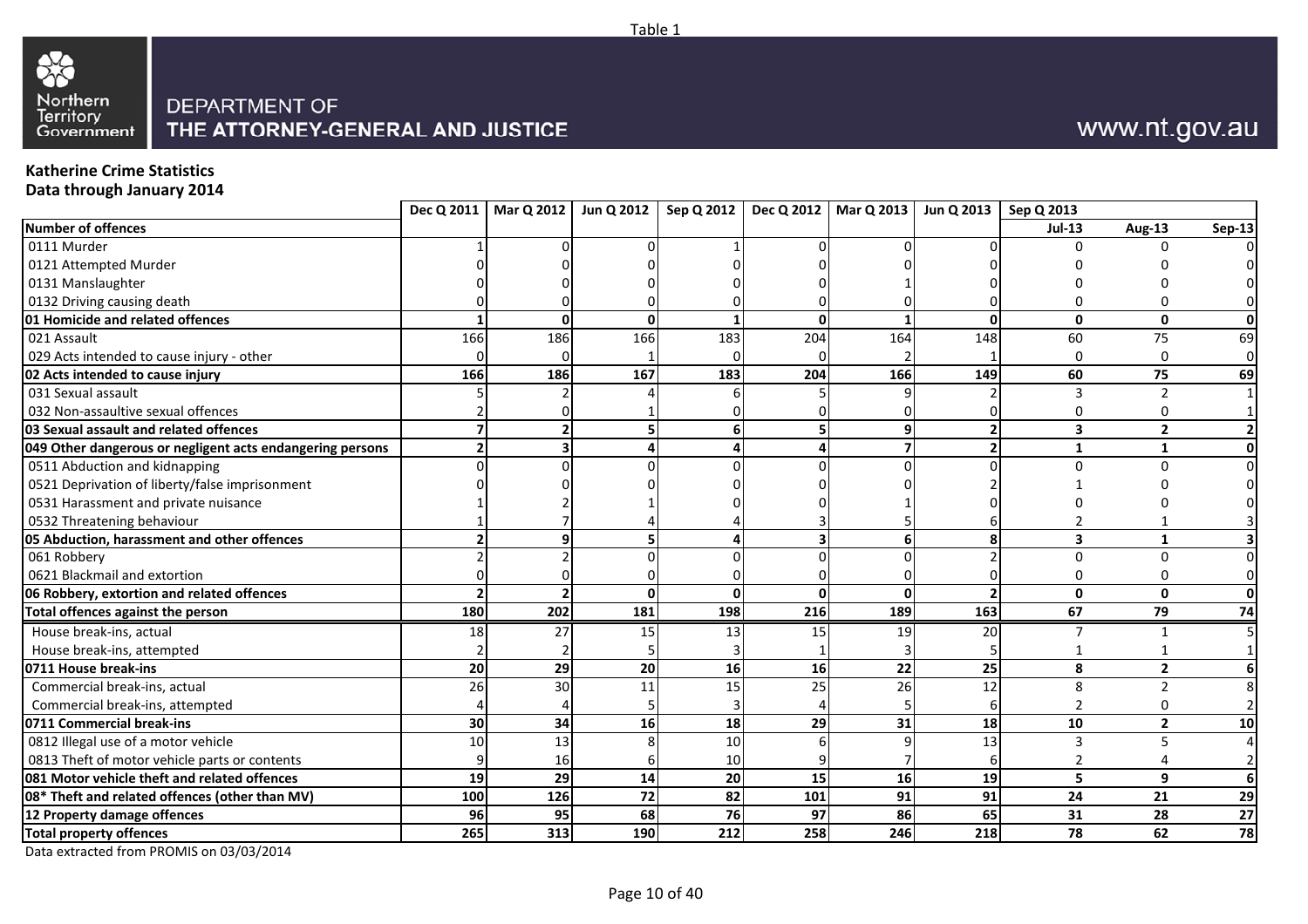Table 1

DEPARTMENT OF THE ATTORNEY-GENERAL AND JUSTICE

www.nt.gov.au

**Katherine Crime Statistics**
**Data through January 2014**

| | Dec Q 2011 | Mar Q 2012 | Jun Q 2012 | Sep Q 2012 | Dec Q 2012 | Mar Q 2013 | Jun Q 2013 | Sep Q 2013 | | |
|---|---|---|---|---|---|---|---|---|---|---|
| **Number of offences** | | | | | | | | **Jul-13** | **Aug-13** | **Sep-13** |
| 0111 Murder | 1 | 0 | 0 | 1 | 0 | 0 | 0 | 0 | 0 | 0 |
| 0121 Attempted Murder | 0 | 0 | 0 | 0 | 0 | 0 | 0 | 0 | 0 | 0 |
| 0131 Manslaughter | 0 | 0 | 0 | 0 | 0 | 1 | 0 | 0 | 0 | 0 |
| 0132 Driving causing death | 0 | 0 | 0 | 0 | 0 | 0 | 0 | 0 | 0 | 0 |
| **01 Homicide and related offences** | **1** | **0** | **0** | **1** | **0** | **1** | **0** | **0** | **0** | **0** |
| 021 Assault | 166 | 186 | 166 | 183 | 204 | 164 | 148 | 60 | 75 | 69 |
| 029 Acts intended to cause injury - other | 0 | 0 | 1 | 0 | 0 | 2 | 1 | 0 | 0 | 0 |
| **02 Acts intended to cause injury** | **166** | **186** | **167** | **183** | **204** | **166** | **149** | **60** | **75** | **69** |
| 031 Sexual assault | 5 | 2 | 4 | 6 | 5 | 9 | 2 | 3 | 2 | 1 |
| 032 Non-assaultive sexual offences | 2 | 0 | 1 | 0 | 0 | 0 | 0 | 0 | 0 | 1 |
| **03 Sexual assault and related offences** | **7** | **2** | **5** | **6** | **5** | **9** | **2** | **3** | **2** | **2** |
| **049 Other dangerous or negligent acts endangering persons** | **2** | **3** | **4** | **4** | **4** | **7** | **2** | **1** | **1** | **0** |
| 0511 Abduction and kidnapping | 0 | 0 | 0 | 0 | 0 | 0 | 0 | 0 | 0 | 0 |
| 0521 Deprivation of liberty/false imprisonment | 0 | 0 | 0 | 0 | 0 | 0 | 2 | 1 | 0 | 0 |
| 0531 Harassment and private nuisance | 1 | 2 | 1 | 0 | 0 | 1 | 0 | 0 | 0 | 0 |
| 0532 Threatening behaviour | 1 | 7 | 4 | 4 | 3 | 5 | 6 | 2 | 1 | 3 |
| **05 Abduction, harassment and other offences** | **2** | **9** | **5** | **4** | **3** | **6** | **8** | **3** | **1** | **3** |
| 061 Robbery | 2 | 2 | 0 | 0 | 0 | 0 | 2 | 0 | 0 | 0 |
| 0621 Blackmail and extortion | 0 | 0 | 0 | 0 | 0 | 0 | 0 | 0 | 0 | 0 |
| **06 Robbery, extortion and related offences** | **2** | **2** | **0** | **0** | **0** | **0** | **2** | **0** | **0** | **0** |
| **Total offences against the person** | **180** | **202** | **181** | **198** | **216** | **189** | **163** | **67** | **79** | **74** |
| House break-ins, actual | 18 | 27 | 15 | 13 | 15 | 19 | 20 | 7 | 1 | 5 |
| House break-ins, attempted | 2 | 2 | 5 | 3 | 1 | 3 | 5 | 1 | 1 | 1 |
| **0711 House break-ins** | **20** | **29** | **20** | **16** | **16** | **22** | **25** | **8** | **2** | **6** |
| Commercial break-ins, actual | 26 | 30 | 11 | 15 | 25 | 26 | 12 | 8 | 2 | 8 |
| Commercial break-ins, attempted | 4 | 4 | 5 | 3 | 4 | 5 | 6 | 2 | 0 | 2 |
| **0711 Commercial break-ins** | **30** | **34** | **16** | **18** | **29** | **31** | **18** | **10** | **2** | **10** |
| 0812 Illegal use of a motor vehicle | 10 | 13 | 8 | 10 | 6 | 9 | 13 | 3 | 5 | 4 |
| 0813 Theft of motor vehicle parts or contents | 9 | 16 | 6 | 10 | 9 | 7 | 6 | 2 | 4 | 2 |
| **081 Motor vehicle theft and related offences** | **19** | **29** | **14** | **20** | **15** | **16** | **19** | **5** | **9** | **6** |
| **08* Theft and related offences (other than MV)** | **100** | **126** | **72** | **82** | **101** | **91** | **91** | **24** | **21** | **29** |
| **12 Property damage offences** | **96** | **95** | **68** | **76** | **97** | **86** | **65** | **31** | **28** | **27** |
| **Total property offences** | **265** | **313** | **190** | **212** | **258** | **246** | **218** | **78** | **62** | **78** |

Data extracted from PROMIS on 03/03/2014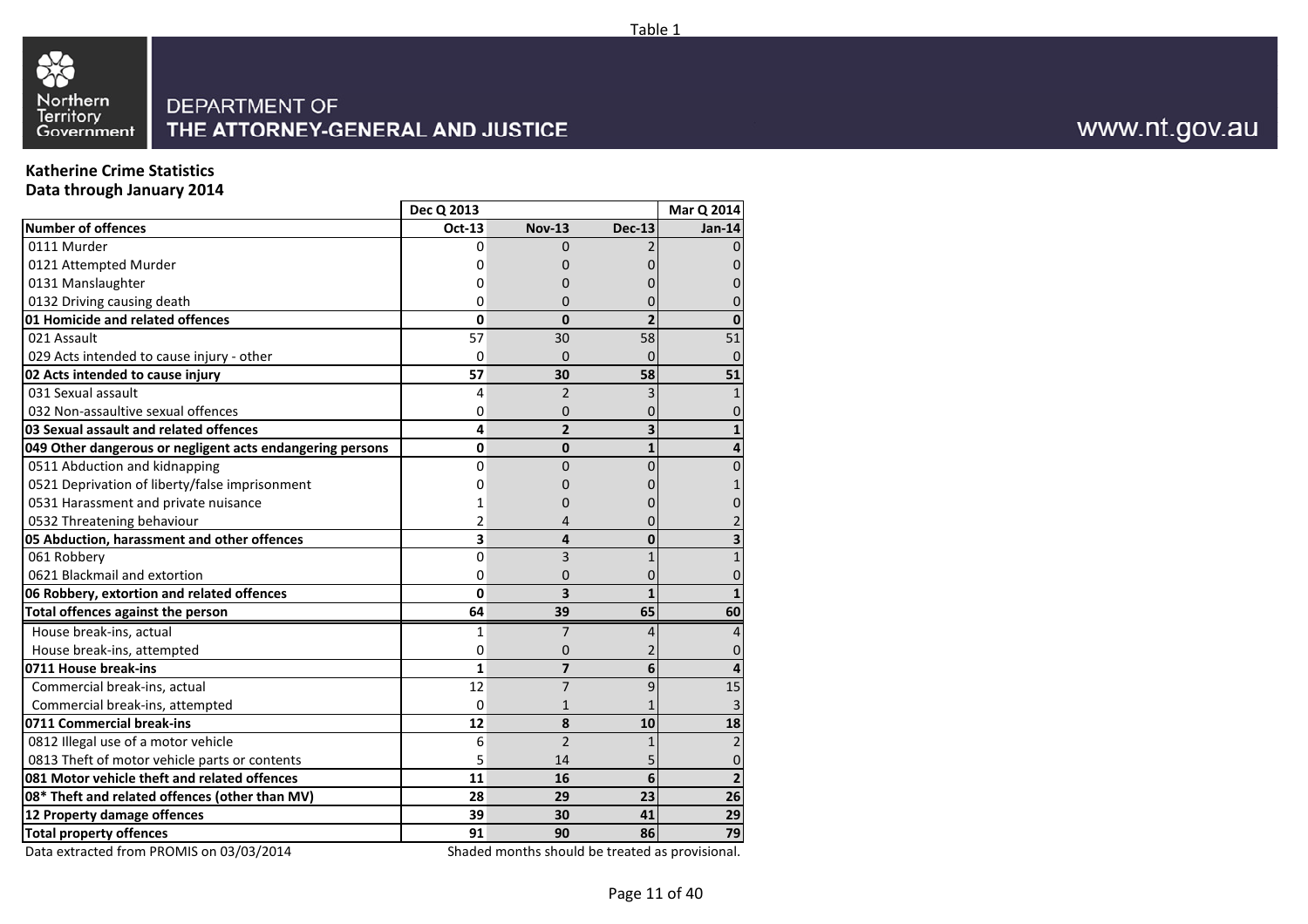Table 1

Northern Territory Government

DEPARTMENT OF
THE ATTORNEY-GENERAL AND JUSTICE

www.nt.gov.au

**Katherine Crime Statistics**
**Data through January 2014**

| | Dec Q 2013 | | | Mar Q 2014 |
|---|---|---|---|---|
| **Number of offences** | **Oct-13** | **Nov-13** | **Dec-13** | **Jan-14** |
| 0111 Murder | 0 | 0 | 2 | 0 |
| 0121 Attempted Murder | 0 | 0 | 0 | 0 |
| 0131 Manslaughter | 0 | 0 | 0 | 0 |
| 0132 Driving causing death | 0 | 0 | 0 | 0 |
| **01 Homicide and related offences** | **0** | **0** | **2** | **0** |
| 021 Assault | 57 | 30 | 58 | 51 |
| 029 Acts intended to cause injury - other | 0 | 0 | 0 | 0 |
| **02 Acts intended to cause injury** | **57** | **30** | **58** | **51** |
| 031 Sexual assault | 4 | 2 | 3 | 1 |
| 032 Non-assaultive sexual offences | 0 | 0 | 0 | 0 |
| **03 Sexual assault and related offences** | **4** | **2** | **3** | **1** |
| **049 Other dangerous or negligent acts endangering persons** | **0** | **0** | **1** | **4** |
| 0511 Abduction and kidnapping | 0 | 0 | 0 | 0 |
| 0521 Deprivation of liberty/false imprisonment | 0 | 0 | 0 | 1 |
| 0531 Harassment and private nuisance | 1 | 0 | 0 | 0 |
| 0532 Threatening behaviour | 2 | 4 | 0 | 2 |
| **05 Abduction, harassment and other offences** | **3** | **4** | **0** | **3** |
| 061 Robbery | 0 | 3 | 1 | 1 |
| 0621 Blackmail and extortion | 0 | 0 | 0 | 0 |
| **06 Robbery, extortion and related offences** | **0** | **3** | **1** | **1** |
| **Total offences against the person** | **64** | **39** | **65** | **60** |
| House break-ins, actual | 1 | 7 | 4 | 4 |
| House break-ins, attempted | 0 | 0 | 2 | 0 |
| **0711 House break-ins** | **1** | **7** | **6** | **4** |
| Commercial break-ins, actual | 12 | 7 | 9 | 15 |
| Commercial break-ins, attempted | 0 | 1 | 1 | 3 |
| **0711 Commercial break-ins** | **12** | **8** | **10** | **18** |
| 0812 Illegal use of a motor vehicle | 6 | 2 | 1 | 2 |
| 0813 Theft of motor vehicle parts or contents | 5 | 14 | 5 | 0 |
| **081 Motor vehicle theft and related offences** | **11** | **16** | **6** | **2** |
| **08* Theft and related offences (other than MV)** | **28** | **29** | **23** | **26** |
| **12 Property damage offences** | **39** | **30** | **41** | **29** |
| **Total property offences** | **91** | **90** | **86** | **79** |

Data extracted from PROMIS on 03/03/2014

Shaded months should be treated as provisional.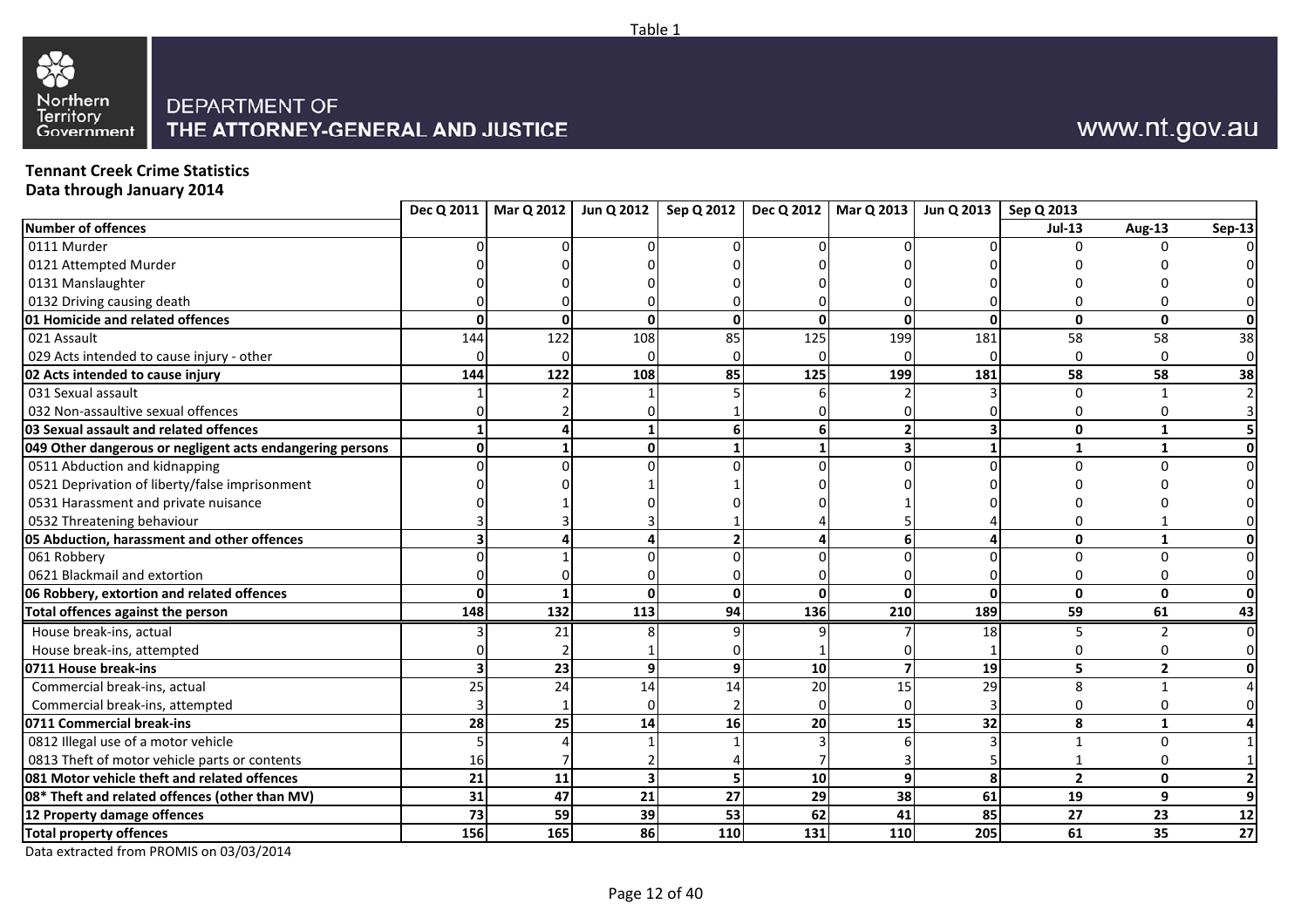Table 1

Northern Territory Government

DEPARTMENT OF THE ATTORNEY-GENERAL AND JUSTICE

www.nt.gov.au

**Tennant Creek Crime Statistics**
**Data through January 2014**

| | Dec Q 2011 | Mar Q 2012 | Jun Q 2012 | Sep Q 2012 | Dec Q 2012 | Mar Q 2013 | Jun Q 2013 | Sep Q 2013 | | |
|---|---|---|---|---|---|---|---|---|---|---|
| **Number of offences** | | | | | | | | **Jul-13** | **Aug-13** | **Sep-13** |
| 0111 Murder | 0 | 0 | 0 | 0 | 0 | 0 | 0 | 0 | 0 | 0 |
| 0121 Attempted Murder | 0 | 0 | 0 | 0 | 0 | 0 | 0 | 0 | 0 | 0 |
| 0131 Manslaughter | 0 | 0 | 0 | 0 | 0 | 0 | 0 | 0 | 0 | 0 |
| 0132 Driving causing death | 0 | 0 | 0 | 0 | 0 | 0 | 0 | 0 | 0 | 0 |
| **01 Homicide and related offences** | **0** | **0** | **0** | **0** | **0** | **0** | **0** | **0** | **0** | **0** |
| 021 Assault | 144 | 122 | 108 | 85 | 125 | 199 | 181 | 58 | 58 | 38 |
| 029 Acts intended to cause injury - other | 0 | 0 | 0 | 0 | 0 | 0 | 0 | 0 | 0 | 0 |
| **02 Acts intended to cause injury** | **144** | **122** | **108** | **85** | **125** | **199** | **181** | **58** | **58** | **38** |
| 031 Sexual assault | 1 | 2 | 1 | 5 | 6 | 2 | 3 | 0 | 1 | 2 |
| 032 Non-assaultive sexual offences | 0 | 2 | 0 | 1 | 0 | 0 | 0 | 0 | 0 | 3 |
| **03 Sexual assault and related offences** | **1** | **4** | **1** | **6** | **6** | **2** | **3** | **0** | **1** | **5** |
| **049 Other dangerous or negligent acts endangering persons** | **0** | **1** | **0** | **1** | **1** | **3** | **1** | **1** | **1** | **0** |
| 0511 Abduction and kidnapping | 0 | 0 | 0 | 0 | 0 | 0 | 0 | 0 | 0 | 0 |
| 0521 Deprivation of liberty/false imprisonment | 0 | 0 | 1 | 1 | 0 | 0 | 0 | 0 | 0 | 0 |
| 0531 Harassment and private nuisance | 0 | 1 | 0 | 0 | 0 | 1 | 0 | 0 | 0 | 0 |
| 0532 Threatening behaviour | 3 | 3 | 3 | 1 | 4 | 5 | 4 | 0 | 1 | 0 |
| **05 Abduction, harassment and other offences** | **3** | **4** | **4** | **2** | **4** | **6** | **4** | **0** | **1** | **0** |
| 061 Robbery | 0 | 1 | 0 | 0 | 0 | 0 | 0 | 0 | 0 | 0 |
| 0621 Blackmail and extortion | 0 | 0 | 0 | 0 | 0 | 0 | 0 | 0 | 0 | 0 |
| **06 Robbery, extortion and related offences** | **0** | **1** | **0** | **0** | **0** | **0** | **0** | **0** | **0** | **0** |
| **Total offences against the person** | **148** | **132** | **113** | **94** | **136** | **210** | **189** | **59** | **61** | **43** |
| House break-ins, actual | 3 | 21 | 8 | 9 | 9 | 7 | 18 | 5 | 2 | 0 |
| House break-ins, attempted | 0 | 2 | 1 | 0 | 1 | 0 | 1 | 0 | 0 | 0 |
| **0711 House break-ins** | **3** | **23** | **9** | **9** | **10** | **7** | **19** | **5** | **2** | **0** |
| Commercial break-ins, actual | 25 | 24 | 14 | 14 | 20 | 15 | 29 | 8 | 1 | 4 |
| Commercial break-ins, attempted | 3 | 1 | 0 | 2 | 0 | 0 | 3 | 0 | 0 | 0 |
| **0711 Commercial break-ins** | **28** | **25** | **14** | **16** | **20** | **15** | **32** | **8** | **1** | **4** |
| 0812 Illegal use of a motor vehicle | 5 | 4 | 1 | 1 | 3 | 6 | 3 | 1 | 0 | 1 |
| 0813 Theft of motor vehicle parts or contents | 16 | 7 | 2 | 4 | 7 | 3 | 5 | 1 | 0 | 1 |
| **081 Motor vehicle theft and related offences** | **21** | **11** | **3** | **5** | **10** | **9** | **8** | **2** | **0** | **2** |
| **08* Theft and related offences (other than MV)** | **31** | **47** | **21** | **27** | **29** | **38** | **61** | **19** | **9** | **9** |
| **12 Property damage offences** | **73** | **59** | **39** | **53** | **62** | **41** | **85** | **27** | **23** | **12** |
| **Total property offences** | **156** | **165** | **86** | **110** | **131** | **110** | **205** | **61** | **35** | **27** |

Data extracted from PROMIS on 03/03/2014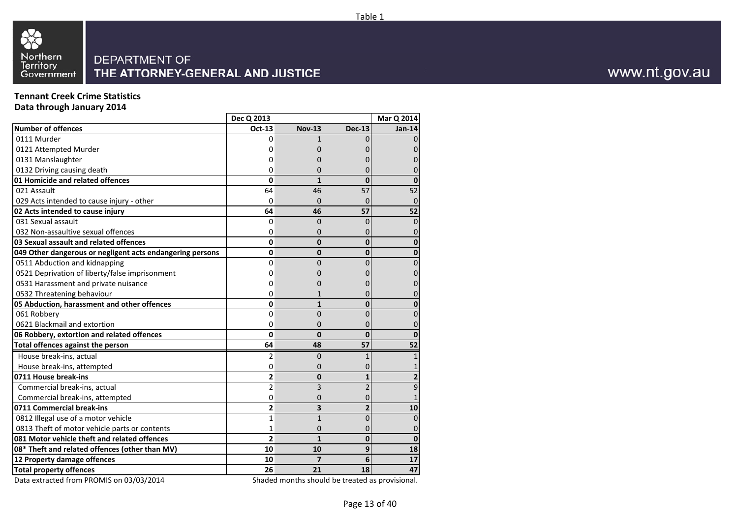Table 1

Northern Territory Government

DEPARTMENT OF
THE ATTORNEY-GENERAL AND JUSTICE

www.nt.gov.au

**Tennant Creek Crime Statistics**
**Data through January 2014**

| | Dec Q 2013 | | | Mar Q 2014 |
|---|---|---|---|---|
| **Number of offences** | **Oct-13** | **Nov-13** | **Dec-13** | **Jan-14** |
| 0111 Murder | 0 | 1 | 0 | 0 |
| 0121 Attempted Murder | 0 | 0 | 0 | 0 |
| 0131 Manslaughter | 0 | 0 | 0 | 0 |
| 0132 Driving causing death | 0 | 0 | 0 | 0 |
| **01 Homicide and related offences** | **0** | **1** | **0** | **0** |
| 021 Assault | 64 | 46 | 57 | 52 |
| 029 Acts intended to cause injury - other | 0 | 0 | 0 | 0 |
| **02 Acts intended to cause injury** | **64** | **46** | **57** | **52** |
| 031 Sexual assault | 0 | 0 | 0 | 0 |
| 032 Non-assaultive sexual offences | 0 | 0 | 0 | 0 |
| **03 Sexual assault and related offences** | **0** | **0** | **0** | **0** |
| **049 Other dangerous or negligent acts endangering persons** | **0** | **0** | **0** | **0** |
| 0511 Abduction and kidnapping | 0 | 0 | 0 | 0 |
| 0521 Deprivation of liberty/false imprisonment | 0 | 0 | 0 | 0 |
| 0531 Harassment and private nuisance | 0 | 0 | 0 | 0 |
| 0532 Threatening behaviour | 0 | 1 | 0 | 0 |
| **05 Abduction, harassment and other offences** | **0** | **1** | **0** | **0** |
| 061 Robbery | 0 | 0 | 0 | 0 |
| 0621 Blackmail and extortion | 0 | 0 | 0 | 0 |
| **06 Robbery, extortion and related offences** | **0** | **0** | **0** | **0** |
| **Total offences against the person** | **64** | **48** | **57** | **52** |
| House break-ins, actual | 2 | 0 | 1 | 1 |
| House break-ins, attempted | 0 | 0 | 0 | 1 |
| **0711 House break-ins** | **2** | **0** | **1** | **2** |
| Commercial break-ins, actual | 2 | 3 | 2 | 9 |
| Commercial break-ins, attempted | 0 | 0 | 0 | 1 |
| **0711 Commercial break-ins** | **2** | **3** | **2** | **10** |
| 0812 Illegal use of a motor vehicle | 1 | 1 | 0 | 0 |
| 0813 Theft of motor vehicle parts or contents | 1 | 0 | 0 | 0 |
| **081 Motor vehicle theft and related offences** | **2** | **1** | **0** | **0** |
| **08* Theft and related offences (other than MV)** | **10** | **10** | **9** | **18** |
| **12 Property damage offences** | **10** | **7** | **6** | **17** |
| **Total property offences** | **26** | **21** | **18** | **47** |

Data extracted from PROMIS on 03/03/2014

Shaded months should be treated as provisional.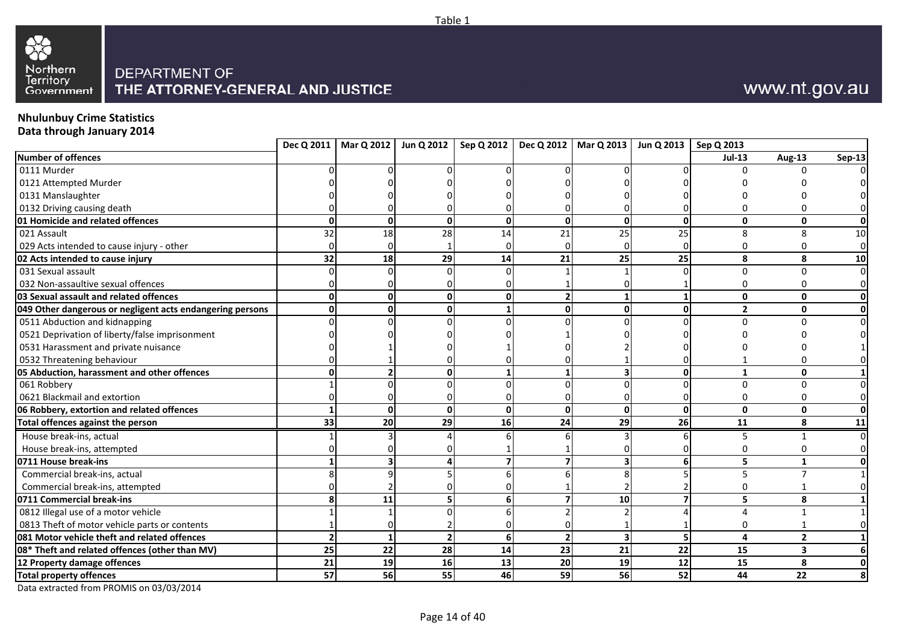Table 1

Northern Territory Government

DEPARTMENT OF
THE ATTORNEY-GENERAL AND JUSTICE

www.nt.gov.au

**Nhulunbuy Crime Statistics**
**Data through January 2014**

| | Dec Q 2011 | Mar Q 2012 | Jun Q 2012 | Sep Q 2012 | Dec Q 2012 | Mar Q 2013 | Jun Q 2013 | Sep Q 2013 | | |
|---|---|---|---|---|---|---|---|---|---|---|
| **Number of offences** | | | | | | | | **Jul-13** | **Aug-13** | **Sep-13** |
| 0111 Murder | 0 | 0 | 0 | 0 | 0 | 0 | 0 | 0 | 0 | 0 |
| 0121 Attempted Murder | 0 | 0 | 0 | 0 | 0 | 0 | 0 | 0 | 0 | 0 |
| 0131 Manslaughter | 0 | 0 | 0 | 0 | 0 | 0 | 0 | 0 | 0 | 0 |
| 0132 Driving causing death | 0 | 0 | 0 | 0 | 0 | 0 | 0 | 0 | 0 | 0 |
| **01 Homicide and related offences** | **0** | **0** | **0** | **0** | **0** | **0** | **0** | **0** | **0** | **0** |
| 021 Assault | 32 | 18 | 28 | 14 | 21 | 25 | 25 | 8 | 8 | 10 |
| 029 Acts intended to cause injury - other | 0 | 0 | 1 | 0 | 0 | 0 | 0 | 0 | 0 | 0 |
| **02 Acts intended to cause injury** | **32** | **18** | **29** | **14** | **21** | **25** | **25** | **8** | **8** | **10** |
| 031 Sexual assault | 0 | 0 | 0 | 0 | 1 | 1 | 0 | 0 | 0 | 0 |
| 032 Non-assaultive sexual offences | 0 | 0 | 0 | 0 | 1 | 0 | 1 | 0 | 0 | 0 |
| **03 Sexual assault and related offences** | **0** | **0** | **0** | **0** | **2** | **1** | **1** | **0** | **0** | **0** |
| **049 Other dangerous or negligent acts endangering persons** | **0** | **0** | **0** | **1** | **0** | **0** | **0** | **2** | **0** | **0** |
| 0511 Abduction and kidnapping | 0 | 0 | 0 | 0 | 0 | 0 | 0 | 0 | 0 | 0 |
| 0521 Deprivation of liberty/false imprisonment | 0 | 0 | 0 | 0 | 1 | 0 | 0 | 0 | 0 | 0 |
| 0531 Harassment and private nuisance | 0 | 1 | 0 | 1 | 0 | 2 | 0 | 0 | 0 | 1 |
| 0532 Threatening behaviour | 0 | 1 | 0 | 0 | 0 | 1 | 0 | 1 | 0 | 0 |
| **05 Abduction, harassment and other offences** | **0** | **2** | **0** | **1** | **1** | **3** | **0** | **1** | **0** | **1** |
| 061 Robbery | 1 | 0 | 0 | 0 | 0 | 0 | 0 | 0 | 0 | 0 |
| 0621 Blackmail and extortion | 0 | 0 | 0 | 0 | 0 | 0 | 0 | 0 | 0 | 0 |
| **06 Robbery, extortion and related offences** | **1** | **0** | **0** | **0** | **0** | **0** | **0** | **0** | **0** | **0** |
| **Total offences against the person** | **33** | **20** | **29** | **16** | **24** | **29** | **26** | **11** | **8** | **11** |
| House break-ins, actual | 1 | 3 | 4 | 6 | 6 | 3 | 6 | 5 | 1 | 0 |
| House break-ins, attempted | 0 | 0 | 0 | 1 | 1 | 0 | 0 | 0 | 0 | 0 |
| **0711 House break-ins** | **1** | **3** | **4** | **7** | **7** | **3** | **6** | **5** | **1** | **0** |
| Commercial break-ins, actual | 8 | 9 | 5 | 6 | 6 | 8 | 5 | 5 | 7 | 1 |
| Commercial break-ins, attempted | 0 | 2 | 0 | 0 | 1 | 2 | 2 | 0 | 1 | 0 |
| **0711 Commercial break-ins** | **8** | **11** | **5** | **6** | **7** | **10** | **7** | **5** | **8** | **1** |
| 0812 Illegal use of a motor vehicle | 1 | 1 | 0 | 6 | 2 | 2 | 4 | 4 | 1 | 1 |
| 0813 Theft of motor vehicle parts or contents | 1 | 0 | 2 | 0 | 0 | 1 | 1 | 0 | 1 | 0 |
| **081 Motor vehicle theft and related offences** | **2** | **1** | **2** | **6** | **2** | **3** | **5** | **4** | **2** | **1** |
| **08* Theft and related offences (other than MV)** | **25** | **22** | **28** | **14** | **23** | **21** | **22** | **15** | **3** | **6** |
| **12 Property damage offences** | **21** | **19** | **16** | **13** | **20** | **19** | **12** | **15** | **8** | **0** |
| **Total property offences** | **57** | **56** | **55** | **46** | **59** | **56** | **52** | **44** | **22** | **8** |

Data extracted from PROMIS on 03/03/2014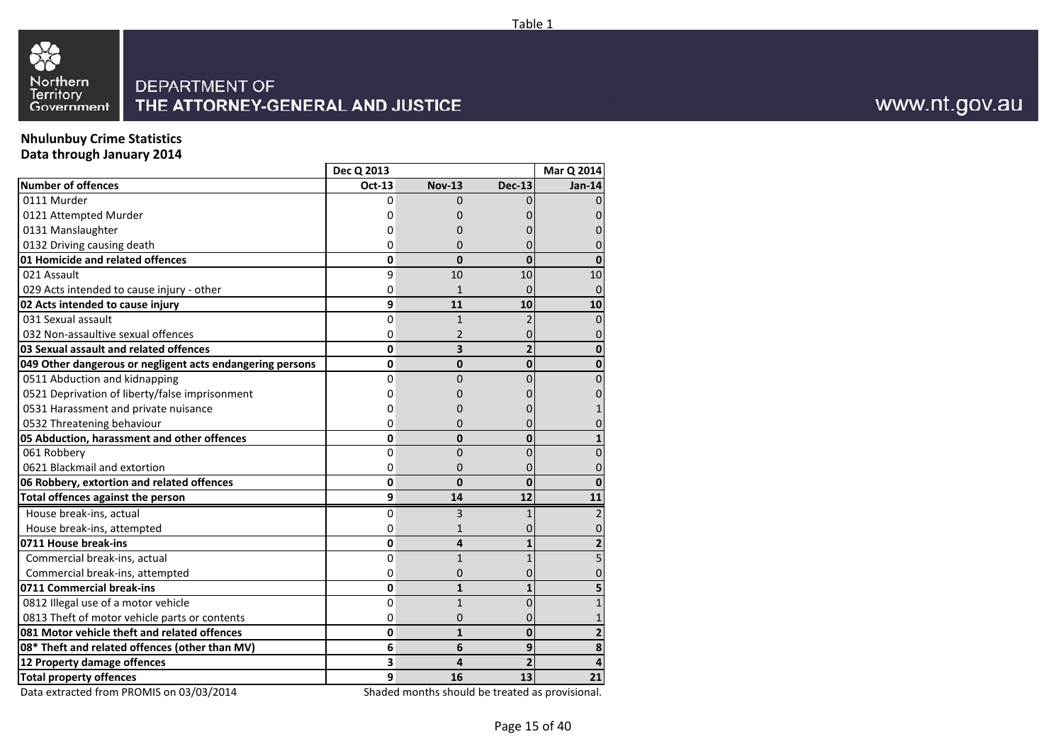Table 1

DEPARTMENT OF
THE ATTORNEY-GENERAL AND JUSTICE

www.nt.gov.au

**Nhulunbuy Crime Statistics**
**Data through January 2014**

| | Dec Q 2013 | | | Mar Q 2014 |
|---|---|---|---|---|
| **Number of offences** | **Oct-13** | **Nov-13** | **Dec-13** | **Jan-14** |
| 0111 Murder | 0 | 0 | 0 | 0 |
| 0121 Attempted Murder | 0 | 0 | 0 | 0 |
| 0131 Manslaughter | 0 | 0 | 0 | 0 |
| 0132 Driving causing death | 0 | 0 | 0 | 0 |
| **01 Homicide and related offences** | **0** | **0** | **0** | **0** |
| 021 Assault | 9 | 10 | 10 | 10 |
| 029 Acts intended to cause injury - other | 0 | 1 | 0 | 0 |
| **02 Acts intended to cause injury** | **9** | **11** | **10** | **10** |
| 031 Sexual assault | 0 | 1 | 2 | 0 |
| 032 Non-assaultive sexual offences | 0 | 2 | 0 | 0 |
| **03 Sexual assault and related offences** | **0** | **3** | **2** | **0** |
| **049 Other dangerous or negligent acts endangering persons** | **0** | **0** | **0** | **0** |
| 0511 Abduction and kidnapping | 0 | 0 | 0 | 0 |
| 0521 Deprivation of liberty/false imprisonment | 0 | 0 | 0 | 0 |
| 0531 Harassment and private nuisance | 0 | 0 | 0 | 1 |
| 0532 Threatening behaviour | 0 | 0 | 0 | 0 |
| **05 Abduction, harassment and other offences** | **0** | **0** | **0** | **1** |
| 061 Robbery | 0 | 0 | 0 | 0 |
| 0621 Blackmail and extortion | 0 | 0 | 0 | 0 |
| **06 Robbery, extortion and related offences** | **0** | **0** | **0** | **0** |
| **Total offences against the person** | **9** | **14** | **12** | **11** |
| House break-ins, actual | 0 | 3 | 1 | 2 |
| House break-ins, attempted | 0 | 1 | 0 | 0 |
| **0711 House break-ins** | **0** | **4** | **1** | **2** |
| Commercial break-ins, actual | 0 | 1 | 1 | 5 |
| Commercial break-ins, attempted | 0 | 0 | 0 | 0 |
| **0711 Commercial break-ins** | **0** | **1** | **1** | **5** |
| 0812 Illegal use of a motor vehicle | 0 | 1 | 0 | 1 |
| 0813 Theft of motor vehicle parts or contents | 0 | 0 | 0 | 1 |
| **081 Motor vehicle theft and related offences** | **0** | **1** | **0** | **2** |
| **08* Theft and related offences (other than MV)** | **6** | **6** | **9** | **8** |
| **12 Property damage offences** | **3** | **4** | **2** | **4** |
| **Total property offences** | **9** | **16** | **13** | **21** |

Data extracted from PROMIS on 03/03/2014

Shaded months should be treated as provisional.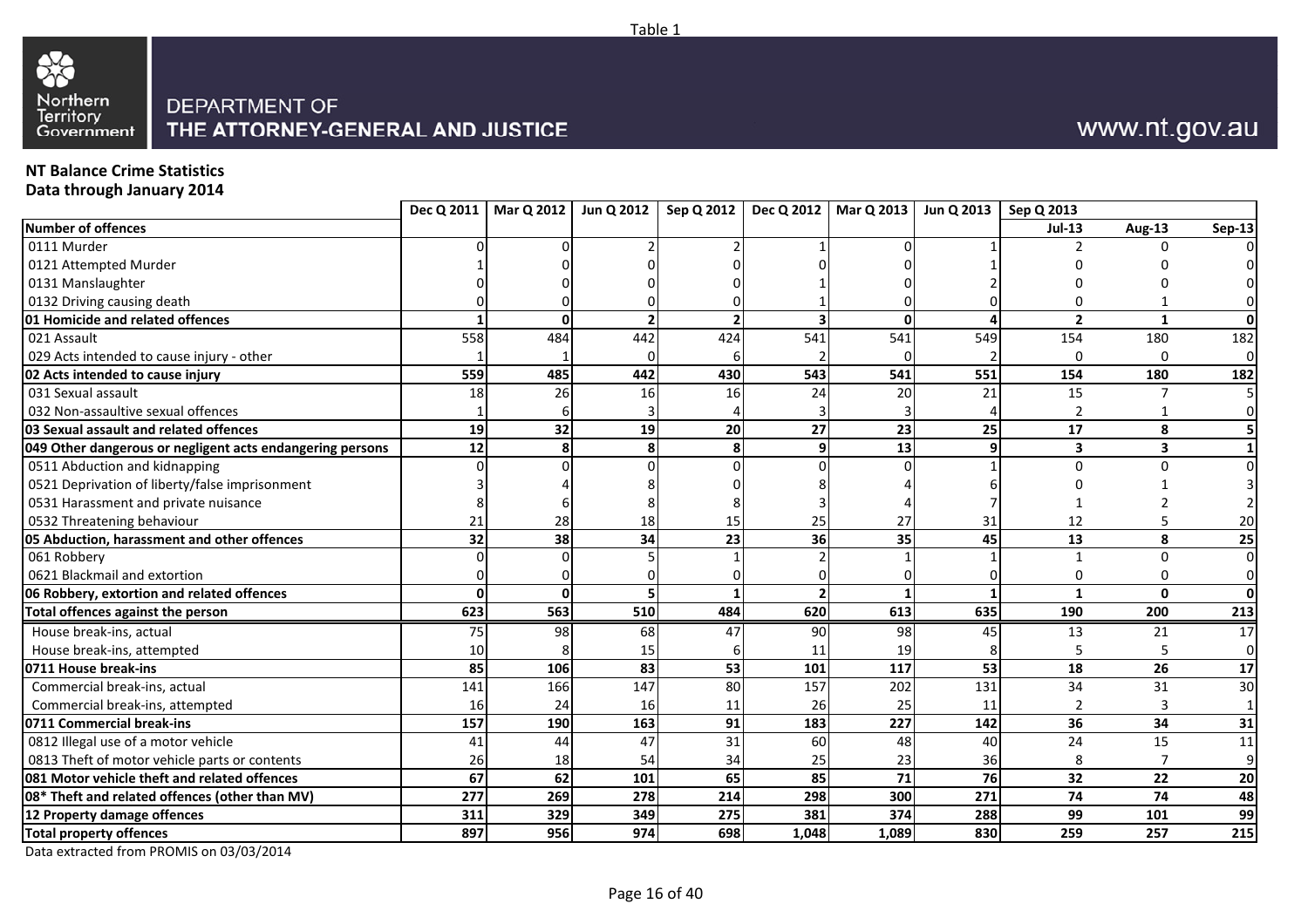Table 1

Northern Territory Government

DEPARTMENT OF THE ATTORNEY-GENERAL AND JUSTICE

www.nt.gov.au

**NT Balance Crime Statistics**
**Data through January 2014**

| | Dec Q 2011 | Mar Q 2012 | Jun Q 2012 | Sep Q 2012 | Dec Q 2012 | Mar Q 2013 | Jun Q 2013 | Sep Q 2013 | | |
|---|---|---|---|---|---|---|---|---|---|---|
| **Number of offences** | | | | | | | | **Jul-13** | **Aug-13** | **Sep-13** |
| 0111 Murder | 0 | 0 | 2 | 2 | 1 | 0 | 1 | 2 | 0 | 0 |
| 0121 Attempted Murder | 1 | 0 | 0 | 0 | 0 | 0 | 1 | 0 | 0 | 0 |
| 0131 Manslaughter | 0 | 0 | 0 | 0 | 1 | 0 | 2 | 0 | 0 | 0 |
| 0132 Driving causing death | 0 | 0 | 0 | 0 | 1 | 0 | 0 | 0 | 1 | 0 |
| **01 Homicide and related offences** | **1** | **0** | **2** | **2** | **3** | **0** | **4** | **2** | **1** | **0** |
| 021 Assault | 558 | 484 | 442 | 424 | 541 | 541 | 549 | 154 | 180 | 182 |
| 029 Acts intended to cause injury - other | 1 | 1 | 0 | 6 | 2 | 0 | 2 | 0 | 0 | 0 |
| **02 Acts intended to cause injury** | **559** | **485** | **442** | **430** | **543** | **541** | **551** | **154** | **180** | **182** |
| 031 Sexual assault | 18 | 26 | 16 | 16 | 24 | 20 | 21 | 15 | 7 | 5 |
| 032 Non-assaultive sexual offences | 1 | 6 | 3 | 4 | 3 | 3 | 4 | 2 | 1 | 0 |
| **03 Sexual assault and related offences** | **19** | **32** | **19** | **20** | **27** | **23** | **25** | **17** | **8** | **5** |
| **049 Other dangerous or negligent acts endangering persons** | **12** | **8** | **8** | **8** | **9** | **13** | **9** | **3** | **3** | **1** |
| 0511 Abduction and kidnapping | 0 | 0 | 0 | 0 | 0 | 0 | 1 | 0 | 0 | 0 |
| 0521 Deprivation of liberty/false imprisonment | 3 | 4 | 8 | 0 | 8 | 4 | 6 | 0 | 1 | 3 |
| 0531 Harassment and private nuisance | 8 | 6 | 8 | 8 | 3 | 4 | 7 | 1 | 2 | 2 |
| 0532 Threatening behaviour | 21 | 28 | 18 | 15 | 25 | 27 | 31 | 12 | 5 | 20 |
| **05 Abduction, harassment and other offences** | **32** | **38** | **34** | **23** | **36** | **35** | **45** | **13** | **8** | **25** |
| 061 Robbery | 0 | 0 | 5 | 1 | 2 | 1 | 1 | 1 | 0 | 0 |
| 0621 Blackmail and extortion | 0 | 0 | 0 | 0 | 0 | 0 | 0 | 0 | 0 | 0 |
| **06 Robbery, extortion and related offences** | **0** | **0** | **5** | **1** | **2** | **1** | **1** | **1** | **0** | **0** |
| **Total offences against the person** | **623** | **563** | **510** | **484** | **620** | **613** | **635** | **190** | **200** | **213** |
| House break-ins, actual | 75 | 98 | 68 | 47 | 90 | 98 | 45 | 13 | 21 | 17 |
| House break-ins, attempted | 10 | 8 | 15 | 6 | 11 | 19 | 8 | 5 | 5 | 0 |
| **0711 House break-ins** | **85** | **106** | **83** | **53** | **101** | **117** | **53** | **18** | **26** | **17** |
| Commercial break-ins, actual | 141 | 166 | 147 | 80 | 157 | 202 | 131 | 34 | 31 | 30 |
| Commercial break-ins, attempted | 16 | 24 | 16 | 11 | 26 | 25 | 11 | 2 | 3 | 1 |
| **0711 Commercial break-ins** | **157** | **190** | **163** | **91** | **183** | **227** | **142** | **36** | **34** | **31** |
| 0812 Illegal use of a motor vehicle | 41 | 44 | 47 | 31 | 60 | 48 | 40 | 24 | 15 | 11 |
| 0813 Theft of motor vehicle parts or contents | 26 | 18 | 54 | 34 | 25 | 23 | 36 | 8 | 7 | 9 |
| **081 Motor vehicle theft and related offences** | **67** | **62** | **101** | **65** | **85** | **71** | **76** | **32** | **22** | **20** |
| **08* Theft and related offences (other than MV)** | **277** | **269** | **278** | **214** | **298** | **300** | **271** | **74** | **74** | **48** |
| **12 Property damage offences** | **311** | **329** | **349** | **275** | **381** | **374** | **288** | **99** | **101** | **99** |
| **Total property offences** | **897** | **956** | **974** | **698** | **1,048** | **1,089** | **830** | **259** | **257** | **215** |

Data extracted from PROMIS on 03/03/2014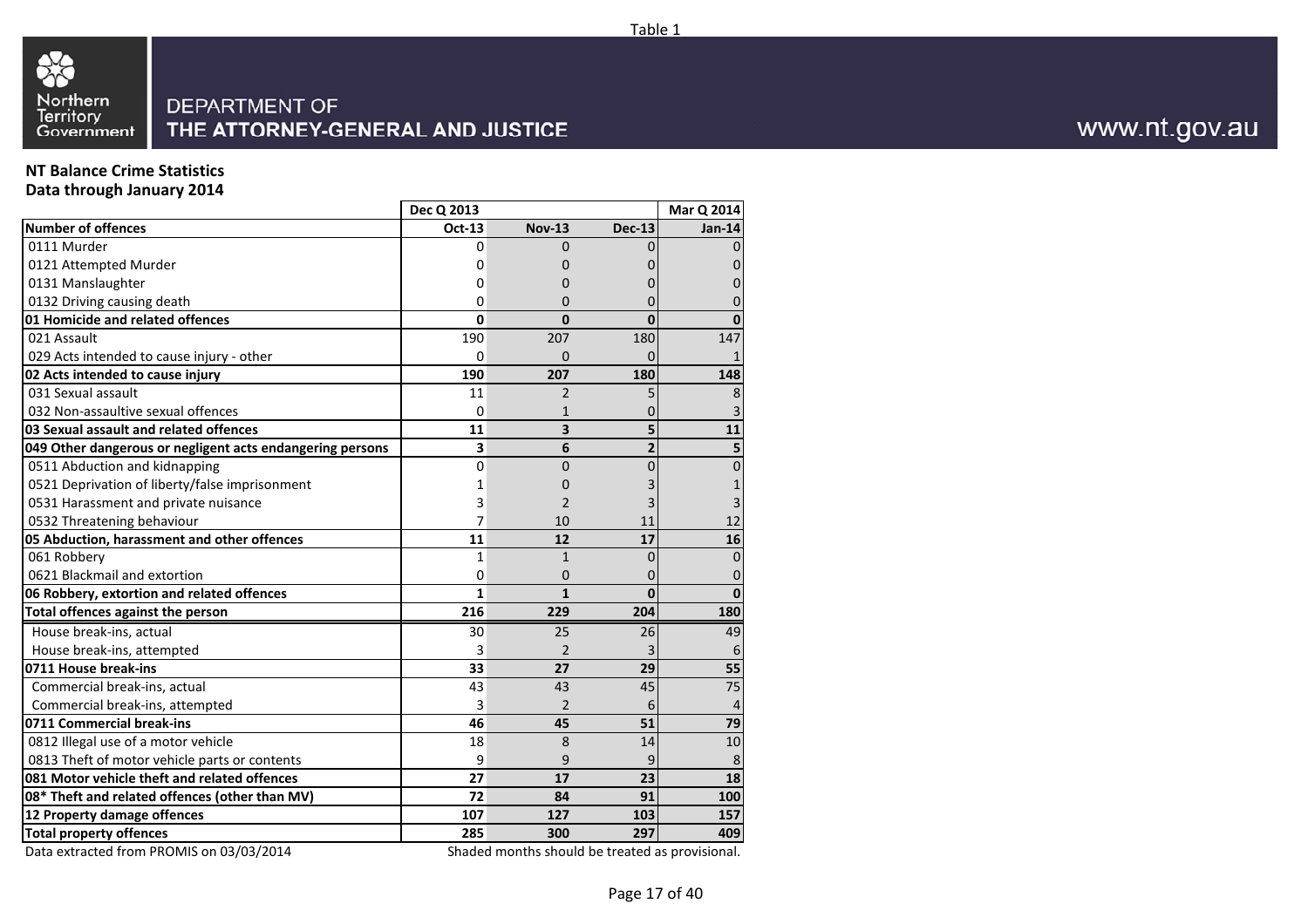Table 1

Northern Territory Government

DEPARTMENT OF THE ATTORNEY-GENERAL AND JUSTICE

www.nt.gov.au

**NT Balance Crime Statistics**
**Data through January 2014**

| | Dec Q 2013 | | | Mar Q 2014 |
|---|---|---|---|---|
| **Number of offences** | **Oct-13** | **Nov-13** | **Dec-13** | **Jan-14** |
| 0111 Murder | 0 | 0 | 0 | 0 |
| 0121 Attempted Murder | 0 | 0 | 0 | 0 |
| 0131 Manslaughter | 0 | 0 | 0 | 0 |
| 0132 Driving causing death | 0 | 0 | 0 | 0 |
| **01 Homicide and related offences** | **0** | **0** | **0** | **0** |
| 021 Assault | 190 | 207 | 180 | 147 |
| 029 Acts intended to cause injury - other | 0 | 0 | 0 | 1 |
| **02 Acts intended to cause injury** | **190** | **207** | **180** | **148** |
| 031 Sexual assault | 11 | 2 | 5 | 8 |
| 032 Non-assaultive sexual offences | 0 | 1 | 0 | 3 |
| **03 Sexual assault and related offences** | **11** | **3** | **5** | **11** |
| **049 Other dangerous or negligent acts endangering persons** | **3** | **6** | **2** | **5** |
| 0511 Abduction and kidnapping | 0 | 0 | 0 | 0 |
| 0521 Deprivation of liberty/false imprisonment | 1 | 0 | 3 | 1 |
| 0531 Harassment and private nuisance | 3 | 2 | 3 | 3 |
| 0532 Threatening behaviour | 7 | 10 | 11 | 12 |
| **05 Abduction, harassment and other offences** | **11** | **12** | **17** | **16** |
| 061 Robbery | 1 | 1 | 0 | 0 |
| 0621 Blackmail and extortion | 0 | 0 | 0 | 0 |
| **06 Robbery, extortion and related offences** | **1** | **1** | **0** | **0** |
| **Total offences against the person** | **216** | **229** | **204** | **180** |
| House break-ins, actual | 30 | 25 | 26 | 49 |
| House break-ins, attempted | 3 | 2 | 3 | 6 |
| **0711 House break-ins** | **33** | **27** | **29** | **55** |
| Commercial break-ins, actual | 43 | 43 | 45 | 75 |
| Commercial break-ins, attempted | 3 | 2 | 6 | 4 |
| **0711 Commercial break-ins** | **46** | **45** | **51** | **79** |
| 0812 Illegal use of a motor vehicle | 18 | 8 | 14 | 10 |
| 0813 Theft of motor vehicle parts or contents | 9 | 9 | 9 | 8 |
| **081 Motor vehicle theft and related offences** | **27** | **17** | **23** | **18** |
| **08* Theft and related offences (other than MV)** | **72** | **84** | **91** | **100** |
| **12 Property damage offences** | **107** | **127** | **103** | **157** |
| **Total property offences** | **285** | **300** | **297** | **409** |

Data extracted from PROMIS on 03/03/2014

Shaded months should be treated as provisional.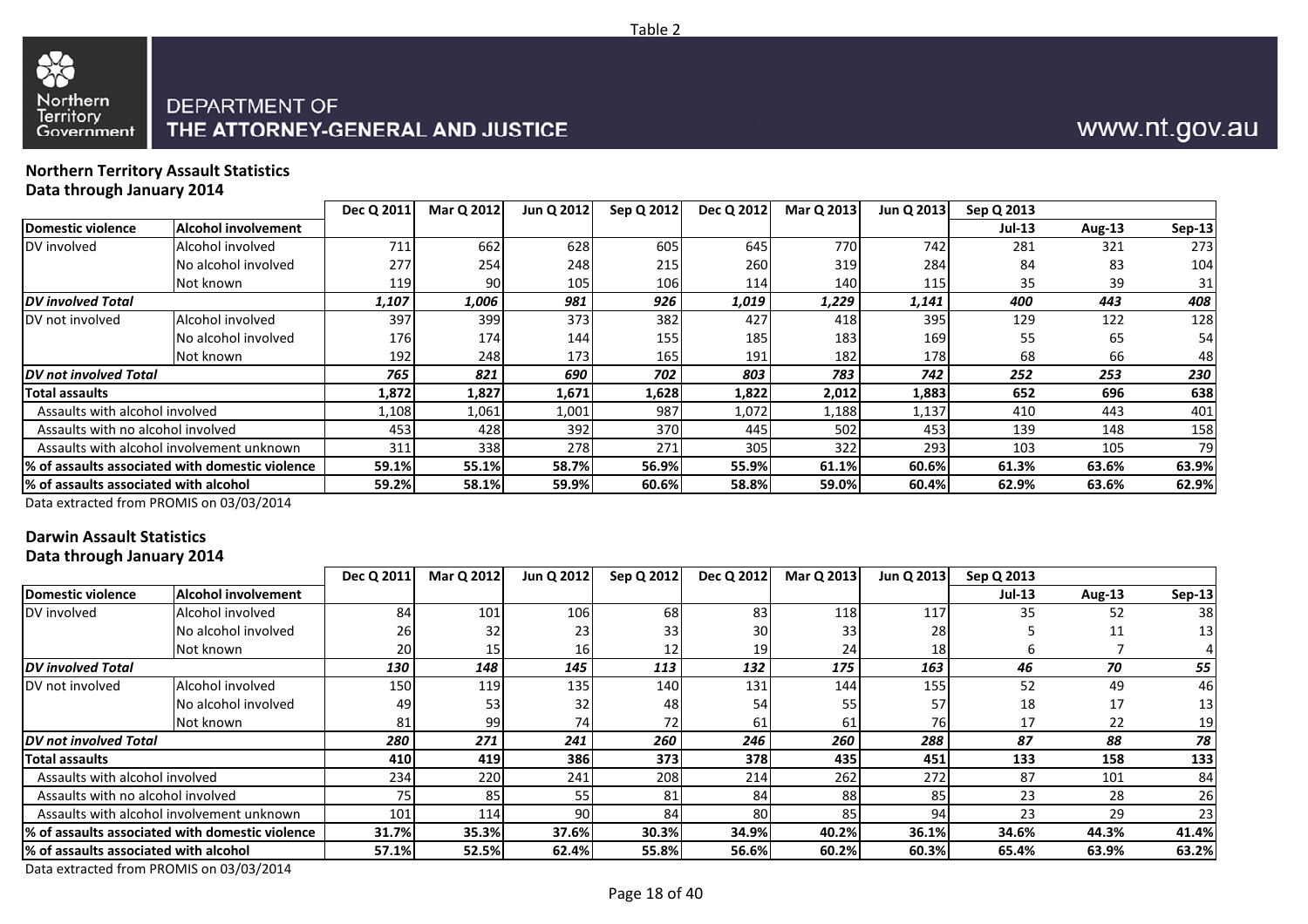Table 2

DEPARTMENT OF
THE ATTORNEY-GENERAL AND JUSTICE

www.nt.gov.au

**Northern Territory Assault Statistics**
**Data through January 2014**

| Domestic violence | Alcohol involvement | Dec Q 2011 | Mar Q 2012 | Jun Q 2012 | Sep Q 2012 | Dec Q 2012 | Mar Q 2013 | Jun Q 2013 | Sep Q 2013 Jul-13 | Aug-13 | Sep-13 |
|---|---|---|---|---|---|---|---|---|---|---|---|
| DV involved | Alcohol involved | 711 | 662 | 628 | 605 | 645 | 770 | 742 | 281 | 321 | 273 |
| | No alcohol involved | 277 | 254 | 248 | 215 | 260 | 319 | 284 | 84 | 83 | 104 |
| | Not known | 119 | 90 | 105 | 106 | 114 | 140 | 115 | 35 | 39 | 31 |
| ***DV involved Total*** | | ***1,107*** | ***1,006*** | ***981*** | ***926*** | ***1,019*** | ***1,229*** | ***1,141*** | ***400*** | ***443*** | ***408*** |
| DV not involved | Alcohol involved | 397 | 399 | 373 | 382 | 427 | 418 | 395 | 129 | 122 | 128 |
| | No alcohol involved | 176 | 174 | 144 | 155 | 185 | 183 | 169 | 55 | 65 | 54 |
| | Not known | 192 | 248 | 173 | 165 | 191 | 182 | 178 | 68 | 66 | 48 |
| ***DV not involved Total*** | | ***765*** | ***821*** | ***690*** | ***702*** | ***803*** | ***783*** | ***742*** | ***252*** | ***253*** | ***230*** |
| **Total assaults** | | **1,872** | **1,827** | **1,671** | **1,628** | **1,822** | **2,012** | **1,883** | **652** | **696** | **638** |
| Assaults with alcohol involved | | 1,108 | 1,061 | 1,001 | 987 | 1,072 | 1,188 | 1,137 | 410 | 443 | 401 |
| Assaults with no alcohol involved | | 453 | 428 | 392 | 370 | 445 | 502 | 453 | 139 | 148 | 158 |
| Assaults with alcohol involvement unknown | | 311 | 338 | 278 | 271 | 305 | 322 | 293 | 103 | 105 | 79 |
| **% of assaults associated with domestic violence** | | **59.1%** | **55.1%** | **58.7%** | **56.9%** | **55.9%** | **61.1%** | **60.6%** | **61.3%** | **63.6%** | **63.9%** |
| **% of assaults associated with alcohol** | | **59.2%** | **58.1%** | **59.9%** | **60.6%** | **58.8%** | **59.0%** | **60.4%** | **62.9%** | **63.6%** | **62.9%** |

Data extracted from PROMIS on 03/03/2014

**Darwin Assault Statistics**
**Data through January 2014**

| Domestic violence | Alcohol involvement | Dec Q 2011 | Mar Q 2012 | Jun Q 2012 | Sep Q 2012 | Dec Q 2012 | Mar Q 2013 | Jun Q 2013 | Sep Q 2013 Jul-13 | Aug-13 | Sep-13 |
|---|---|---|---|---|---|---|---|---|---|---|---|
| DV involved | Alcohol involved | 84 | 101 | 106 | 68 | 83 | 118 | 117 | 35 | 52 | 38 |
| | No alcohol involved | 26 | 32 | 23 | 33 | 30 | 33 | 28 | 5 | 11 | 13 |
| | Not known | 20 | 15 | 16 | 12 | 19 | 24 | 18 | 6 | 7 | 4 |
| ***DV involved Total*** | | ***130*** | ***148*** | ***145*** | ***113*** | ***132*** | ***175*** | ***163*** | ***46*** | ***70*** | ***55*** |
| DV not involved | Alcohol involved | 150 | 119 | 135 | 140 | 131 | 144 | 155 | 52 | 49 | 46 |
| | No alcohol involved | 49 | 53 | 32 | 48 | 54 | 55 | 57 | 18 | 17 | 13 |
| | Not known | 81 | 99 | 74 | 72 | 61 | 61 | 76 | 17 | 22 | 19 |
| ***DV not involved Total*** | | ***280*** | ***271*** | ***241*** | ***260*** | ***246*** | ***260*** | ***288*** | ***87*** | ***88*** | ***78*** |
| **Total assaults** | | **410** | **419** | **386** | **373** | **378** | **435** | **451** | **133** | **158** | **133** |
| Assaults with alcohol involved | | 234 | 220 | 241 | 208 | 214 | 262 | 272 | 87 | 101 | 84 |
| Assaults with no alcohol involved | | 75 | 85 | 55 | 81 | 84 | 88 | 85 | 23 | 28 | 26 |
| Assaults with alcohol involvement unknown | | 101 | 114 | 90 | 84 | 80 | 85 | 94 | 23 | 29 | 23 |
| **% of assaults associated with domestic violence** | | **31.7%** | **35.3%** | **37.6%** | **30.3%** | **34.9%** | **40.2%** | **36.1%** | **34.6%** | **44.3%** | **41.4%** |
| **% of assaults associated with alcohol** | | **57.1%** | **52.5%** | **62.4%** | **55.8%** | **56.6%** | **60.2%** | **60.3%** | **65.4%** | **63.9%** | **63.2%** |

Data extracted from PROMIS on 03/03/2014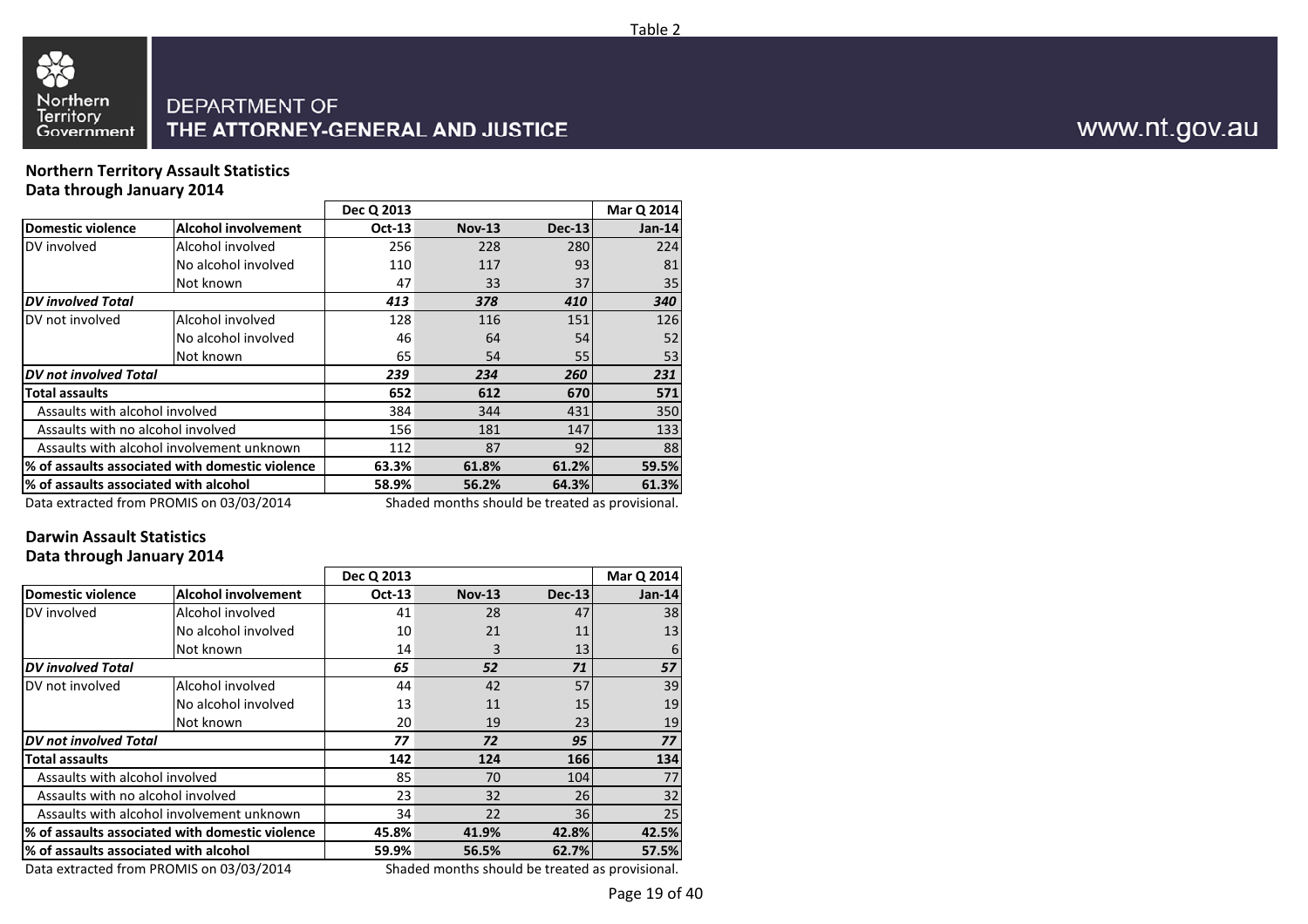Table 2

DEPARTMENT OF
**THE ATTORNEY-GENERAL AND JUSTICE**

www.nt.gov.au

**Northern Territory Assault Statistics**
**Data through January 2014**

| | | Dec Q 2013 | | | Mar Q 2014 |
|---|---|---|---|---|---|
| **Domestic violence** | **Alcohol involvement** | **Oct-13** | **Nov-13** | **Dec-13** | **Jan-14** |
| DV involved | Alcohol involved | 256 | 228 | 280 | 224 |
| | No alcohol involved | 110 | 117 | 93 | 81 |
| | Not known | 47 | 33 | 37 | 35 |
| ***DV involved Total*** | | ***413*** | ***378*** | ***410*** | ***340*** |
| DV not involved | Alcohol involved | 128 | 116 | 151 | 126 |
| | No alcohol involved | 46 | 64 | 54 | 52 |
| | Not known | 65 | 54 | 55 | 53 |
| ***DV not involved Total*** | | ***239*** | ***234*** | ***260*** | ***231*** |
| **Total assaults** | | **652** | **612** | **670** | **571** |
| Assaults with alcohol involved | | 384 | 344 | 431 | 350 |
| Assaults with no alcohol involved | | 156 | 181 | 147 | 133 |
| Assaults with alcohol involvement unknown | | 112 | 87 | 92 | 88 |
| **% of assaults associated with domestic violence** | | **63.3%** | **61.8%** | **61.2%** | **59.5%** |
| **% of assaults associated with alcohol** | | **58.9%** | **56.2%** | **64.3%** | **61.3%** |

Data extracted from PROMIS on 03/03/2014

Shaded months should be treated as provisional.

**Darwin Assault Statistics**
**Data through January 2014**

| | | Dec Q 2013 | | | Mar Q 2014 |
|---|---|---|---|---|---|
| **Domestic violence** | **Alcohol involvement** | **Oct-13** | **Nov-13** | **Dec-13** | **Jan-14** |
| DV involved | Alcohol involved | 41 | 28 | 47 | 38 |
| | No alcohol involved | 10 | 21 | 11 | 13 |
| | Not known | 14 | 3 | 13 | 6 |
| ***DV involved Total*** | | ***65*** | ***52*** | ***71*** | ***57*** |
| DV not involved | Alcohol involved | 44 | 42 | 57 | 39 |
| | No alcohol involved | 13 | 11 | 15 | 19 |
| | Not known | 20 | 19 | 23 | 19 |
| ***DV not involved Total*** | | ***77*** | ***72*** | ***95*** | ***77*** |
| **Total assaults** | | **142** | **124** | **166** | **134** |
| Assaults with alcohol involved | | 85 | 70 | 104 | 77 |
| Assaults with no alcohol involved | | 23 | 32 | 26 | 32 |
| Assaults with alcohol involvement unknown | | 34 | 22 | 36 | 25 |
| **% of assaults associated with domestic violence** | | **45.8%** | **41.9%** | **42.8%** | **42.5%** |
| **% of assaults associated with alcohol** | | **59.9%** | **56.5%** | **62.7%** | **57.5%** |

Data extracted from PROMIS on 03/03/2014

Shaded months should be treated as provisional.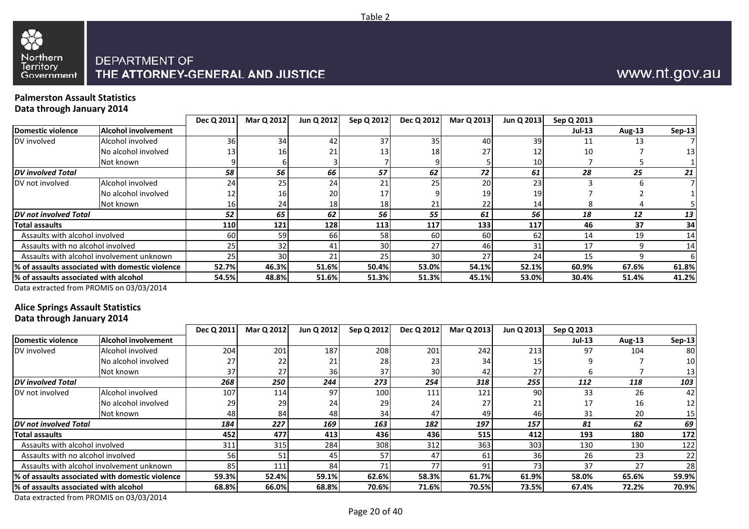Table 2

DEPARTMENT OF THE ATTORNEY-GENERAL AND JUSTICE

www.nt.gov.au

**Palmerston Assault Statistics**
**Data through January 2014**

| Domestic violence | Alcohol involvement | Dec Q 2011 | Mar Q 2012 | Jun Q 2012 | Sep Q 2012 | Dec Q 2012 | Mar Q 2013 | Jun Q 2013 | Sep Q 2013 Jul-13 | Aug-13 | Sep-13 |
|---|---|---|---|---|---|---|---|---|---|---|---|
| DV involved | Alcohol involved | 36 | 34 | 42 | 37 | 35 | 40 | 39 | 11 | 13 | 7 |
| | No alcohol involved | 13 | 16 | 21 | 13 | 18 | 27 | 12 | 10 | 7 | 13 |
| | Not known | 9 | 6 | 3 | 7 | 9 | 5 | 10 | 7 | 5 | 1 |
| ***DV involved Total*** | | ***58*** | ***56*** | ***66*** | ***57*** | ***62*** | ***72*** | ***61*** | ***28*** | ***25*** | ***21*** |
| DV not involved | Alcohol involved | 24 | 25 | 24 | 21 | 25 | 20 | 23 | 3 | 6 | 7 |
| | No alcohol involved | 12 | 16 | 20 | 17 | 9 | 19 | 19 | 7 | 2 | 1 |
| | Not known | 16 | 24 | 18 | 18 | 21 | 22 | 14 | 8 | 4 | 5 |
| ***DV not involved Total*** | | ***52*** | ***65*** | ***62*** | ***56*** | ***55*** | ***61*** | ***56*** | ***18*** | ***12*** | ***13*** |
| **Total assaults** | | **110** | **121** | **128** | **113** | **117** | **133** | **117** | **46** | **37** | **34** |
| Assaults with alcohol involved | | 60 | 59 | 66 | 58 | 60 | 60 | 62 | 14 | 19 | 14 |
| Assaults with no alcohol involved | | 25 | 32 | 41 | 30 | 27 | 46 | 31 | 17 | 9 | 14 |
| Assaults with alcohol involvement unknown | | 25 | 30 | 21 | 25 | 30 | 27 | 24 | 15 | 9 | 6 |
| **% of assaults associated with domestic violence** | | **52.7%** | **46.3%** | **51.6%** | **50.4%** | **53.0%** | **54.1%** | **52.1%** | **60.9%** | **67.6%** | **61.8%** |
| **% of assaults associated with alcohol** | | **54.5%** | **48.8%** | **51.6%** | **51.3%** | **51.3%** | **45.1%** | **53.0%** | **30.4%** | **51.4%** | **41.2%** |

Data extracted from PROMIS on 03/03/2014

**Alice Springs Assault Statistics**
**Data through January 2014**

| Domestic violence | Alcohol involvement | Dec Q 2011 | Mar Q 2012 | Jun Q 2012 | Sep Q 2012 | Dec Q 2012 | Mar Q 2013 | Jun Q 2013 | Sep Q 2013 Jul-13 | Aug-13 | Sep-13 |
|---|---|---|---|---|---|---|---|---|---|---|---|
| DV involved | Alcohol involved | 204 | 201 | 187 | 208 | 201 | 242 | 213 | 97 | 104 | 80 |
| | No alcohol involved | 27 | 22 | 21 | 28 | 23 | 34 | 15 | 9 | 7 | 10 |
| | Not known | 37 | 27 | 36 | 37 | 30 | 42 | 27 | 6 | 7 | 13 |
| ***DV involved Total*** | | ***268*** | ***250*** | ***244*** | ***273*** | ***254*** | ***318*** | ***255*** | ***112*** | ***118*** | ***103*** |
| DV not involved | Alcohol involved | 107 | 114 | 97 | 100 | 111 | 121 | 90 | 33 | 26 | 42 |
| | No alcohol involved | 29 | 29 | 24 | 29 | 24 | 27 | 21 | 17 | 16 | 12 |
| | Not known | 48 | 84 | 48 | 34 | 47 | 49 | 46 | 31 | 20 | 15 |
| ***DV not involved Total*** | | ***184*** | ***227*** | ***169*** | ***163*** | ***182*** | ***197*** | ***157*** | ***81*** | ***62*** | ***69*** |
| **Total assaults** | | **452** | **477** | **413** | **436** | **436** | **515** | **412** | **193** | **180** | **172** |
| Assaults with alcohol involved | | 311 | 315 | 284 | 308 | 312 | 363 | 303 | 130 | 130 | 122 |
| Assaults with no alcohol involved | | 56 | 51 | 45 | 57 | 47 | 61 | 36 | 26 | 23 | 22 |
| Assaults with alcohol involvement unknown | | 85 | 111 | 84 | 71 | 77 | 91 | 73 | 37 | 27 | 28 |
| **% of assaults associated with domestic violence** | | **59.3%** | **52.4%** | **59.1%** | **62.6%** | **58.3%** | **61.7%** | **61.9%** | **58.0%** | **65.6%** | **59.9%** |
| **% of assaults associated with alcohol** | | **68.8%** | **66.0%** | **68.8%** | **70.6%** | **71.6%** | **70.5%** | **73.5%** | **67.4%** | **72.2%** | **70.9%** |

Data extracted from PROMIS on 03/03/2014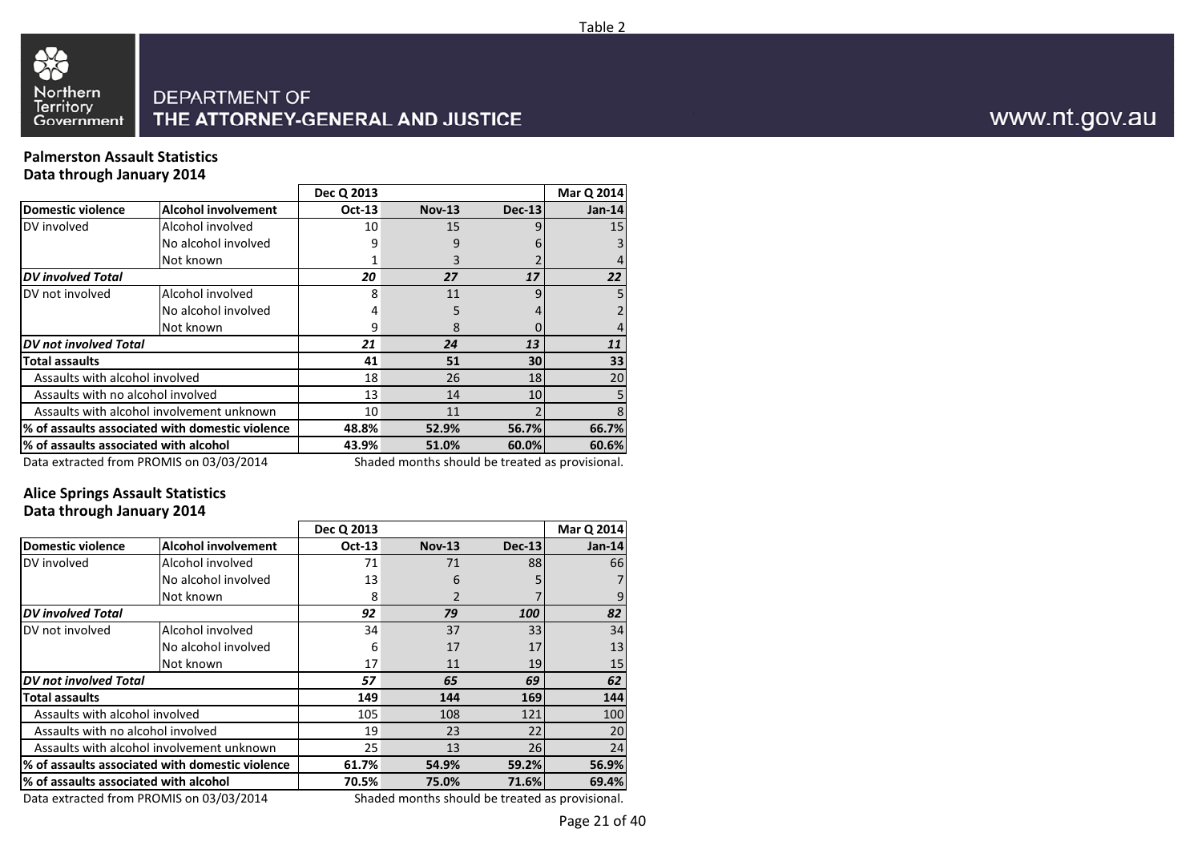Table 2

DEPARTMENT OF
THE ATTORNEY-GENERAL AND JUSTICE

www.nt.gov.au

**Palmerston Assault Statistics**
**Data through January 2014**

| | | Dec Q 2013 | | | Mar Q 2014 |
|---|---|---|---|---|---|
| **Domestic violence** | **Alcohol involvement** | **Oct-13** | **Nov-13** | **Dec-13** | **Jan-14** |
| DV involved | Alcohol involved | 10 | 15 | 9 | 15 |
| | No alcohol involved | 9 | 9 | 6 | 3 |
| | Not known | 1 | 3 | 2 | 4 |
| ***DV involved Total*** | | ***20*** | ***27*** | ***17*** | ***22*** |
| DV not involved | Alcohol involved | 8 | 11 | 9 | 5 |
| | No alcohol involved | 4 | 5 | 4 | 2 |
| | Not known | 9 | 8 | 0 | 4 |
| ***DV not involved Total*** | | ***21*** | ***24*** | ***13*** | ***11*** |
| **Total assaults** | | **41** | **51** | **30** | **33** |
| Assaults with alcohol involved | | 18 | 26 | 18 | 20 |
| Assaults with no alcohol involved | | 13 | 14 | 10 | 5 |
| Assaults with alcohol involvement unknown | | 10 | 11 | 2 | 8 |
| **% of assaults associated with domestic violence** | | **48.8%** | **52.9%** | **56.7%** | **66.7%** |
| **% of assaults associated with alcohol** | | **43.9%** | **51.0%** | **60.0%** | **60.6%** |

Data extracted from PROMIS on 03/03/2014

Shaded months should be treated as provisional.

**Alice Springs Assault Statistics**
**Data through January 2014**

| | | Dec Q 2013 | | | Mar Q 2014 |
|---|---|---|---|---|---|
| **Domestic violence** | **Alcohol involvement** | **Oct-13** | **Nov-13** | **Dec-13** | **Jan-14** |
| DV involved | Alcohol involved | 71 | 71 | 88 | 66 |
| | No alcohol involved | 13 | 6 | 5 | 7 |
| | Not known | 8 | 2 | 7 | 9 |
| ***DV involved Total*** | | ***92*** | ***79*** | ***100*** | ***82*** |
| DV not involved | Alcohol involved | 34 | 37 | 33 | 34 |
| | No alcohol involved | 6 | 17 | 17 | 13 |
| | Not known | 17 | 11 | 19 | 15 |
| ***DV not involved Total*** | | ***57*** | ***65*** | ***69*** | ***62*** |
| **Total assaults** | | **149** | **144** | **169** | **144** |
| Assaults with alcohol involved | | 105 | 108 | 121 | 100 |
| Assaults with no alcohol involved | | 19 | 23 | 22 | 20 |
| Assaults with alcohol involvement unknown | | 25 | 13 | 26 | 24 |
| **% of assaults associated with domestic violence** | | **61.7%** | **54.9%** | **59.2%** | **56.9%** |
| **% of assaults associated with alcohol** | | **70.5%** | **75.0%** | **71.6%** | **69.4%** |

Data extracted from PROMIS on 03/03/2014

Shaded months should be treated as provisional.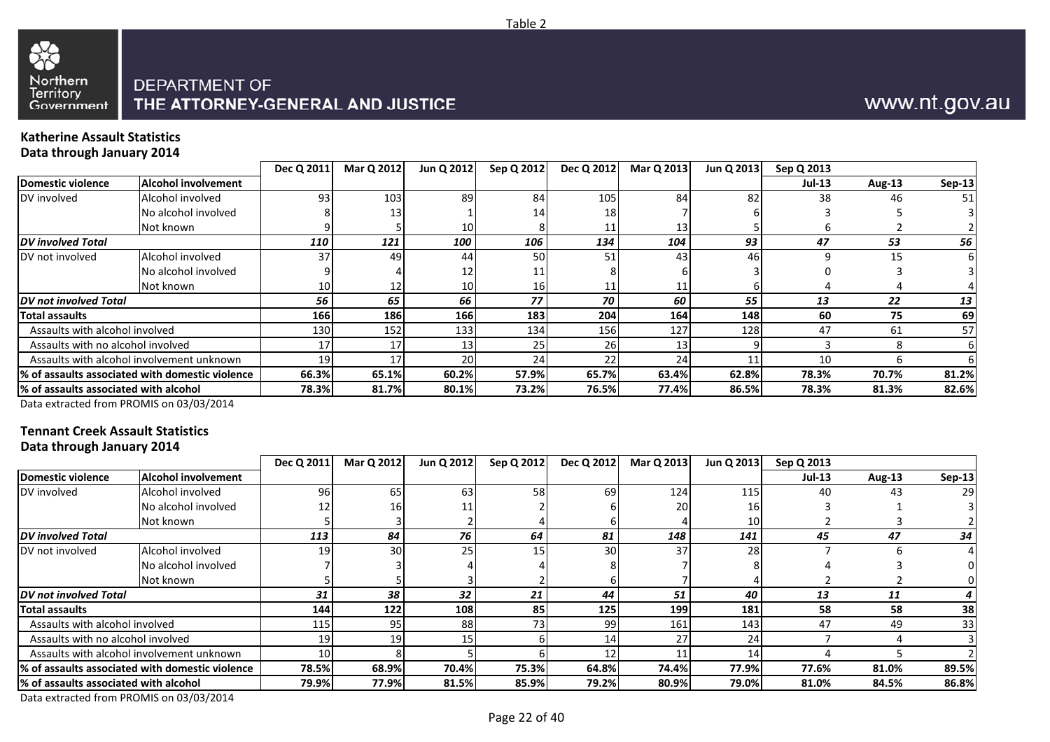Table 2

DEPARTMENT OF
THE ATTORNEY-GENERAL AND JUSTICE

www.nt.gov.au

**Katherine Assault Statistics**
**Data through January 2014**

| | | Dec Q 2011 | Mar Q 2012 | Jun Q 2012 | Sep Q 2012 | Dec Q 2012 | Mar Q 2013 | Jun Q 2013 | Sep Q 2013 | | |
|---|---|---|---|---|---|---|---|---|---|---|---|
| **Domestic violence** | **Alcohol involvement** | | | | | | | | **Jul-13** | **Aug-13** | **Sep-13** |
| DV involved | Alcohol involved | 93 | 103 | 89 | 84 | 105 | 84 | 82 | 38 | 46 | 51 |
| | No alcohol involved | 8 | 13 | 1 | 14 | 18 | 7 | 6 | 3 | 5 | 3 |
| | Not known | 9 | 5 | 10 | 8 | 11 | 13 | 5 | 6 | 2 | 2 |
| ***DV involved Total*** | | ***110*** | ***121*** | ***100*** | ***106*** | ***134*** | ***104*** | ***93*** | ***47*** | ***53*** | ***56*** |
| DV not involved | Alcohol involved | 37 | 49 | 44 | 50 | 51 | 43 | 46 | 9 | 15 | 6 |
| | No alcohol involved | 9 | 4 | 12 | 11 | 8 | 6 | 3 | 0 | 3 | 3 |
| | Not known | 10 | 12 | 10 | 16 | 11 | 11 | 6 | 4 | 4 | 4 |
| ***DV not involved Total*** | | ***56*** | ***65*** | ***66*** | ***77*** | ***70*** | ***60*** | ***55*** | ***13*** | ***22*** | ***13*** |
| **Total assaults** | | **166** | **186** | **166** | **183** | **204** | **164** | **148** | **60** | **75** | **69** |
| Assaults with alcohol involved | | 130 | 152 | 133 | 134 | 156 | 127 | 128 | 47 | 61 | 57 |
| Assaults with no alcohol involved | | 17 | 17 | 13 | 25 | 26 | 13 | 9 | 3 | 8 | 6 |
| Assaults with alcohol involvement unknown | | 19 | 17 | 20 | 24 | 22 | 24 | 11 | 10 | 6 | 6 |
| **% of assaults associated with domestic violence** | | **66.3%** | **65.1%** | **60.2%** | **57.9%** | **65.7%** | **63.4%** | **62.8%** | **78.3%** | **70.7%** | **81.2%** |
| **% of assaults associated with alcohol** | | **78.3%** | **81.7%** | **80.1%** | **73.2%** | **76.5%** | **77.4%** | **86.5%** | **78.3%** | **81.3%** | **82.6%** |

Data extracted from PROMIS on 03/03/2014

**Tennant Creek Assault Statistics**
**Data through January 2014**

| | | Dec Q 2011 | Mar Q 2012 | Jun Q 2012 | Sep Q 2012 | Dec Q 2012 | Mar Q 2013 | Jun Q 2013 | Sep Q 2013 | | |
|---|---|---|---|---|---|---|---|---|---|---|---|
| **Domestic violence** | **Alcohol involvement** | | | | | | | | **Jul-13** | **Aug-13** | **Sep-13** |
| DV involved | Alcohol involved | 96 | 65 | 63 | 58 | 69 | 124 | 115 | 40 | 43 | 29 |
| | No alcohol involved | 12 | 16 | 11 | 2 | 6 | 20 | 16 | 3 | 1 | 3 |
| | Not known | 5 | 3 | 2 | 4 | 6 | 4 | 10 | 2 | 3 | 2 |
| ***DV involved Total*** | | ***113*** | ***84*** | ***76*** | ***64*** | ***81*** | ***148*** | ***141*** | ***45*** | ***47*** | ***34*** |
| DV not involved | Alcohol involved | 19 | 30 | 25 | 15 | 30 | 37 | 28 | 7 | 6 | 4 |
| | No alcohol involved | 7 | 3 | 4 | 4 | 8 | 7 | 8 | 4 | 3 | 0 |
| | Not known | 5 | 5 | 3 | 2 | 6 | 7 | 4 | 2 | 2 | 0 |
| ***DV not involved Total*** | | ***31*** | ***38*** | ***32*** | ***21*** | ***44*** | ***51*** | ***40*** | ***13*** | ***11*** | ***4*** |
| **Total assaults** | | **144** | **122** | **108** | **85** | **125** | **199** | **181** | **58** | **58** | **38** |
| Assaults with alcohol involved | | 115 | 95 | 88 | 73 | 99 | 161 | 143 | 47 | 49 | 33 |
| Assaults with no alcohol involved | | 19 | 19 | 15 | 6 | 14 | 27 | 24 | 7 | 4 | 3 |
| Assaults with alcohol involvement unknown | | 10 | 8 | 5 | 6 | 12 | 11 | 14 | 4 | 5 | 2 |
| **% of assaults associated with domestic violence** | | **78.5%** | **68.9%** | **70.4%** | **75.3%** | **64.8%** | **74.4%** | **77.9%** | **77.6%** | **81.0%** | **89.5%** |
| **% of assaults associated with alcohol** | | **79.9%** | **77.9%** | **81.5%** | **85.9%** | **79.2%** | **80.9%** | **79.0%** | **81.0%** | **84.5%** | **86.8%** |

Data extracted from PROMIS on 03/03/2014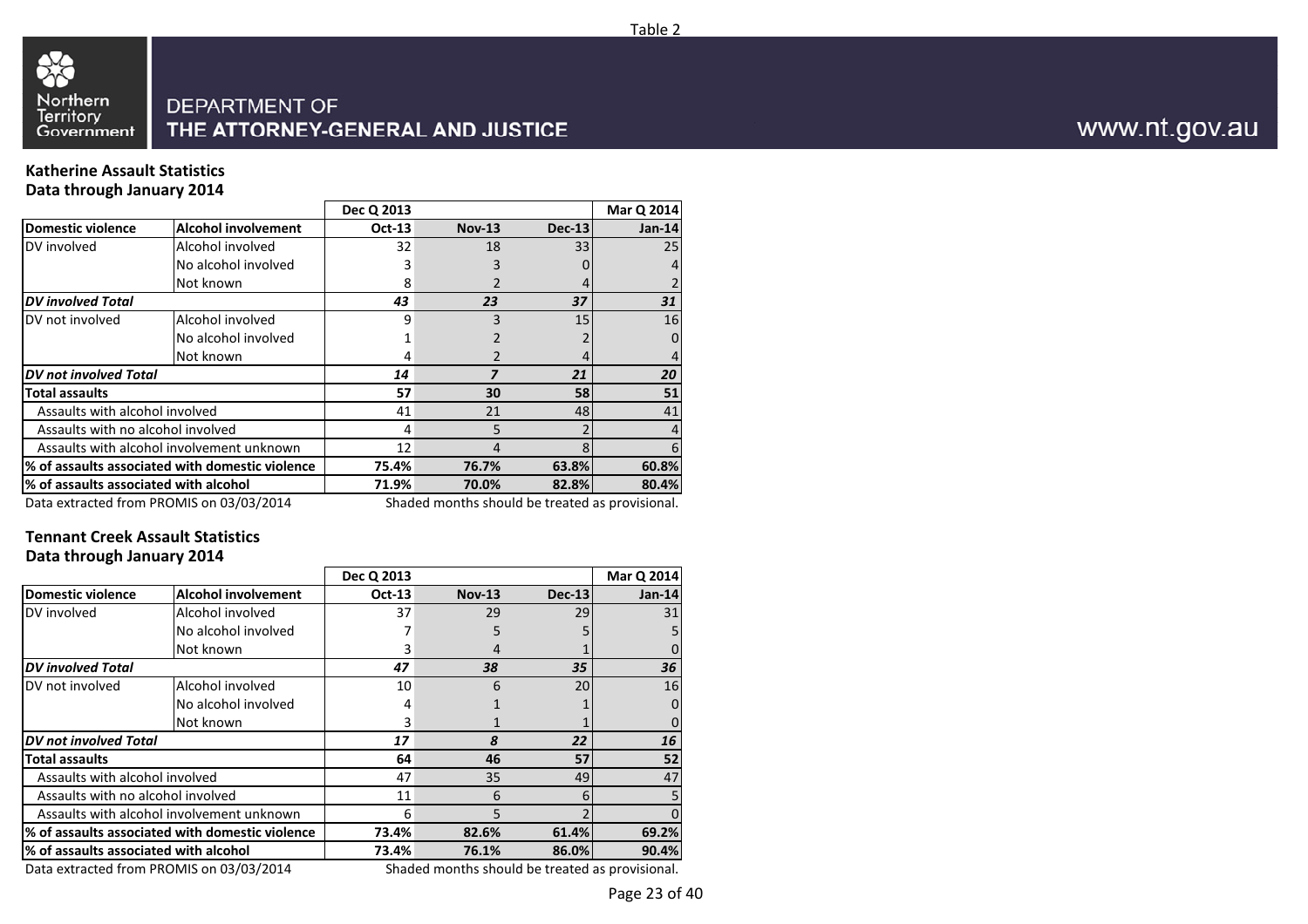Table 2

DEPARTMENT OF
THE ATTORNEY-GENERAL AND JUSTICE

www.nt.gov.au

## Katherine Assault Statistics
## Data through January 2014

| | | Dec Q 2013 | | | Mar Q 2014 |
|---|---|---|---|---|---|
| **Domestic violence** | **Alcohol involvement** | **Oct-13** | **Nov-13** | **Dec-13** | **Jan-14** |
| DV involved | Alcohol involved | 32 | 18 | 33 | 25 |
| | No alcohol involved | 3 | 3 | 0 | 4 |
| | Not known | 8 | 2 | 4 | 2 |
| ***DV involved Total*** | | ***43*** | ***23*** | ***37*** | ***31*** |
| DV not involved | Alcohol involved | 9 | 3 | 15 | 16 |
| | No alcohol involved | 1 | 2 | 2 | 0 |
| | Not known | 4 | 2 | 4 | 4 |
| ***DV not involved Total*** | | ***14*** | ***7*** | ***21*** | ***20*** |
| **Total assaults** | | **57** | **30** | **58** | **51** |
| Assaults with alcohol involved | | 41 | 21 | 48 | 41 |
| Assaults with no alcohol involved | | 4 | 5 | 2 | 4 |
| Assaults with alcohol involvement unknown | | 12 | 4 | 8 | 6 |
| **% of assaults associated with domestic violence** | | **75.4%** | **76.7%** | **63.8%** | **60.8%** |
| **% of assaults associated with alcohol** | | **71.9%** | **70.0%** | **82.8%** | **80.4%** |

Data extracted from PROMIS on 03/03/2014 — Shaded months should be treated as provisional.

## Tennant Creek Assault Statistics
## Data through January 2014

| | | Dec Q 2013 | | | Mar Q 2014 |
|---|---|---|---|---|---|
| **Domestic violence** | **Alcohol involvement** | **Oct-13** | **Nov-13** | **Dec-13** | **Jan-14** |
| DV involved | Alcohol involved | 37 | 29 | 29 | 31 |
| | No alcohol involved | 7 | 5 | 5 | 5 |
| | Not known | 3 | 4 | 1 | 0 |
| ***DV involved Total*** | | ***47*** | ***38*** | ***35*** | ***36*** |
| DV not involved | Alcohol involved | 10 | 6 | 20 | 16 |
| | No alcohol involved | 4 | 1 | 1 | 0 |
| | Not known | 3 | 1 | 1 | 0 |
| ***DV not involved Total*** | | ***17*** | ***8*** | ***22*** | ***16*** |
| **Total assaults** | | **64** | **46** | **57** | **52** |
| Assaults with alcohol involved | | 47 | 35 | 49 | 47 |
| Assaults with no alcohol involved | | 11 | 6 | 6 | 5 |
| Assaults with alcohol involvement unknown | | 6 | 5 | 2 | 0 |
| **% of assaults associated with domestic violence** | | **73.4%** | **82.6%** | **61.4%** | **69.2%** |
| **% of assaults associated with alcohol** | | **73.4%** | **76.1%** | **86.0%** | **90.4%** |

Data extracted from PROMIS on 03/03/2014 — Shaded months should be treated as provisional.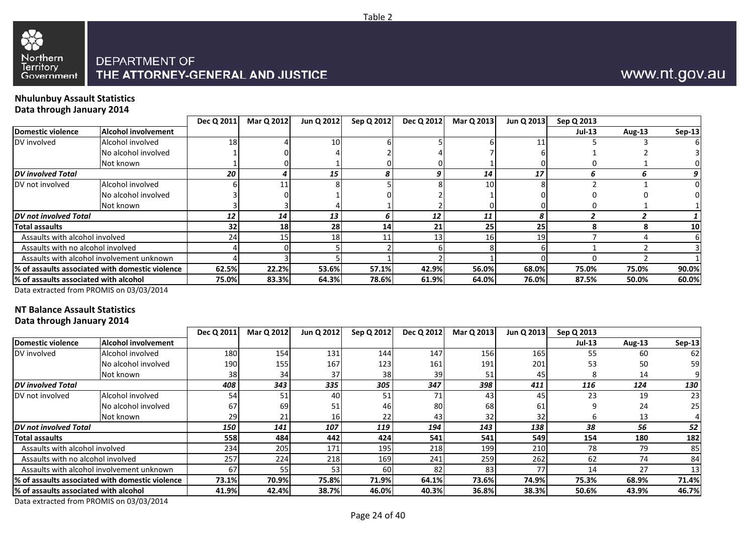Table 2

DEPARTMENT OF
THE ATTORNEY-GENERAL AND JUSTICE

www.nt.gov.au

**Nhulunbuy Assault Statistics**
**Data through January 2014**

| | | Dec Q 2011 | Mar Q 2012 | Jun Q 2012 | Sep Q 2012 | Dec Q 2012 | Mar Q 2013 | Jun Q 2013 | Sep Q 2013 | | |
|---|---|---|---|---|---|---|---|---|---|---|---|
| **Domestic violence** | **Alcohol involvement** | | | | | | | | **Jul-13** | **Aug-13** | **Sep-13** |
| DV involved | Alcohol involved | 18 | 4 | 10 | 6 | 5 | 6 | 11 | 5 | 3 | 6 |
| | No alcohol involved | 1 | 0 | 4 | 2 | 4 | 7 | 6 | 1 | 2 | 3 |
| | Not known | 1 | 0 | 1 | 0 | 0 | 1 | 0 | 0 | 1 | 0 |
| ***DV involved Total*** | | ***20*** | ***4*** | ***15*** | ***8*** | ***9*** | ***14*** | ***17*** | ***6*** | ***6*** | ***9*** |
| DV not involved | Alcohol involved | 6 | 11 | 8 | 5 | 8 | 10 | 8 | 2 | 1 | 0 |
| | No alcohol involved | 3 | 0 | 1 | 0 | 2 | 1 | 0 | 0 | 0 | 0 |
| | Not known | 3 | 3 | 4 | 1 | 2 | 0 | 0 | 0 | 1 | 1 |
| ***DV not involved Total*** | | ***12*** | ***14*** | ***13*** | ***6*** | ***12*** | ***11*** | ***8*** | ***2*** | ***2*** | ***1*** |
| **Total assaults** | | **32** | **18** | **28** | **14** | **21** | **25** | **25** | **8** | **8** | **10** |
| Assaults with alcohol involved | | 24 | 15 | 18 | 11 | 13 | 16 | 19 | 7 | 4 | 6 |
| Assaults with no alcohol involved | | 4 | 0 | 5 | 2 | 6 | 8 | 6 | 1 | 2 | 3 |
| Assaults with alcohol involvement unknown | | 4 | 3 | 5 | 1 | 2 | 1 | 0 | 0 | 2 | 1 |
| **% of assaults associated with domestic violence** | | **62.5%** | **22.2%** | **53.6%** | **57.1%** | **42.9%** | **56.0%** | **68.0%** | **75.0%** | **75.0%** | **90.0%** |
| **% of assaults associated with alcohol** | | **75.0%** | **83.3%** | **64.3%** | **78.6%** | **61.9%** | **64.0%** | **76.0%** | **87.5%** | **50.0%** | **60.0%** |

Data extracted from PROMIS on 03/03/2014

**NT Balance Assault Statistics**
**Data through January 2014**

| | | Dec Q 2011 | Mar Q 2012 | Jun Q 2012 | Sep Q 2012 | Dec Q 2012 | Mar Q 2013 | Jun Q 2013 | Sep Q 2013 | | |
|---|---|---|---|---|---|---|---|---|---|---|---|
| **Domestic violence** | **Alcohol involvement** | | | | | | | | **Jul-13** | **Aug-13** | **Sep-13** |
| DV involved | Alcohol involved | 180 | 154 | 131 | 144 | 147 | 156 | 165 | 55 | 60 | 62 |
| | No alcohol involved | 190 | 155 | 167 | 123 | 161 | 191 | 201 | 53 | 50 | 59 |
| | Not known | 38 | 34 | 37 | 38 | 39 | 51 | 45 | 8 | 14 | 9 |
| ***DV involved Total*** | | ***408*** | ***343*** | ***335*** | ***305*** | ***347*** | ***398*** | ***411*** | ***116*** | ***124*** | ***130*** |
| DV not involved | Alcohol involved | 54 | 51 | 40 | 51 | 71 | 43 | 45 | 23 | 19 | 23 |
| | No alcohol involved | 67 | 69 | 51 | 46 | 80 | 68 | 61 | 9 | 24 | 25 |
| | Not known | 29 | 21 | 16 | 22 | 43 | 32 | 32 | 6 | 13 | 4 |
| ***DV not involved Total*** | | ***150*** | ***141*** | ***107*** | ***119*** | ***194*** | ***143*** | ***138*** | ***38*** | ***56*** | ***52*** |
| **Total assaults** | | **558** | **484** | **442** | **424** | **541** | **541** | **549** | **154** | **180** | **182** |
| Assaults with alcohol involved | | 234 | 205 | 171 | 195 | 218 | 199 | 210 | 78 | 79 | 85 |
| Assaults with no alcohol involved | | 257 | 224 | 218 | 169 | 241 | 259 | 262 | 62 | 74 | 84 |
| Assaults with alcohol involvement unknown | | 67 | 55 | 53 | 60 | 82 | 83 | 77 | 14 | 27 | 13 |
| **% of assaults associated with domestic violence** | | **73.1%** | **70.9%** | **75.8%** | **71.9%** | **64.1%** | **73.6%** | **74.9%** | **75.3%** | **68.9%** | **71.4%** |
| **% of assaults associated with alcohol** | | **41.9%** | **42.4%** | **38.7%** | **46.0%** | **40.3%** | **36.8%** | **38.3%** | **50.6%** | **43.9%** | **46.7%** |

Data extracted from PROMIS on 03/03/2014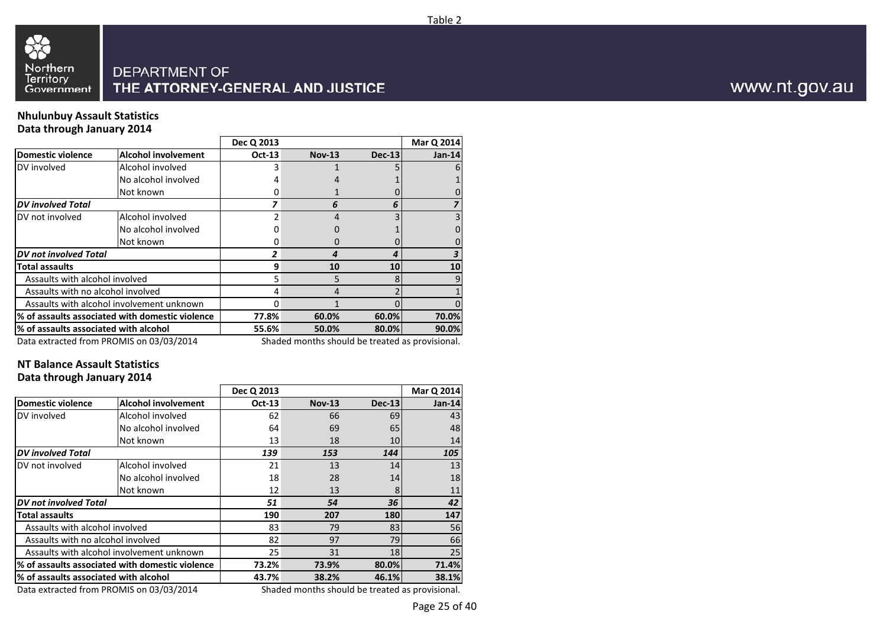Table 2

Northern Territory Government

DEPARTMENT OF
THE ATTORNEY-GENERAL AND JUSTICE

www.nt.gov.au

## Nhulunbuy Assault Statistics
## Data through January 2014

| | | Dec Q 2013 | | | Mar Q 2014 |
|---|---|---|---|---|---|
| **Domestic violence** | **Alcohol involvement** | **Oct-13** | **Nov-13** | **Dec-13** | **Jan-14** |
| DV involved | Alcohol involved | 3 | 1 | 5 | 6 |
| | No alcohol involved | 4 | 4 | 1 | 1 |
| | Not known | 0 | 1 | 0 | 0 |
| ***DV involved Total*** | | ***7*** | ***6*** | ***6*** | ***7*** |
| DV not involved | Alcohol involved | 2 | 4 | 3 | 3 |
| | No alcohol involved | 0 | 0 | 1 | 0 |
| | Not known | 0 | 0 | 0 | 0 |
| ***DV not involved Total*** | | ***2*** | ***4*** | ***4*** | ***3*** |
| **Total assaults** | | **9** | **10** | **10** | **10** |
| Assaults with alcohol involved | | 5 | 5 | 8 | 9 |
| Assaults with no alcohol involved | | 4 | 4 | 2 | 1 |
| Assaults with alcohol involvement unknown | | 0 | 1 | 0 | 0 |
| **% of assaults associated with domestic violence** | | **77.8%** | **60.0%** | **60.0%** | **70.0%** |
| **% of assaults associated with alcohol** | | **55.6%** | **50.0%** | **80.0%** | **90.0%** |

Data extracted from PROMIS on 03/03/2014

Shaded months should be treated as provisional.

## NT Balance Assault Statistics
## Data through January 2014

| | | Dec Q 2013 | | | Mar Q 2014 |
|---|---|---|---|---|---|
| **Domestic violence** | **Alcohol involvement** | **Oct-13** | **Nov-13** | **Dec-13** | **Jan-14** |
| DV involved | Alcohol involved | 62 | 66 | 69 | 43 |
| | No alcohol involved | 64 | 69 | 65 | 48 |
| | Not known | 13 | 18 | 10 | 14 |
| ***DV involved Total*** | | ***139*** | ***153*** | ***144*** | ***105*** |
| DV not involved | Alcohol involved | 21 | 13 | 14 | 13 |
| | No alcohol involved | 18 | 28 | 14 | 18 |
| | Not known | 12 | 13 | 8 | 11 |
| ***DV not involved Total*** | | ***51*** | ***54*** | ***36*** | ***42*** |
| **Total assaults** | | **190** | **207** | **180** | **147** |
| Assaults with alcohol involved | | 83 | 79 | 83 | 56 |
| Assaults with no alcohol involved | | 82 | 97 | 79 | 66 |
| Assaults with alcohol involvement unknown | | 25 | 31 | 18 | 25 |
| **% of assaults associated with domestic violence** | | **73.2%** | **73.9%** | **80.0%** | **71.4%** |
| **% of assaults associated with alcohol** | | **43.7%** | **38.2%** | **46.1%** | **38.1%** |

Data extracted from PROMIS on 03/03/2014

Shaded months should be treated as provisional.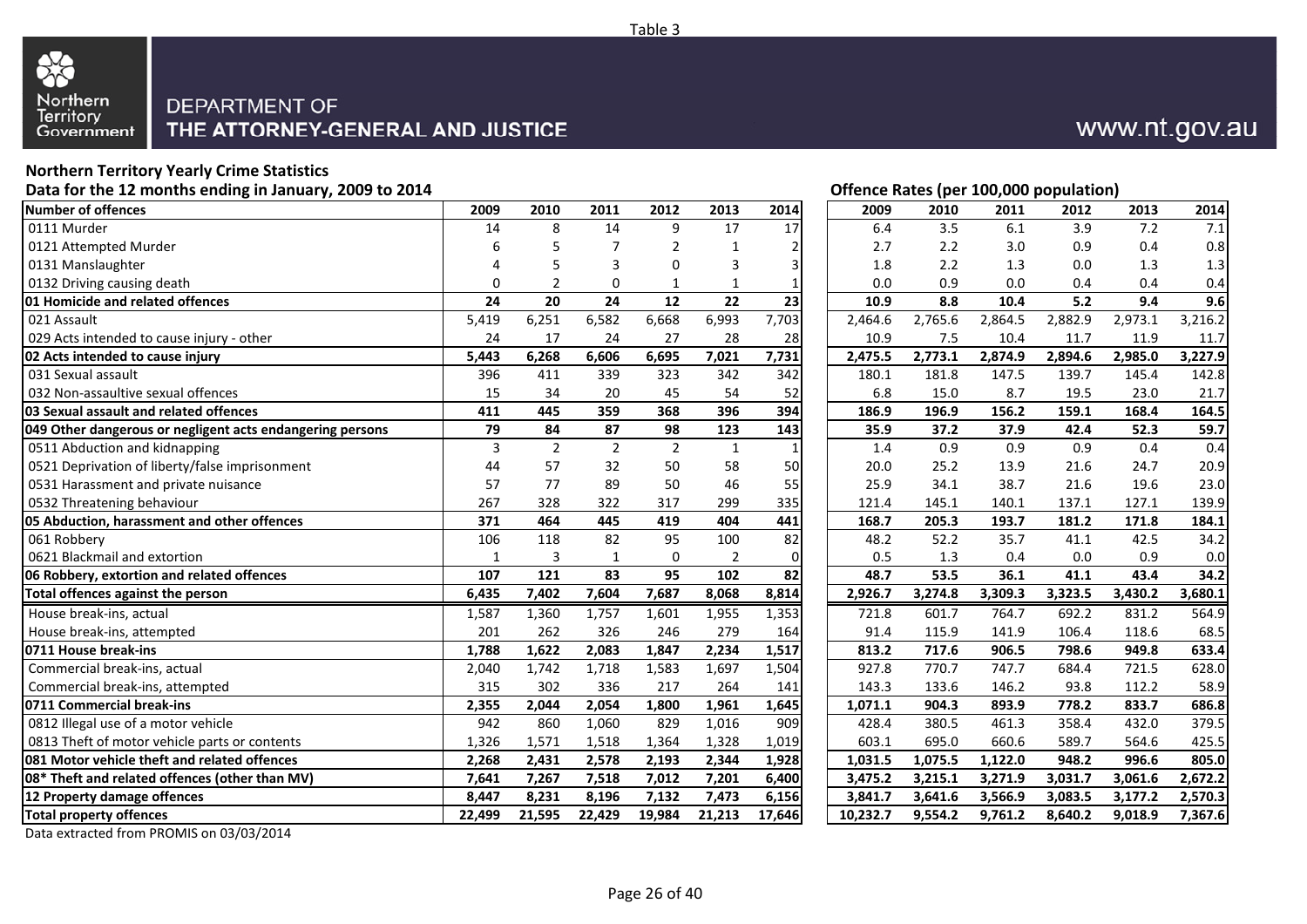Table 3

Northern Territory Government

DEPARTMENT OF THE ATTORNEY-GENERAL AND JUSTICE

www.nt.gov.au

## Northern Territory Yearly Crime Statistics

**Data for the 12 months ending in January, 2009 to 2014**

| Number of offences | 2009 | 2010 | 2011 | 2012 | 2013 | 2014 | Offence Rates (per 100,000 population) 2009 | 2010 | 2011 | 2012 | 2013 | 2014 |
|---|---|---|---|---|---|---|---|---|---|---|---|---|
| 0111 Murder | 14 | 8 | 14 | 9 | 17 | 17 | 6.4 | 3.5 | 6.1 | 3.9 | 7.2 | 7.1 |
| 0121 Attempted Murder | 6 | 5 | 7 | 2 | 1 | 2 | 2.7 | 2.2 | 3.0 | 0.9 | 0.4 | 0.8 |
| 0131 Manslaughter | 4 | 5 | 3 | 0 | 3 | 3 | 1.8 | 2.2 | 1.3 | 0.0 | 1.3 | 1.3 |
| 0132 Driving causing death | 0 | 2 | 0 | 1 | 1 | 1 | 0.0 | 0.9 | 0.0 | 0.4 | 0.4 | 0.4 |
| **01 Homicide and related offences** | **24** | **20** | **24** | **12** | **22** | **23** | **10.9** | **8.8** | **10.4** | **5.2** | **9.4** | **9.6** |
| 021 Assault | 5,419 | 6,251 | 6,582 | 6,668 | 6,993 | 7,703 | 2,464.6 | 2,765.6 | 2,864.5 | 2,882.9 | 2,973.1 | 3,216.2 |
| 029 Acts intended to cause injury - other | 24 | 17 | 24 | 27 | 28 | 28 | 10.9 | 7.5 | 10.4 | 11.7 | 11.9 | 11.7 |
| **02 Acts intended to cause injury** | **5,443** | **6,268** | **6,606** | **6,695** | **7,021** | **7,731** | **2,475.5** | **2,773.1** | **2,874.9** | **2,894.6** | **2,985.0** | **3,227.9** |
| 031 Sexual assault | 396 | 411 | 339 | 323 | 342 | 342 | 180.1 | 181.8 | 147.5 | 139.7 | 145.4 | 142.8 |
| 032 Non-assaultive sexual offences | 15 | 34 | 20 | 45 | 54 | 52 | 6.8 | 15.0 | 8.7 | 19.5 | 23.0 | 21.7 |
| **03 Sexual assault and related offences** | **411** | **445** | **359** | **368** | **396** | **394** | **186.9** | **196.9** | **156.2** | **159.1** | **168.4** | **164.5** |
| **049 Other dangerous or negligent acts endangering persons** | **79** | **84** | **87** | **98** | **123** | **143** | **35.9** | **37.2** | **37.9** | **42.4** | **52.3** | **59.7** |
| 0511 Abduction and kidnapping | 3 | 2 | 2 | 2 | 1 | 1 | 1.4 | 0.9 | 0.9 | 0.9 | 0.4 | 0.4 |
| 0521 Deprivation of liberty/false imprisonment | 44 | 57 | 32 | 50 | 58 | 50 | 20.0 | 25.2 | 13.9 | 21.6 | 24.7 | 20.9 |
| 0531 Harassment and private nuisance | 57 | 77 | 89 | 50 | 46 | 55 | 25.9 | 34.1 | 38.7 | 21.6 | 19.6 | 23.0 |
| 0532 Threatening behaviour | 267 | 328 | 322 | 317 | 299 | 335 | 121.4 | 145.1 | 140.1 | 137.1 | 127.1 | 139.9 |
| **05 Abduction, harassment and other offences** | **371** | **464** | **445** | **419** | **404** | **441** | **168.7** | **205.3** | **193.7** | **181.2** | **171.8** | **184.1** |
| 061 Robbery | 106 | 118 | 82 | 95 | 100 | 82 | 48.2 | 52.2 | 35.7 | 41.1 | 42.5 | 34.2 |
| 0621 Blackmail and extortion | 1 | 3 | 1 | 0 | 2 | 0 | 0.5 | 1.3 | 0.4 | 0.0 | 0.9 | 0.0 |
| **06 Robbery, extortion and related offences** | **107** | **121** | **83** | **95** | **102** | **82** | **48.7** | **53.5** | **36.1** | **41.1** | **43.4** | **34.2** |
| **Total offences against the person** | **6,435** | **7,402** | **7,604** | **7,687** | **8,068** | **8,814** | **2,926.7** | **3,274.8** | **3,309.3** | **3,323.5** | **3,430.2** | **3,680.1** |
| House break-ins, actual | 1,587 | 1,360 | 1,757 | 1,601 | 1,955 | 1,353 | 721.8 | 601.7 | 764.7 | 692.2 | 831.2 | 564.9 |
| House break-ins, attempted | 201 | 262 | 326 | 246 | 279 | 164 | 91.4 | 115.9 | 141.9 | 106.4 | 118.6 | 68.5 |
| **0711 House break-ins** | **1,788** | **1,622** | **2,083** | **1,847** | **2,234** | **1,517** | **813.2** | **717.6** | **906.5** | **798.6** | **949.8** | **633.4** |
| Commercial break-ins, actual | 2,040 | 1,742 | 1,718 | 1,583 | 1,697 | 1,504 | 927.8 | 770.7 | 747.7 | 684.4 | 721.5 | 628.0 |
| Commercial break-ins, attempted | 315 | 302 | 336 | 217 | 264 | 141 | 143.3 | 133.6 | 146.2 | 93.8 | 112.2 | 58.9 |
| **0711 Commercial break-ins** | **2,355** | **2,044** | **2,054** | **1,800** | **1,961** | **1,645** | **1,071.1** | **904.3** | **893.9** | **778.2** | **833.7** | **686.8** |
| 0812 Illegal use of a motor vehicle | 942 | 860 | 1,060 | 829 | 1,016 | 909 | 428.4 | 380.5 | 461.3 | 358.4 | 432.0 | 379.5 |
| 0813 Theft of motor vehicle parts or contents | 1,326 | 1,571 | 1,518 | 1,364 | 1,328 | 1,019 | 603.1 | 695.0 | 660.6 | 589.7 | 564.6 | 425.5 |
| **081 Motor vehicle theft and related offences** | **2,268** | **2,431** | **2,578** | **2,193** | **2,344** | **1,928** | **1,031.5** | **1,075.5** | **1,122.0** | **948.2** | **996.6** | **805.0** |
| **08* Theft and related offences (other than MV)** | **7,641** | **7,267** | **7,518** | **7,012** | **7,201** | **6,400** | **3,475.2** | **3,215.1** | **3,271.9** | **3,031.7** | **3,061.6** | **2,672.2** |
| **12 Property damage offences** | **8,447** | **8,231** | **8,196** | **7,132** | **7,473** | **6,156** | **3,841.7** | **3,641.6** | **3,566.9** | **3,083.5** | **3,177.2** | **2,570.3** |
| **Total property offences** | **22,499** | **21,595** | **22,429** | **19,984** | **21,213** | **17,646** | **10,232.7** | **9,554.2** | **9,761.2** | **8,640.2** | **9,018.9** | **7,367.6** |

Data extracted from PROMIS on 03/03/2014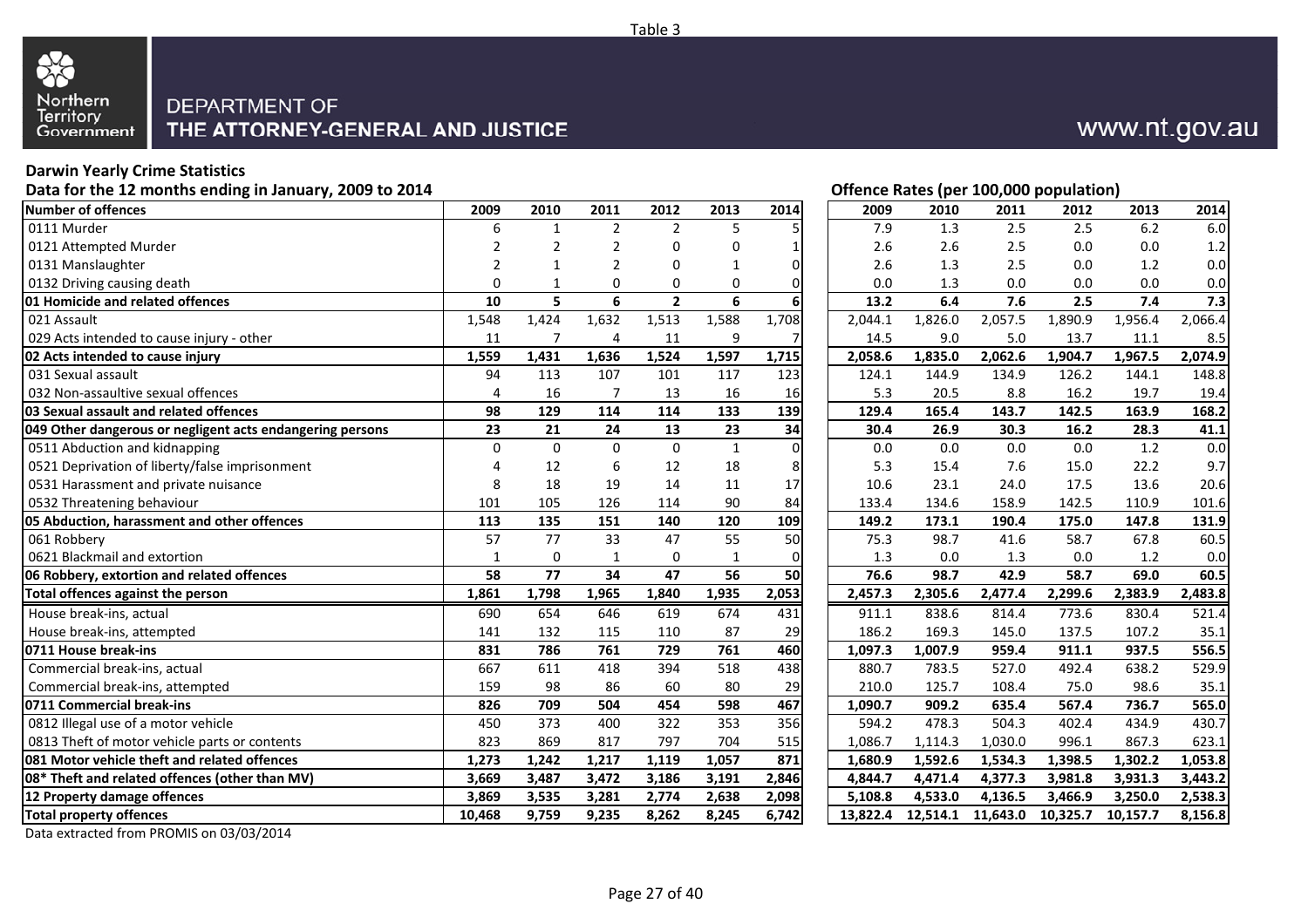Table 3

DEPARTMENT OF
THE ATTORNEY-GENERAL AND JUSTICE

www.nt.gov.au

**Darwin Yearly Crime Statistics**

**Data for the 12 months ending in January, 2009 to 2014**

**Offence Rates (per 100,000 population)**

| Number of offences | 2009 | 2010 | 2011 | 2012 | 2013 | 2014 | 2009 | 2010 | 2011 | 2012 | 2013 | 2014 |
|---|---|---|---|---|---|---|---|---|---|---|---|---|
| 0111 Murder | 6 | 1 | 2 | 2 | 5 | 5 | 7.9 | 1.3 | 2.5 | 2.5 | 6.2 | 6.0 |
| 0121 Attempted Murder | 2 | 2 | 2 | 0 | 0 | 1 | 2.6 | 2.6 | 2.5 | 0.0 | 0.0 | 1.2 |
| 0131 Manslaughter | 2 | 1 | 2 | 0 | 1 | 0 | 2.6 | 1.3 | 2.5 | 0.0 | 1.2 | 0.0 |
| 0132 Driving causing death | 0 | 1 | 0 | 0 | 0 | 0 | 0.0 | 1.3 | 0.0 | 0.0 | 0.0 | 0.0 |
| **01 Homicide and related offences** | **10** | **5** | **6** | **2** | **6** | **6** | **13.2** | **6.4** | **7.6** | **2.5** | **7.4** | **7.3** |
| 021 Assault | 1,548 | 1,424 | 1,632 | 1,513 | 1,588 | 1,708 | 2,044.1 | 1,826.0 | 2,057.5 | 1,890.9 | 1,956.4 | 2,066.4 |
| 029 Acts intended to cause injury - other | 11 | 7 | 4 | 11 | 9 | 7 | 14.5 | 9.0 | 5.0 | 13.7 | 11.1 | 8.5 |
| **02 Acts intended to cause injury** | **1,559** | **1,431** | **1,636** | **1,524** | **1,597** | **1,715** | **2,058.6** | **1,835.0** | **2,062.6** | **1,904.7** | **1,967.5** | **2,074.9** |
| 031 Sexual assault | 94 | 113 | 107 | 101 | 117 | 123 | 124.1 | 144.9 | 134.9 | 126.2 | 144.1 | 148.8 |
| 032 Non-assaultive sexual offences | 4 | 16 | 7 | 13 | 16 | 16 | 5.3 | 20.5 | 8.8 | 16.2 | 19.7 | 19.4 |
| **03 Sexual assault and related offences** | **98** | **129** | **114** | **114** | **133** | **139** | **129.4** | **165.4** | **143.7** | **142.5** | **163.9** | **168.2** |
| **049 Other dangerous or negligent acts endangering persons** | **23** | **21** | **24** | **13** | **23** | **34** | **30.4** | **26.9** | **30.3** | **16.2** | **28.3** | **41.1** |
| 0511 Abduction and kidnapping | 0 | 0 | 0 | 0 | 1 | 0 | 0.0 | 0.0 | 0.0 | 0.0 | 1.2 | 0.0 |
| 0521 Deprivation of liberty/false imprisonment | 4 | 12 | 6 | 12 | 18 | 8 | 5.3 | 15.4 | 7.6 | 15.0 | 22.2 | 9.7 |
| 0531 Harassment and private nuisance | 8 | 18 | 19 | 14 | 11 | 17 | 10.6 | 23.1 | 24.0 | 17.5 | 13.6 | 20.6 |
| 0532 Threatening behaviour | 101 | 105 | 126 | 114 | 90 | 84 | 133.4 | 134.6 | 158.9 | 142.5 | 110.9 | 101.6 |
| **05 Abduction, harassment and other offences** | **113** | **135** | **151** | **140** | **120** | **109** | **149.2** | **173.1** | **190.4** | **175.0** | **147.8** | **131.9** |
| 061 Robbery | 57 | 77 | 33 | 47 | 55 | 50 | 75.3 | 98.7 | 41.6 | 58.7 | 67.8 | 60.5 |
| 0621 Blackmail and extortion | 1 | 0 | 1 | 0 | 1 | 0 | 1.3 | 0.0 | 1.3 | 0.0 | 1.2 | 0.0 |
| **06 Robbery, extortion and related offences** | **58** | **77** | **34** | **47** | **56** | **50** | **76.6** | **98.7** | **42.9** | **58.7** | **69.0** | **60.5** |
| **Total offences against the person** | **1,861** | **1,798** | **1,965** | **1,840** | **1,935** | **2,053** | **2,457.3** | **2,305.6** | **2,477.4** | **2,299.6** | **2,383.9** | **2,483.8** |
| House break-ins, actual | 690 | 654 | 646 | 619 | 674 | 431 | 911.1 | 838.6 | 814.4 | 773.6 | 830.4 | 521.4 |
| House break-ins, attempted | 141 | 132 | 115 | 110 | 87 | 29 | 186.2 | 169.3 | 145.0 | 137.5 | 107.2 | 35.1 |
| **0711 House break-ins** | **831** | **786** | **761** | **729** | **761** | **460** | **1,097.3** | **1,007.9** | **959.4** | **911.1** | **937.5** | **556.5** |
| Commercial break-ins, actual | 667 | 611 | 418 | 394 | 518 | 438 | 880.7 | 783.5 | 527.0 | 492.4 | 638.2 | 529.9 |
| Commercial break-ins, attempted | 159 | 98 | 86 | 60 | 80 | 29 | 210.0 | 125.7 | 108.4 | 75.0 | 98.6 | 35.1 |
| **0711 Commercial break-ins** | **826** | **709** | **504** | **454** | **598** | **467** | **1,090.7** | **909.2** | **635.4** | **567.4** | **736.7** | **565.0** |
| 0812 Illegal use of a motor vehicle | 450 | 373 | 400 | 322 | 353 | 356 | 594.2 | 478.3 | 504.3 | 402.4 | 434.9 | 430.7 |
| 0813 Theft of motor vehicle parts or contents | 823 | 869 | 817 | 797 | 704 | 515 | 1,086.7 | 1,114.3 | 1,030.0 | 996.1 | 867.3 | 623.1 |
| **081 Motor vehicle theft and related offences** | **1,273** | **1,242** | **1,217** | **1,119** | **1,057** | **871** | **1,680.9** | **1,592.6** | **1,534.3** | **1,398.5** | **1,302.2** | **1,053.8** |
| **08* Theft and related offences (other than MV)** | **3,669** | **3,487** | **3,472** | **3,186** | **3,191** | **2,846** | **4,844.7** | **4,471.4** | **4,377.3** | **3,981.8** | **3,931.3** | **3,443.2** |
| **12 Property damage offences** | **3,869** | **3,535** | **3,281** | **2,774** | **2,638** | **2,098** | **5,108.8** | **4,533.0** | **4,136.5** | **3,466.9** | **3,250.0** | **2,538.3** |
| **Total property offences** | **10,468** | **9,759** | **9,235** | **8,262** | **8,245** | **6,742** | **13,822.4** | **12,514.1** | **11,643.0** | **10,325.7** | **10,157.7** | **8,156.8** |

Data extracted from PROMIS on 03/03/2014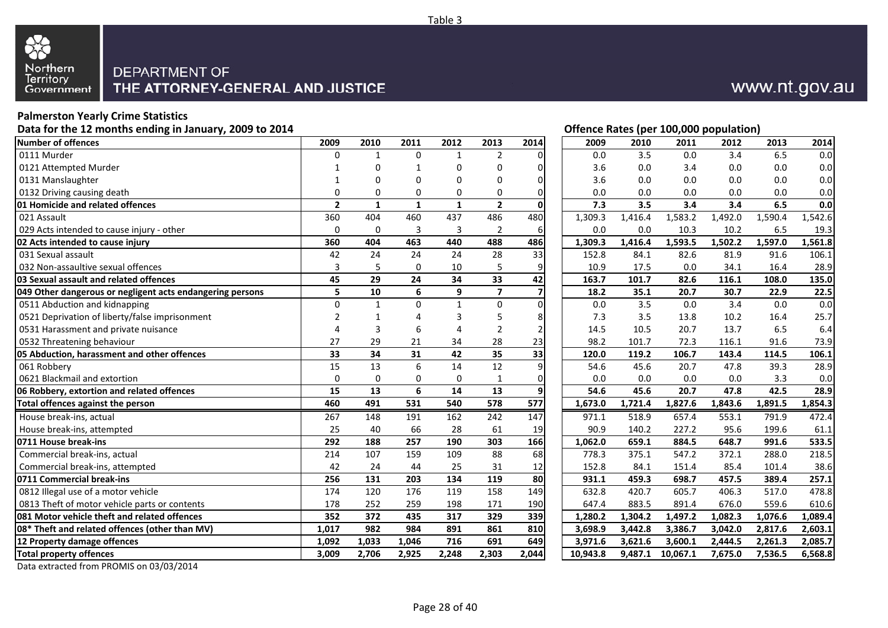Table 3

Northern Territory Government

DEPARTMENT OF THE ATTORNEY-GENERAL AND JUSTICE

www.nt.gov.au

**Palmerston Yearly Crime Statistics**

**Data for the 12 months ending in January, 2009 to 2014**

**Offence Rates (per 100,000 population)**

| Number of offences | 2009 | 2010 | 2011 | 2012 | 2013 | 2014 | 2009 | 2010 | 2011 | 2012 | 2013 | 2014 |
|---|---|---|---|---|---|---|---|---|---|---|---|---|
| 0111 Murder | 0 | 1 | 0 | 1 | 2 | 0 | 0.0 | 3.5 | 0.0 | 3.4 | 6.5 | 0.0 |
| 0121 Attempted Murder | 1 | 0 | 1 | 0 | 0 | 0 | 3.6 | 0.0 | 3.4 | 0.0 | 0.0 | 0.0 |
| 0131 Manslaughter | 1 | 0 | 0 | 0 | 0 | 0 | 3.6 | 0.0 | 0.0 | 0.0 | 0.0 | 0.0 |
| 0132 Driving causing death | 0 | 0 | 0 | 0 | 0 | 0 | 0.0 | 0.0 | 0.0 | 0.0 | 0.0 | 0.0 |
| **01 Homicide and related offences** | **2** | **1** | **1** | **1** | **2** | **0** | **7.3** | **3.5** | **3.4** | **3.4** | **6.5** | **0.0** |
| 021 Assault | 360 | 404 | 460 | 437 | 486 | 480 | 1,309.3 | 1,416.4 | 1,583.2 | 1,492.0 | 1,590.4 | 1,542.6 |
| 029 Acts intended to cause injury - other | 0 | 0 | 3 | 3 | 2 | 6 | 0.0 | 0.0 | 10.3 | 10.2 | 6.5 | 19.3 |
| **02 Acts intended to cause injury** | **360** | **404** | **463** | **440** | **488** | **486** | **1,309.3** | **1,416.4** | **1,593.5** | **1,502.2** | **1,597.0** | **1,561.8** |
| 031 Sexual assault | 42 | 24 | 24 | 24 | 28 | 33 | 152.8 | 84.1 | 82.6 | 81.9 | 91.6 | 106.1 |
| 032 Non-assaultive sexual offences | 3 | 5 | 0 | 10 | 5 | 9 | 10.9 | 17.5 | 0.0 | 34.1 | 16.4 | 28.9 |
| **03 Sexual assault and related offences** | **45** | **29** | **24** | **34** | **33** | **42** | **163.7** | **101.7** | **82.6** | **116.1** | **108.0** | **135.0** |
| **049 Other dangerous or negligent acts endangering persons** | **5** | **10** | **6** | **9** | **7** | **7** | **18.2** | **35.1** | **20.7** | **30.7** | **22.9** | **22.5** |
| 0511 Abduction and kidnapping | 0 | 1 | 0 | 1 | 0 | 0 | 0.0 | 3.5 | 0.0 | 3.4 | 0.0 | 0.0 |
| 0521 Deprivation of liberty/false imprisonment | 2 | 1 | 4 | 3 | 5 | 8 | 7.3 | 3.5 | 13.8 | 10.2 | 16.4 | 25.7 |
| 0531 Harassment and private nuisance | 4 | 3 | 6 | 4 | 2 | 2 | 14.5 | 10.5 | 20.7 | 13.7 | 6.5 | 6.4 |
| 0532 Threatening behaviour | 27 | 29 | 21 | 34 | 28 | 23 | 98.2 | 101.7 | 72.3 | 116.1 | 91.6 | 73.9 |
| **05 Abduction, harassment and other offences** | **33** | **34** | **31** | **42** | **35** | **33** | **120.0** | **119.2** | **106.7** | **143.4** | **114.5** | **106.1** |
| 061 Robbery | 15 | 13 | 6 | 14 | 12 | 9 | 54.6 | 45.6 | 20.7 | 47.8 | 39.3 | 28.9 |
| 0621 Blackmail and extortion | 0 | 0 | 0 | 0 | 1 | 0 | 0.0 | 0.0 | 0.0 | 0.0 | 3.3 | 0.0 |
| **06 Robbery, extortion and related offences** | **15** | **13** | **6** | **14** | **13** | **9** | **54.6** | **45.6** | **20.7** | **47.8** | **42.5** | **28.9** |
| **Total offences against the person** | **460** | **491** | **531** | **540** | **578** | **577** | **1,673.0** | **1,721.4** | **1,827.6** | **1,843.6** | **1,891.5** | **1,854.3** |
| House break-ins, actual | 267 | 148 | 191 | 162 | 242 | 147 | 971.1 | 518.9 | 657.4 | 553.1 | 791.9 | 472.4 |
| House break-ins, attempted | 25 | 40 | 66 | 28 | 61 | 19 | 90.9 | 140.2 | 227.2 | 95.6 | 199.6 | 61.1 |
| **0711 House break-ins** | **292** | **188** | **257** | **190** | **303** | **166** | **1,062.0** | **659.1** | **884.5** | **648.7** | **991.6** | **533.5** |
| Commercial break-ins, actual | 214 | 107 | 159 | 109 | 88 | 68 | 778.3 | 375.1 | 547.2 | 372.1 | 288.0 | 218.5 |
| Commercial break-ins, attempted | 42 | 24 | 44 | 25 | 31 | 12 | 152.8 | 84.1 | 151.4 | 85.4 | 101.4 | 38.6 |
| **0711 Commercial break-ins** | **256** | **131** | **203** | **134** | **119** | **80** | **931.1** | **459.3** | **698.7** | **457.5** | **389.4** | **257.1** |
| 0812 Illegal use of a motor vehicle | 174 | 120 | 176 | 119 | 158 | 149 | 632.8 | 420.7 | 605.7 | 406.3 | 517.0 | 478.8 |
| 0813 Theft of motor vehicle parts or contents | 178 | 252 | 259 | 198 | 171 | 190 | 647.4 | 883.5 | 891.4 | 676.0 | 559.6 | 610.6 |
| **081 Motor vehicle theft and related offences** | **352** | **372** | **435** | **317** | **329** | **339** | **1,280.2** | **1,304.2** | **1,497.2** | **1,082.3** | **1,076.6** | **1,089.4** |
| **08* Theft and related offences (other than MV)** | **1,017** | **982** | **984** | **891** | **861** | **810** | **3,698.9** | **3,442.8** | **3,386.7** | **3,042.0** | **2,817.6** | **2,603.1** |
| **12 Property damage offences** | **1,092** | **1,033** | **1,046** | **716** | **691** | **649** | **3,971.6** | **3,621.6** | **3,600.1** | **2,444.5** | **2,261.3** | **2,085.7** |
| **Total property offences** | **3,009** | **2,706** | **2,925** | **2,248** | **2,303** | **2,044** | **10,943.8** | **9,487.1** | **10,067.1** | **7,675.0** | **7,536.5** | **6,568.8** |

Data extracted from PROMIS on 03/03/2014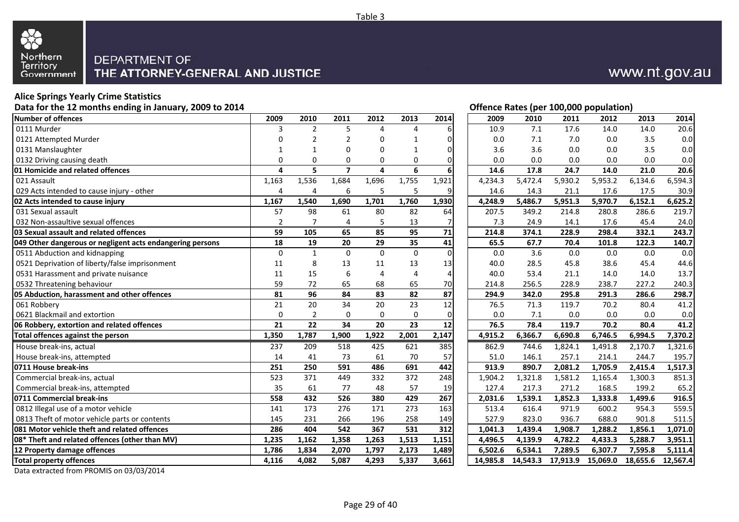Table 3

DEPARTMENT OF
THE ATTORNEY-GENERAL AND JUSTICE

www.nt.gov.au

**Alice Springs Yearly Crime Statistics**

**Data for the 12 months ending in January, 2009 to 2014**

**Offence Rates (per 100,000 population)**

| Number of offences | 2009 | 2010 | 2011 | 2012 | 2013 | 2014 | 2009 | 2010 | 2011 | 2012 | 2013 | 2014 |
|---|---|---|---|---|---|---|---|---|---|---|---|---|
| 0111 Murder | 3 | 2 | 5 | 4 | 4 | 6 | 10.9 | 7.1 | 17.6 | 14.0 | 14.0 | 20.6 |
| 0121 Attempted Murder | 0 | 2 | 2 | 0 | 1 | 0 | 0.0 | 7.1 | 7.0 | 0.0 | 3.5 | 0.0 |
| 0131 Manslaughter | 1 | 1 | 0 | 0 | 1 | 0 | 3.6 | 3.6 | 0.0 | 0.0 | 3.5 | 0.0 |
| 0132 Driving causing death | 0 | 0 | 0 | 0 | 0 | 0 | 0.0 | 0.0 | 0.0 | 0.0 | 0.0 | 0.0 |
| **01 Homicide and related offences** | **4** | **5** | **7** | **4** | **6** | **6** | **14.6** | **17.8** | **24.7** | **14.0** | **21.0** | **20.6** |
| 021 Assault | 1,163 | 1,536 | 1,684 | 1,696 | 1,755 | 1,921 | 4,234.3 | 5,472.4 | 5,930.2 | 5,953.2 | 6,134.6 | 6,594.3 |
| 029 Acts intended to cause injury - other | 4 | 4 | 6 | 5 | 5 | 9 | 14.6 | 14.3 | 21.1 | 17.6 | 17.5 | 30.9 |
| **02 Acts intended to cause injury** | **1,167** | **1,540** | **1,690** | **1,701** | **1,760** | **1,930** | **4,248.9** | **5,486.7** | **5,951.3** | **5,970.7** | **6,152.1** | **6,625.2** |
| 031 Sexual assault | 57 | 98 | 61 | 80 | 82 | 64 | 207.5 | 349.2 | 214.8 | 280.8 | 286.6 | 219.7 |
| 032 Non-assaultive sexual offences | 2 | 7 | 4 | 5 | 13 | 7 | 7.3 | 24.9 | 14.1 | 17.6 | 45.4 | 24.0 |
| **03 Sexual assault and related offences** | **59** | **105** | **65** | **85** | **95** | **71** | **214.8** | **374.1** | **228.9** | **298.4** | **332.1** | **243.7** |
| **049 Other dangerous or negligent acts endangering persons** | **18** | **19** | **20** | **29** | **35** | **41** | **65.5** | **67.7** | **70.4** | **101.8** | **122.3** | **140.7** |
| 0511 Abduction and kidnapping | 0 | 1 | 0 | 0 | 0 | 0 | 0.0 | 3.6 | 0.0 | 0.0 | 0.0 | 0.0 |
| 0521 Deprivation of liberty/false imprisonment | 11 | 8 | 13 | 11 | 13 | 13 | 40.0 | 28.5 | 45.8 | 38.6 | 45.4 | 44.6 |
| 0531 Harassment and private nuisance | 11 | 15 | 6 | 4 | 4 | 4 | 40.0 | 53.4 | 21.1 | 14.0 | 14.0 | 13.7 |
| 0532 Threatening behaviour | 59 | 72 | 65 | 68 | 65 | 70 | 214.8 | 256.5 | 228.9 | 238.7 | 227.2 | 240.3 |
| **05 Abduction, harassment and other offences** | **81** | **96** | **84** | **83** | **82** | **87** | **294.9** | **342.0** | **295.8** | **291.3** | **286.6** | **298.7** |
| 061 Robbery | 21 | 20 | 34 | 20 | 23 | 12 | 76.5 | 71.3 | 119.7 | 70.2 | 80.4 | 41.2 |
| 0621 Blackmail and extortion | 0 | 2 | 0 | 0 | 0 | 0 | 0.0 | 7.1 | 0.0 | 0.0 | 0.0 | 0.0 |
| **06 Robbery, extortion and related offences** | **21** | **22** | **34** | **20** | **23** | **12** | **76.5** | **78.4** | **119.7** | **70.2** | **80.4** | **41.2** |
| **Total offences against the person** | **1,350** | **1,787** | **1,900** | **1,922** | **2,001** | **2,147** | **4,915.2** | **6,366.7** | **6,690.8** | **6,746.5** | **6,994.5** | **7,370.2** |
| House break-ins, actual | 237 | 209 | 518 | 425 | 621 | 385 | 862.9 | 744.6 | 1,824.1 | 1,491.8 | 2,170.7 | 1,321.6 |
| House break-ins, attempted | 14 | 41 | 73 | 61 | 70 | 57 | 51.0 | 146.1 | 257.1 | 214.1 | 244.7 | 195.7 |
| **0711 House break-ins** | **251** | **250** | **591** | **486** | **691** | **442** | **913.9** | **890.7** | **2,081.2** | **1,705.9** | **2,415.4** | **1,517.3** |
| Commercial break-ins, actual | 523 | 371 | 449 | 332 | 372 | 248 | 1,904.2 | 1,321.8 | 1,581.2 | 1,165.4 | 1,300.3 | 851.3 |
| Commercial break-ins, attempted | 35 | 61 | 77 | 48 | 57 | 19 | 127.4 | 217.3 | 271.2 | 168.5 | 199.2 | 65.2 |
| **0711 Commercial break-ins** | **558** | **432** | **526** | **380** | **429** | **267** | **2,031.6** | **1,539.1** | **1,852.3** | **1,333.8** | **1,499.6** | **916.5** |
| 0812 Illegal use of a motor vehicle | 141 | 173 | 276 | 171 | 273 | 163 | 513.4 | 616.4 | 971.9 | 600.2 | 954.3 | 559.5 |
| 0813 Theft of motor vehicle parts or contents | 145 | 231 | 266 | 196 | 258 | 149 | 527.9 | 823.0 | 936.7 | 688.0 | 901.8 | 511.5 |
| **081 Motor vehicle theft and related offences** | **286** | **404** | **542** | **367** | **531** | **312** | **1,041.3** | **1,439.4** | **1,908.7** | **1,288.2** | **1,856.1** | **1,071.0** |
| **08* Theft and related offences (other than MV)** | **1,235** | **1,162** | **1,358** | **1,263** | **1,513** | **1,151** | **4,496.5** | **4,139.9** | **4,782.2** | **4,433.3** | **5,288.7** | **3,951.1** |
| **12 Property damage offences** | **1,786** | **1,834** | **2,070** | **1,797** | **2,173** | **1,489** | **6,502.6** | **6,534.1** | **7,289.5** | **6,307.7** | **7,595.8** | **5,111.4** |
| **Total property offences** | **4,116** | **4,082** | **5,087** | **4,293** | **5,337** | **3,661** | **14,985.8** | **14,543.3** | **17,913.9** | **15,069.0** | **18,655.6** | **12,567.4** |

Data extracted from PROMIS on 03/03/2014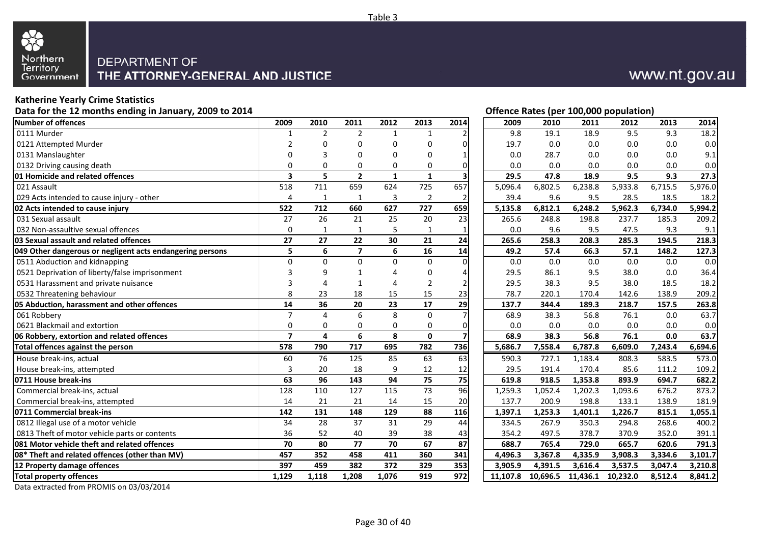Table 3

Northern Territory Government

DEPARTMENT OF
THE ATTORNEY-GENERAL AND JUSTICE

www.nt.gov.au

**Katherine Yearly Crime Statistics**

**Data for the 12 months ending in January, 2009 to 2014**

**Offence Rates (per 100,000 population)**

| Number of offences | 2009 | 2010 | 2011 | 2012 | 2013 | 2014 | 2009 | 2010 | 2011 | 2012 | 2013 | 2014 |
|---|---|---|---|---|---|---|---|---|---|---|---|---|
| 0111 Murder | 1 | 2 | 2 | 1 | 1 | 2 | 9.8 | 19.1 | 18.9 | 9.5 | 9.3 | 18.2 |
| 0121 Attempted Murder | 2 | 0 | 0 | 0 | 0 | 0 | 19.7 | 0.0 | 0.0 | 0.0 | 0.0 | 0.0 |
| 0131 Manslaughter | 0 | 3 | 0 | 0 | 0 | 1 | 0.0 | 28.7 | 0.0 | 0.0 | 0.0 | 9.1 |
| 0132 Driving causing death | 0 | 0 | 0 | 0 | 0 | 0 | 0.0 | 0.0 | 0.0 | 0.0 | 0.0 | 0.0 |
| **01 Homicide and related offences** | **3** | **5** | **2** | **1** | **1** | **3** | **29.5** | **47.8** | **18.9** | **9.5** | **9.3** | **27.3** |
| 021 Assault | 518 | 711 | 659 | 624 | 725 | 657 | 5,096.4 | 6,802.5 | 6,238.8 | 5,933.8 | 6,715.5 | 5,976.0 |
| 029 Acts intended to cause injury - other | 4 | 1 | 1 | 3 | 2 | 2 | 39.4 | 9.6 | 9.5 | 28.5 | 18.5 | 18.2 |
| **02 Acts intended to cause injury** | **522** | **712** | **660** | **627** | **727** | **659** | **5,135.8** | **6,812.1** | **6,248.2** | **5,962.3** | **6,734.0** | **5,994.2** |
| 031 Sexual assault | 27 | 26 | 21 | 25 | 20 | 23 | 265.6 | 248.8 | 198.8 | 237.7 | 185.3 | 209.2 |
| 032 Non-assaultive sexual offences | 0 | 1 | 1 | 5 | 1 | 1 | 0.0 | 9.6 | 9.5 | 47.5 | 9.3 | 9.1 |
| **03 Sexual assault and related offences** | **27** | **27** | **22** | **30** | **21** | **24** | **265.6** | **258.3** | **208.3** | **285.3** | **194.5** | **218.3** |
| **049 Other dangerous or negligent acts endangering persons** | **5** | **6** | **7** | **6** | **16** | **14** | **49.2** | **57.4** | **66.3** | **57.1** | **148.2** | **127.3** |
| 0511 Abduction and kidnapping | 0 | 0 | 0 | 0 | 0 | 0 | 0.0 | 0.0 | 0.0 | 0.0 | 0.0 | 0.0 |
| 0521 Deprivation of liberty/false imprisonment | 3 | 9 | 1 | 4 | 0 | 4 | 29.5 | 86.1 | 9.5 | 38.0 | 0.0 | 36.4 |
| 0531 Harassment and private nuisance | 3 | 4 | 1 | 4 | 2 | 2 | 29.5 | 38.3 | 9.5 | 38.0 | 18.5 | 18.2 |
| 0532 Threatening behaviour | 8 | 23 | 18 | 15 | 15 | 23 | 78.7 | 220.1 | 170.4 | 142.6 | 138.9 | 209.2 |
| **05 Abduction, harassment and other offences** | **14** | **36** | **20** | **23** | **17** | **29** | **137.7** | **344.4** | **189.3** | **218.7** | **157.5** | **263.8** |
| 061 Robbery | 7 | 4 | 6 | 8 | 0 | 7 | 68.9 | 38.3 | 56.8 | 76.1 | 0.0 | 63.7 |
| 0621 Blackmail and extortion | 0 | 0 | 0 | 0 | 0 | 0 | 0.0 | 0.0 | 0.0 | 0.0 | 0.0 | 0.0 |
| **06 Robbery, extortion and related offences** | **7** | **4** | **6** | **8** | **0** | **7** | **68.9** | **38.3** | **56.8** | **76.1** | **0.0** | **63.7** |
| **Total offences against the person** | **578** | **790** | **717** | **695** | **782** | **736** | **5,686.7** | **7,558.4** | **6,787.8** | **6,609.0** | **7,243.4** | **6,694.6** |
| House break-ins, actual | 60 | 76 | 125 | 85 | 63 | 63 | 590.3 | 727.1 | 1,183.4 | 808.3 | 583.5 | 573.0 |
| House break-ins, attempted | 3 | 20 | 18 | 9 | 12 | 12 | 29.5 | 191.4 | 170.4 | 85.6 | 111.2 | 109.2 |
| **0711 House break-ins** | **63** | **96** | **143** | **94** | **75** | **75** | **619.8** | **918.5** | **1,353.8** | **893.9** | **694.7** | **682.2** |
| Commercial break-ins, actual | 128 | 110 | 127 | 115 | 73 | 96 | 1,259.3 | 1,052.4 | 1,202.3 | 1,093.6 | 676.2 | 873.2 |
| Commercial break-ins, attempted | 14 | 21 | 21 | 14 | 15 | 20 | 137.7 | 200.9 | 198.8 | 133.1 | 138.9 | 181.9 |
| **0711 Commercial break-ins** | **142** | **131** | **148** | **129** | **88** | **116** | **1,397.1** | **1,253.3** | **1,401.1** | **1,226.7** | **815.1** | **1,055.1** |
| 0812 Illegal use of a motor vehicle | 34 | 28 | 37 | 31 | 29 | 44 | 334.5 | 267.9 | 350.3 | 294.8 | 268.6 | 400.2 |
| 0813 Theft of motor vehicle parts or contents | 36 | 52 | 40 | 39 | 38 | 43 | 354.2 | 497.5 | 378.7 | 370.9 | 352.0 | 391.1 |
| **081 Motor vehicle theft and related offences** | **70** | **80** | **77** | **70** | **67** | **87** | **688.7** | **765.4** | **729.0** | **665.7** | **620.6** | **791.3** |
| **08* Theft and related offences (other than MV)** | **457** | **352** | **458** | **411** | **360** | **341** | **4,496.3** | **3,367.8** | **4,335.9** | **3,908.3** | **3,334.6** | **3,101.7** |
| **12 Property damage offences** | **397** | **459** | **382** | **372** | **329** | **353** | **3,905.9** | **4,391.5** | **3,616.4** | **3,537.5** | **3,047.4** | **3,210.8** |
| **Total property offences** | **1,129** | **1,118** | **1,208** | **1,076** | **919** | **972** | **11,107.8** | **10,696.5** | **11,436.1** | **10,232.0** | **8,512.4** | **8,841.2** |

Data extracted from PROMIS on 03/03/2014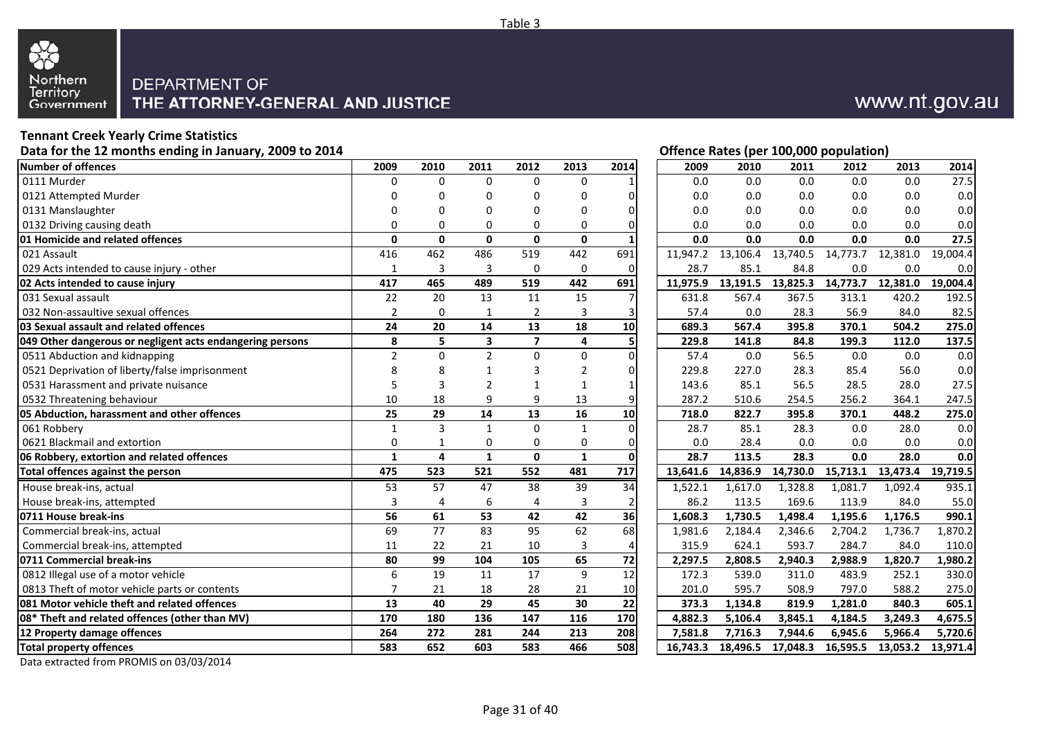Table 3

Northern Territory Government

DEPARTMENT OF
THE ATTORNEY-GENERAL AND JUSTICE

www.nt.gov.au

**Tennant Creek Yearly Crime Statistics**

**Data for the 12 months ending in January, 2009 to 2014**

**Offence Rates (per 100,000 population)**

| Number of offences | 2009 | 2010 | 2011 | 2012 | 2013 | 2014 | 2009 | 2010 | 2011 | 2012 | 2013 | 2014 |
|---|---|---|---|---|---|---|---|---|---|---|---|---|
| 0111 Murder | 0 | 0 | 0 | 0 | 0 | 1 | 0.0 | 0.0 | 0.0 | 0.0 | 0.0 | 27.5 |
| 0121 Attempted Murder | 0 | 0 | 0 | 0 | 0 | 0 | 0.0 | 0.0 | 0.0 | 0.0 | 0.0 | 0.0 |
| 0131 Manslaughter | 0 | 0 | 0 | 0 | 0 | 0 | 0.0 | 0.0 | 0.0 | 0.0 | 0.0 | 0.0 |
| 0132 Driving causing death | 0 | 0 | 0 | 0 | 0 | 0 | 0.0 | 0.0 | 0.0 | 0.0 | 0.0 | 0.0 |
| **01 Homicide and related offences** | **0** | **0** | **0** | **0** | **0** | **1** | **0.0** | **0.0** | **0.0** | **0.0** | **0.0** | **27.5** |
| 021 Assault | 416 | 462 | 486 | 519 | 442 | 691 | 11,947.2 | 13,106.4 | 13,740.5 | 14,773.7 | 12,381.0 | 19,004.4 |
| 029 Acts intended to cause injury - other | 1 | 3 | 3 | 0 | 0 | 0 | 28.7 | 85.1 | 84.8 | 0.0 | 0.0 | 0.0 |
| **02 Acts intended to cause injury** | **417** | **465** | **489** | **519** | **442** | **691** | **11,975.9** | **13,191.5** | **13,825.3** | **14,773.7** | **12,381.0** | **19,004.4** |
| 031 Sexual assault | 22 | 20 | 13 | 11 | 15 | 7 | 631.8 | 567.4 | 367.5 | 313.1 | 420.2 | 192.5 |
| 032 Non-assaultive sexual offences | 2 | 0 | 1 | 2 | 3 | 3 | 57.4 | 0.0 | 28.3 | 56.9 | 84.0 | 82.5 |
| **03 Sexual assault and related offences** | **24** | **20** | **14** | **13** | **18** | **10** | **689.3** | **567.4** | **395.8** | **370.1** | **504.2** | **275.0** |
| **049 Other dangerous or negligent acts endangering persons** | **8** | **5** | **3** | **7** | **4** | **5** | **229.8** | **141.8** | **84.8** | **199.3** | **112.0** | **137.5** |
| 0511 Abduction and kidnapping | 2 | 0 | 2 | 0 | 0 | 0 | 57.4 | 0.0 | 56.5 | 0.0 | 0.0 | 0.0 |
| 0521 Deprivation of liberty/false imprisonment | 8 | 8 | 1 | 3 | 2 | 0 | 229.8 | 227.0 | 28.3 | 85.4 | 56.0 | 0.0 |
| 0531 Harassment and private nuisance | 5 | 3 | 2 | 1 | 1 | 1 | 143.6 | 85.1 | 56.5 | 28.5 | 28.0 | 27.5 |
| 0532 Threatening behaviour | 10 | 18 | 9 | 9 | 13 | 9 | 287.2 | 510.6 | 254.5 | 256.2 | 364.1 | 247.5 |
| **05 Abduction, harassment and other offences** | **25** | **29** | **14** | **13** | **16** | **10** | **718.0** | **822.7** | **395.8** | **370.1** | **448.2** | **275.0** |
| 061 Robbery | 1 | 3 | 1 | 0 | 1 | 0 | 28.7 | 85.1 | 28.3 | 0.0 | 28.0 | 0.0 |
| 0621 Blackmail and extortion | 0 | 1 | 0 | 0 | 0 | 0 | 0.0 | 28.4 | 0.0 | 0.0 | 0.0 | 0.0 |
| **06 Robbery, extortion and related offences** | **1** | **4** | **1** | **0** | **1** | **0** | **28.7** | **113.5** | **28.3** | **0.0** | **28.0** | **0.0** |
| **Total offences against the person** | **475** | **523** | **521** | **552** | **481** | **717** | **13,641.6** | **14,836.9** | **14,730.0** | **15,713.1** | **13,473.4** | **19,719.5** |
| House break-ins, actual | 53 | 57 | 47 | 38 | 39 | 34 | 1,522.1 | 1,617.0 | 1,328.8 | 1,081.7 | 1,092.4 | 935.1 |
| House break-ins, attempted | 3 | 4 | 6 | 4 | 3 | 2 | 86.2 | 113.5 | 169.6 | 113.9 | 84.0 | 55.0 |
| **0711 House break-ins** | **56** | **61** | **53** | **42** | **42** | **36** | **1,608.3** | **1,730.5** | **1,498.4** | **1,195.6** | **1,176.5** | **990.1** |
| Commercial break-ins, actual | 69 | 77 | 83 | 95 | 62 | 68 | 1,981.6 | 2,184.4 | 2,346.6 | 2,704.2 | 1,736.7 | 1,870.2 |
| Commercial break-ins, attempted | 11 | 22 | 21 | 10 | 3 | 4 | 315.9 | 624.1 | 593.7 | 284.7 | 84.0 | 110.0 |
| **0711 Commercial break-ins** | **80** | **99** | **104** | **105** | **65** | **72** | **2,297.5** | **2,808.5** | **2,940.3** | **2,988.9** | **1,820.7** | **1,980.2** |
| 0812 Illegal use of a motor vehicle | 6 | 19 | 11 | 17 | 9 | 12 | 172.3 | 539.0 | 311.0 | 483.9 | 252.1 | 330.0 |
| 0813 Theft of motor vehicle parts or contents | 7 | 21 | 18 | 28 | 21 | 10 | 201.0 | 595.7 | 508.9 | 797.0 | 588.2 | 275.0 |
| **081 Motor vehicle theft and related offences** | **13** | **40** | **29** | **45** | **30** | **22** | **373.3** | **1,134.8** | **819.9** | **1,281.0** | **840.3** | **605.1** |
| **08* Theft and related offences (other than MV)** | **170** | **180** | **136** | **147** | **116** | **170** | **4,882.3** | **5,106.4** | **3,845.1** | **4,184.5** | **3,249.3** | **4,675.5** |
| **12 Property damage offences** | **264** | **272** | **281** | **244** | **213** | **208** | **7,581.8** | **7,716.3** | **7,944.6** | **6,945.6** | **5,966.4** | **5,720.6** |
| **Total property offences** | **583** | **652** | **603** | **583** | **466** | **508** | **16,743.3** | **18,496.5** | **17,048.3** | **16,595.5** | **13,053.2** | **13,971.4** |

Data extracted from PROMIS on 03/03/2014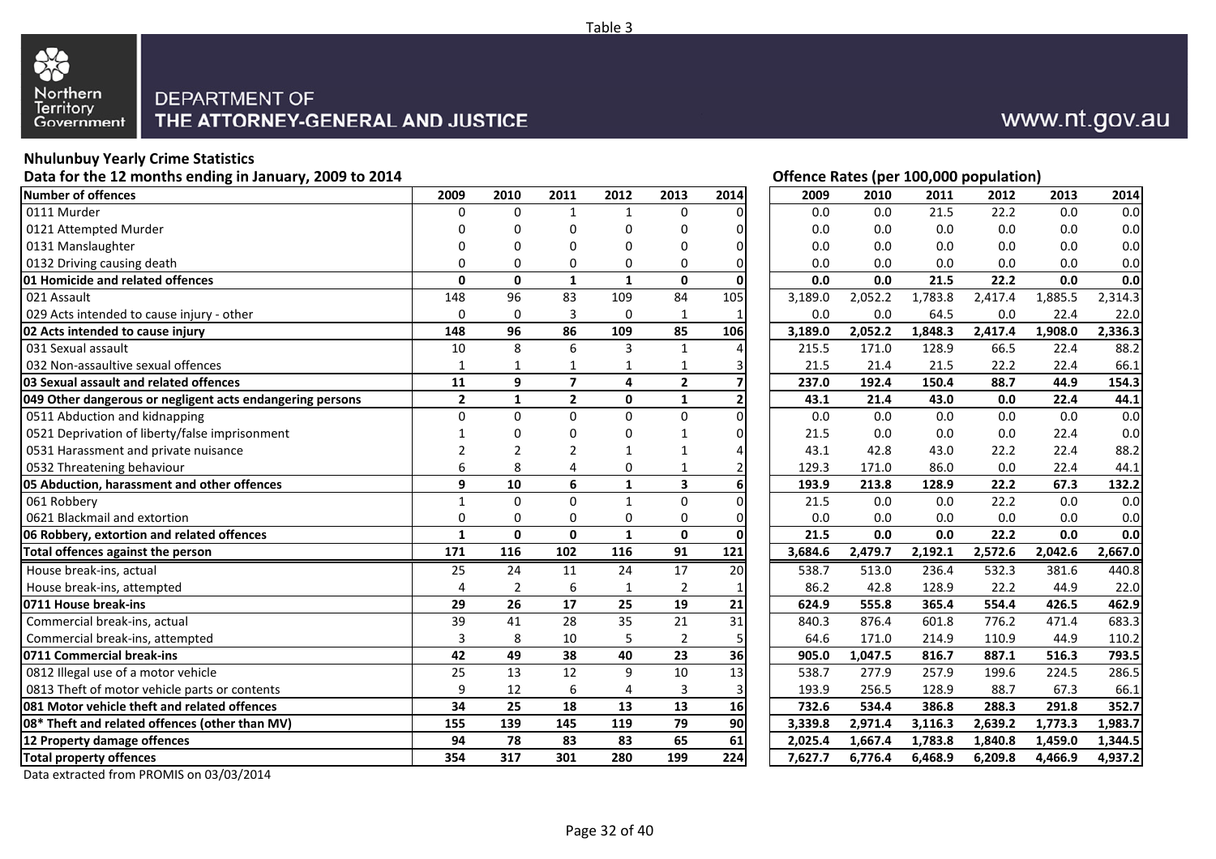Table 3

DEPARTMENT OF THE ATTORNEY-GENERAL AND JUSTICE

www.nt.gov.au

## Nhulunbuy Yearly Crime Statistics

**Data for the 12 months ending in January, 2009 to 2014**

**Offence Rates (per 100,000 population)**

| Number of offences | 2009 | 2010 | 2011 | 2012 | 2013 | 2014 | 2009 | 2010 | 2011 | 2012 | 2013 | 2014 |
|---|---|---|---|---|---|---|---|---|---|---|---|---|
| 0111 Murder | 0 | 0 | 1 | 1 | 0 | 0 | 0.0 | 0.0 | 21.5 | 22.2 | 0.0 | 0.0 |
| 0121 Attempted Murder | 0 | 0 | 0 | 0 | 0 | 0 | 0.0 | 0.0 | 0.0 | 0.0 | 0.0 | 0.0 |
| 0131 Manslaughter | 0 | 0 | 0 | 0 | 0 | 0 | 0.0 | 0.0 | 0.0 | 0.0 | 0.0 | 0.0 |
| 0132 Driving causing death | 0 | 0 | 0 | 0 | 0 | 0 | 0.0 | 0.0 | 0.0 | 0.0 | 0.0 | 0.0 |
| **01 Homicide and related offences** | **0** | **0** | **1** | **1** | **0** | **0** | **0.0** | **0.0** | **21.5** | **22.2** | **0.0** | **0.0** |
| 021 Assault | 148 | 96 | 83 | 109 | 84 | 105 | 3,189.0 | 2,052.2 | 1,783.8 | 2,417.4 | 1,885.5 | 2,314.3 |
| 029 Acts intended to cause injury - other | 0 | 0 | 3 | 0 | 1 | 1 | 0.0 | 0.0 | 64.5 | 0.0 | 22.4 | 22.0 |
| **02 Acts intended to cause injury** | **148** | **96** | **86** | **109** | **85** | **106** | **3,189.0** | **2,052.2** | **1,848.3** | **2,417.4** | **1,908.0** | **2,336.3** |
| 031 Sexual assault | 10 | 8 | 6 | 3 | 1 | 4 | 215.5 | 171.0 | 128.9 | 66.5 | 22.4 | 88.2 |
| 032 Non-assaultive sexual offences | 1 | 1 | 1 | 1 | 1 | 3 | 21.5 | 21.4 | 21.5 | 22.2 | 22.4 | 66.1 |
| **03 Sexual assault and related offences** | **11** | **9** | **7** | **4** | **2** | **7** | **237.0** | **192.4** | **150.4** | **88.7** | **44.9** | **154.3** |
| **049 Other dangerous or negligent acts endangering persons** | **2** | **1** | **2** | **0** | **1** | **2** | **43.1** | **21.4** | **43.0** | **0.0** | **22.4** | **44.1** |
| 0511 Abduction and kidnapping | 0 | 0 | 0 | 0 | 0 | 0 | 0.0 | 0.0 | 0.0 | 0.0 | 0.0 | 0.0 |
| 0521 Deprivation of liberty/false imprisonment | 1 | 0 | 0 | 0 | 1 | 0 | 21.5 | 0.0 | 0.0 | 0.0 | 22.4 | 0.0 |
| 0531 Harassment and private nuisance | 2 | 2 | 2 | 1 | 1 | 4 | 43.1 | 42.8 | 43.0 | 22.2 | 22.4 | 88.2 |
| 0532 Threatening behaviour | 6 | 8 | 4 | 0 | 1 | 2 | 129.3 | 171.0 | 86.0 | 0.0 | 22.4 | 44.1 |
| **05 Abduction, harassment and other offences** | **9** | **10** | **6** | **1** | **3** | **6** | **193.9** | **213.8** | **128.9** | **22.2** | **67.3** | **132.2** |
| 061 Robbery | 1 | 0 | 0 | 1 | 0 | 0 | 21.5 | 0.0 | 0.0 | 22.2 | 0.0 | 0.0 |
| 0621 Blackmail and extortion | 0 | 0 | 0 | 0 | 0 | 0 | 0.0 | 0.0 | 0.0 | 0.0 | 0.0 | 0.0 |
| **06 Robbery, extortion and related offences** | **1** | **0** | **0** | **1** | **0** | **0** | **21.5** | **0.0** | **0.0** | **22.2** | **0.0** | **0.0** |
| **Total offences against the person** | **171** | **116** | **102** | **116** | **91** | **121** | **3,684.6** | **2,479.7** | **2,192.1** | **2,572.6** | **2,042.6** | **2,667.0** |
| House break-ins, actual | 25 | 24 | 11 | 24 | 17 | 20 | 538.7 | 513.0 | 236.4 | 532.3 | 381.6 | 440.8 |
| House break-ins, attempted | 4 | 2 | 6 | 1 | 2 | 1 | 86.2 | 42.8 | 128.9 | 22.2 | 44.9 | 22.0 |
| **0711 House break-ins** | **29** | **26** | **17** | **25** | **19** | **21** | **624.9** | **555.8** | **365.4** | **554.4** | **426.5** | **462.9** |
| Commercial break-ins, actual | 39 | 41 | 28 | 35 | 21 | 31 | 840.3 | 876.4 | 601.8 | 776.2 | 471.4 | 683.3 |
| Commercial break-ins, attempted | 3 | 8 | 10 | 5 | 2 | 5 | 64.6 | 171.0 | 214.9 | 110.9 | 44.9 | 110.2 |
| **0711 Commercial break-ins** | **42** | **49** | **38** | **40** | **23** | **36** | **905.0** | **1,047.5** | **816.7** | **887.1** | **516.3** | **793.5** |
| 0812 Illegal use of a motor vehicle | 25 | 13 | 12 | 9 | 10 | 13 | 538.7 | 277.9 | 257.9 | 199.6 | 224.5 | 286.5 |
| 0813 Theft of motor vehicle parts or contents | 9 | 12 | 6 | 4 | 3 | 3 | 193.9 | 256.5 | 128.9 | 88.7 | 67.3 | 66.1 |
| **081 Motor vehicle theft and related offences** | **34** | **25** | **18** | **13** | **13** | **16** | **732.6** | **534.4** | **386.8** | **288.3** | **291.8** | **352.7** |
| **08* Theft and related offences (other than MV)** | **155** | **139** | **145** | **119** | **79** | **90** | **3,339.8** | **2,971.4** | **3,116.3** | **2,639.2** | **1,773.3** | **1,983.7** |
| **12 Property damage offences** | **94** | **78** | **83** | **83** | **65** | **61** | **2,025.4** | **1,667.4** | **1,783.8** | **1,840.8** | **1,459.0** | **1,344.5** |
| **Total property offences** | **354** | **317** | **301** | **280** | **199** | **224** | **7,627.7** | **6,776.4** | **6,468.9** | **6,209.8** | **4,466.9** | **4,937.2** |

Data extracted from PROMIS on 03/03/2014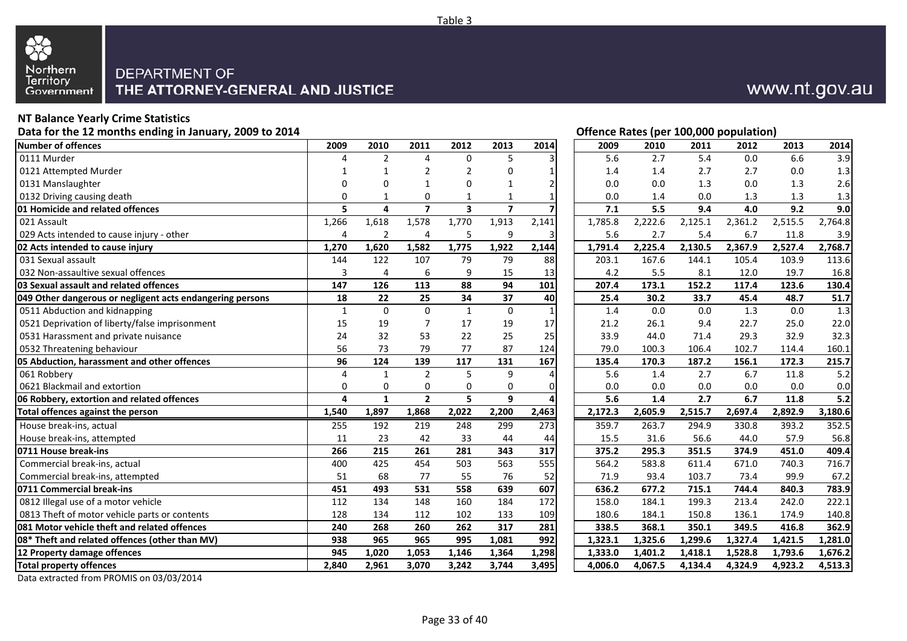Table 3

DEPARTMENT OF THE ATTORNEY-GENERAL AND JUSTICE

www.nt.gov.au

## NT Balance Yearly Crime Statistics

**Data for the 12 months ending in January, 2009 to 2014**

| Number of offences | 2009 | 2010 | 2011 | 2012 | 2013 | 2014 |
|---|---|---|---|---|---|---|
| 0111 Murder | 4 | 2 | 4 | 0 | 5 | 3 |
| 0121 Attempted Murder | 1 | 1 | 2 | 2 | 0 | 1 |
| 0131 Manslaughter | 0 | 0 | 1 | 0 | 1 | 2 |
| 0132 Driving causing death | 0 | 1 | 0 | 1 | 1 | 1 |
| **01 Homicide and related offences** | **5** | **4** | **7** | **3** | **7** | **7** |
| 021 Assault | 1,266 | 1,618 | 1,578 | 1,770 | 1,913 | 2,141 |
| 029 Acts intended to cause injury - other | 4 | 2 | 4 | 5 | 9 | 3 |
| **02 Acts intended to cause injury** | **1,270** | **1,620** | **1,582** | **1,775** | **1,922** | **2,144** |
| 031 Sexual assault | 144 | 122 | 107 | 79 | 79 | 88 |
| 032 Non-assaultive sexual offences | 3 | 4 | 6 | 9 | 15 | 13 |
| **03 Sexual assault and related offences** | **147** | **126** | **113** | **88** | **94** | **101** |
| **049 Other dangerous or negligent acts endangering persons** | **18** | **22** | **25** | **34** | **37** | **40** |
| 0511 Abduction and kidnapping | 1 | 0 | 0 | 1 | 0 | 1 |
| 0521 Deprivation of liberty/false imprisonment | 15 | 19 | 7 | 17 | 19 | 17 |
| 0531 Harassment and private nuisance | 24 | 32 | 53 | 22 | 25 | 25 |
| 0532 Threatening behaviour | 56 | 73 | 79 | 77 | 87 | 124 |
| **05 Abduction, harassment and other offences** | **96** | **124** | **139** | **117** | **131** | **167** |
| 061 Robbery | 4 | 1 | 2 | 5 | 9 | 4 |
| 0621 Blackmail and extortion | 0 | 0 | 0 | 0 | 0 | 0 |
| **06 Robbery, extortion and related offences** | **4** | **1** | **2** | **5** | **9** | **4** |
| **Total offences against the person** | **1,540** | **1,897** | **1,868** | **2,022** | **2,200** | **2,463** |
| House break-ins, actual | 255 | 192 | 219 | 248 | 299 | 273 |
| House break-ins, attempted | 11 | 23 | 42 | 33 | 44 | 44 |
| **0711 House break-ins** | **266** | **215** | **261** | **281** | **343** | **317** |
| Commercial break-ins, actual | 400 | 425 | 454 | 503 | 563 | 555 |
| Commercial break-ins, attempted | 51 | 68 | 77 | 55 | 76 | 52 |
| **0711 Commercial break-ins** | **451** | **493** | **531** | **558** | **639** | **607** |
| 0812 Illegal use of a motor vehicle | 112 | 134 | 148 | 160 | 184 | 172 |
| 0813 Theft of motor vehicle parts or contents | 128 | 134 | 112 | 102 | 133 | 109 |
| **081 Motor vehicle theft and related offences** | **240** | **268** | **260** | **262** | **317** | **281** |
| **08* Theft and related offences (other than MV)** | **938** | **965** | **965** | **995** | **1,081** | **992** |
| **12 Property damage offences** | **945** | **1,020** | **1,053** | **1,146** | **1,364** | **1,298** |
| **Total property offences** | **2,840** | **2,961** | **3,070** | **3,242** | **3,744** | **3,495** |

**Offence Rates (per 100,000 population)**

| Number of offences | 2009 | 2010 | 2011 | 2012 | 2013 | 2014 |
|---|---|---|---|---|---|---|
| 0111 Murder | 5.6 | 2.7 | 5.4 | 0.0 | 6.6 | 3.9 |
| 0121 Attempted Murder | 1.4 | 1.4 | 2.7 | 2.7 | 0.0 | 1.3 |
| 0131 Manslaughter | 0.0 | 0.0 | 1.3 | 0.0 | 1.3 | 2.6 |
| 0132 Driving causing death | 0.0 | 1.4 | 0.0 | 1.3 | 1.3 | 1.3 |
| **01 Homicide and related offences** | **7.1** | **5.5** | **9.4** | **4.0** | **9.2** | **9.0** |
| 021 Assault | 1,785.8 | 2,222.6 | 2,125.1 | 2,361.2 | 2,515.5 | 2,764.8 |
| 029 Acts intended to cause injury - other | 5.6 | 2.7 | 5.4 | 6.7 | 11.8 | 3.9 |
| **02 Acts intended to cause injury** | **1,791.4** | **2,225.4** | **2,130.5** | **2,367.9** | **2,527.4** | **2,768.7** |
| 031 Sexual assault | 203.1 | 167.6 | 144.1 | 105.4 | 103.9 | 113.6 |
| 032 Non-assaultive sexual offences | 4.2 | 5.5 | 8.1 | 12.0 | 19.7 | 16.8 |
| **03 Sexual assault and related offences** | **207.4** | **173.1** | **152.2** | **117.4** | **123.6** | **130.4** |
| **049 Other dangerous or negligent acts endangering persons** | **25.4** | **30.2** | **33.7** | **45.4** | **48.7** | **51.7** |
| 0511 Abduction and kidnapping | 1.4 | 0.0 | 0.0 | 1.3 | 0.0 | 1.3 |
| 0521 Deprivation of liberty/false imprisonment | 21.2 | 26.1 | 9.4 | 22.7 | 25.0 | 22.0 |
| 0531 Harassment and private nuisance | 33.9 | 44.0 | 71.4 | 29.3 | 32.9 | 32.3 |
| 0532 Threatening behaviour | 79.0 | 100.3 | 106.4 | 102.7 | 114.4 | 160.1 |
| **05 Abduction, harassment and other offences** | **135.4** | **170.3** | **187.2** | **156.1** | **172.3** | **215.7** |
| 061 Robbery | 5.6 | 1.4 | 2.7 | 6.7 | 11.8 | 5.2 |
| 0621 Blackmail and extortion | 0.0 | 0.0 | 0.0 | 0.0 | 0.0 | 0.0 |
| **06 Robbery, extortion and related offences** | **5.6** | **1.4** | **2.7** | **6.7** | **11.8** | **5.2** |
| **Total offences against the person** | **2,172.3** | **2,605.9** | **2,515.7** | **2,697.4** | **2,892.9** | **3,180.6** |
| House break-ins, actual | 359.7 | 263.7 | 294.9 | 330.8 | 393.2 | 352.5 |
| House break-ins, attempted | 15.5 | 31.6 | 56.6 | 44.0 | 57.9 | 56.8 |
| **0711 House break-ins** | **375.2** | **295.3** | **351.5** | **374.9** | **451.0** | **409.4** |
| Commercial break-ins, actual | 564.2 | 583.8 | 611.4 | 671.0 | 740.3 | 716.7 |
| Commercial break-ins, attempted | 71.9 | 93.4 | 103.7 | 73.4 | 99.9 | 67.2 |
| **0711 Commercial break-ins** | **636.2** | **677.2** | **715.1** | **744.4** | **840.3** | **783.9** |
| 0812 Illegal use of a motor vehicle | 158.0 | 184.1 | 199.3 | 213.4 | 242.0 | 222.1 |
| 0813 Theft of motor vehicle parts or contents | 180.6 | 184.1 | 150.8 | 136.1 | 174.9 | 140.8 |
| **081 Motor vehicle theft and related offences** | **338.5** | **368.1** | **350.1** | **349.5** | **416.8** | **362.9** |
| **08* Theft and related offences (other than MV)** | **1,323.1** | **1,325.6** | **1,299.6** | **1,327.4** | **1,421.5** | **1,281.0** |
| **12 Property damage offences** | **1,333.0** | **1,401.2** | **1,418.1** | **1,528.8** | **1,793.6** | **1,676.2** |
| **Total property offences** | **4,006.0** | **4,067.5** | **4,134.4** | **4,324.9** | **4,923.2** | **4,513.3** |

Data extracted from PROMIS on 03/03/2014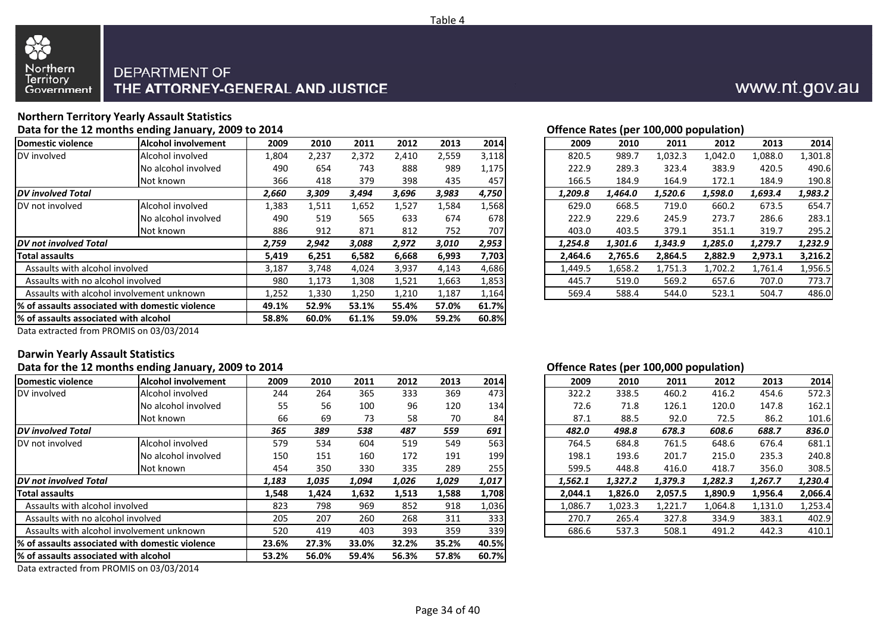Table 4

Northern Territory Government

DEPARTMENT OF THE ATTORNEY-GENERAL AND JUSTICE

www.nt.gov.au

## Northern Territory Yearly Assault Statistics

### Data for the 12 months ending January, 2009 to 2014

| Domestic violence | Alcohol involvement | 2009 | 2010 | 2011 | 2012 | 2013 | 2014 |
|---|---|---|---|---|---|---|---|
| DV involved | Alcohol involved | 1,804 | 2,237 | 2,372 | 2,410 | 2,559 | 3,118 |
| | No alcohol involved | 490 | 654 | 743 | 888 | 989 | 1,175 |
| | Not known | 366 | 418 | 379 | 398 | 435 | 457 |
| ***DV involved Total*** | | ***2,660*** | ***3,309*** | ***3,494*** | ***3,696*** | ***3,983*** | ***4,750*** |
| DV not involved | Alcohol involved | 1,383 | 1,511 | 1,652 | 1,527 | 1,584 | 1,568 |
| | No alcohol involved | 490 | 519 | 565 | 633 | 674 | 678 |
| | Not known | 886 | 912 | 871 | 812 | 752 | 707 |
| ***DV not involved Total*** | | ***2,759*** | ***2,942*** | ***3,088*** | ***2,972*** | ***3,010*** | ***2,953*** |
| **Total assaults** | | **5,419** | **6,251** | **6,582** | **6,668** | **6,993** | **7,703** |
| Assaults with alcohol involved | | 3,187 | 3,748 | 4,024 | 3,937 | 4,143 | 4,686 |
| Assaults with no alcohol involved | | 980 | 1,173 | 1,308 | 1,521 | 1,663 | 1,853 |
| Assaults with alcohol involvement unknown | | 1,252 | 1,330 | 1,250 | 1,210 | 1,187 | 1,164 |
| **% of assaults associated with domestic violence** | | **49.1%** | **52.9%** | **53.1%** | **55.4%** | **57.0%** | **61.7%** |
| **% of assaults associated with alcohol** | | **58.8%** | **60.0%** | **61.1%** | **59.0%** | **59.2%** | **60.8%** |

Data extracted from PROMIS on 03/03/2014

### Offence Rates (per 100,000 population)

| Domestic violence | Alcohol involvement | 2009 | 2010 | 2011 | 2012 | 2013 | 2014 |
|---|---|---|---|---|---|---|---|
| DV involved | Alcohol involved | 820.5 | 989.7 | 1,032.3 | 1,042.0 | 1,088.0 | 1,301.8 |
| | No alcohol involved | 222.9 | 289.3 | 323.4 | 383.9 | 420.5 | 490.6 |
| | Not known | 166.5 | 184.9 | 164.9 | 172.1 | 184.9 | 190.8 |
| ***DV involved Total*** | | ***1,209.8*** | ***1,464.0*** | ***1,520.6*** | ***1,598.0*** | ***1,693.4*** | ***1,983.2*** |
| DV not involved | Alcohol involved | 629.0 | 668.5 | 719.0 | 660.2 | 673.5 | 654.7 |
| | No alcohol involved | 222.9 | 229.6 | 245.9 | 273.7 | 286.6 | 283.1 |
| | Not known | 403.0 | 403.5 | 379.1 | 351.1 | 319.7 | 295.2 |
| ***DV not involved Total*** | | ***1,254.8*** | ***1,301.6*** | ***1,343.9*** | ***1,285.0*** | ***1,279.7*** | ***1,232.9*** |
| **Total assaults** | | **2,464.6** | **2,765.6** | **2,864.5** | **2,882.9** | **2,973.1** | **3,216.2** |
| Assaults with alcohol involved | | 1,449.5 | 1,658.2 | 1,751.3 | 1,702.2 | 1,761.4 | 1,956.5 |
| Assaults with no alcohol involved | | 445.7 | 519.0 | 569.2 | 657.6 | 707.0 | 773.7 |
| Assaults with alcohol involvement unknown | | 569.4 | 588.4 | 544.0 | 523.1 | 504.7 | 486.0 |

## Darwin Yearly Assault Statistics

### Data for the 12 months ending January, 2009 to 2014

| Domestic violence | Alcohol involvement | 2009 | 2010 | 2011 | 2012 | 2013 | 2014 |
|---|---|---|---|---|---|---|---|
| DV involved | Alcohol involved | 244 | 264 | 365 | 333 | 369 | 473 |
| | No alcohol involved | 55 | 56 | 100 | 96 | 120 | 134 |
| | Not known | 66 | 69 | 73 | 58 | 70 | 84 |
| ***DV involved Total*** | | ***365*** | ***389*** | ***538*** | ***487*** | ***559*** | ***691*** |
| DV not involved | Alcohol involved | 579 | 534 | 604 | 519 | 549 | 563 |
| | No alcohol involved | 150 | 151 | 160 | 172 | 191 | 199 |
| | Not known | 454 | 350 | 330 | 335 | 289 | 255 |
| ***DV not involved Total*** | | ***1,183*** | ***1,035*** | ***1,094*** | ***1,026*** | ***1,029*** | ***1,017*** |
| **Total assaults** | | **1,548** | **1,424** | **1,632** | **1,513** | **1,588** | **1,708** |
| Assaults with alcohol involved | | 823 | 798 | 969 | 852 | 918 | 1,036 |
| Assaults with no alcohol involved | | 205 | 207 | 260 | 268 | 311 | 333 |
| Assaults with alcohol involvement unknown | | 520 | 419 | 403 | 393 | 359 | 339 |
| **% of assaults associated with domestic violence** | | **23.6%** | **27.3%** | **33.0%** | **32.2%** | **35.2%** | **40.5%** |
| **% of assaults associated with alcohol** | | **53.2%** | **56.0%** | **59.4%** | **56.3%** | **57.8%** | **60.7%** |

Data extracted from PROMIS on 03/03/2014

### Offence Rates (per 100,000 population)

| Domestic violence | Alcohol involvement | 2009 | 2010 | 2011 | 2012 | 2013 | 2014 |
|---|---|---|---|---|---|---|---|
| DV involved | Alcohol involved | 322.2 | 338.5 | 460.2 | 416.2 | 454.6 | 572.3 |
| | No alcohol involved | 72.6 | 71.8 | 126.1 | 120.0 | 147.8 | 162.1 |
| | Not known | 87.1 | 88.5 | 92.0 | 72.5 | 86.2 | 101.6 |
| ***DV involved Total*** | | ***482.0*** | ***498.8*** | ***678.3*** | ***608.6*** | ***688.7*** | ***836.0*** |
| DV not involved | Alcohol involved | 764.5 | 684.8 | 761.5 | 648.6 | 676.4 | 681.1 |
| | No alcohol involved | 198.1 | 193.6 | 201.7 | 215.0 | 235.3 | 240.8 |
| | Not known | 599.5 | 448.8 | 416.0 | 418.7 | 356.0 | 308.5 |
| ***DV not involved Total*** | | ***1,562.1*** | ***1,327.2*** | ***1,379.3*** | ***1,282.3*** | ***1,267.7*** | ***1,230.4*** |
| **Total assaults** | | **2,044.1** | **1,826.0** | **2,057.5** | **1,890.9** | **1,956.4** | **2,066.4** |
| Assaults with alcohol involved | | 1,086.7 | 1,023.3 | 1,221.7 | 1,064.8 | 1,131.0 | 1,253.4 |
| Assaults with no alcohol involved | | 270.7 | 265.4 | 327.8 | 334.9 | 383.1 | 402.9 |
| Assaults with alcohol involvement unknown | | 686.6 | 537.3 | 508.1 | 491.2 | 442.3 | 410.1 |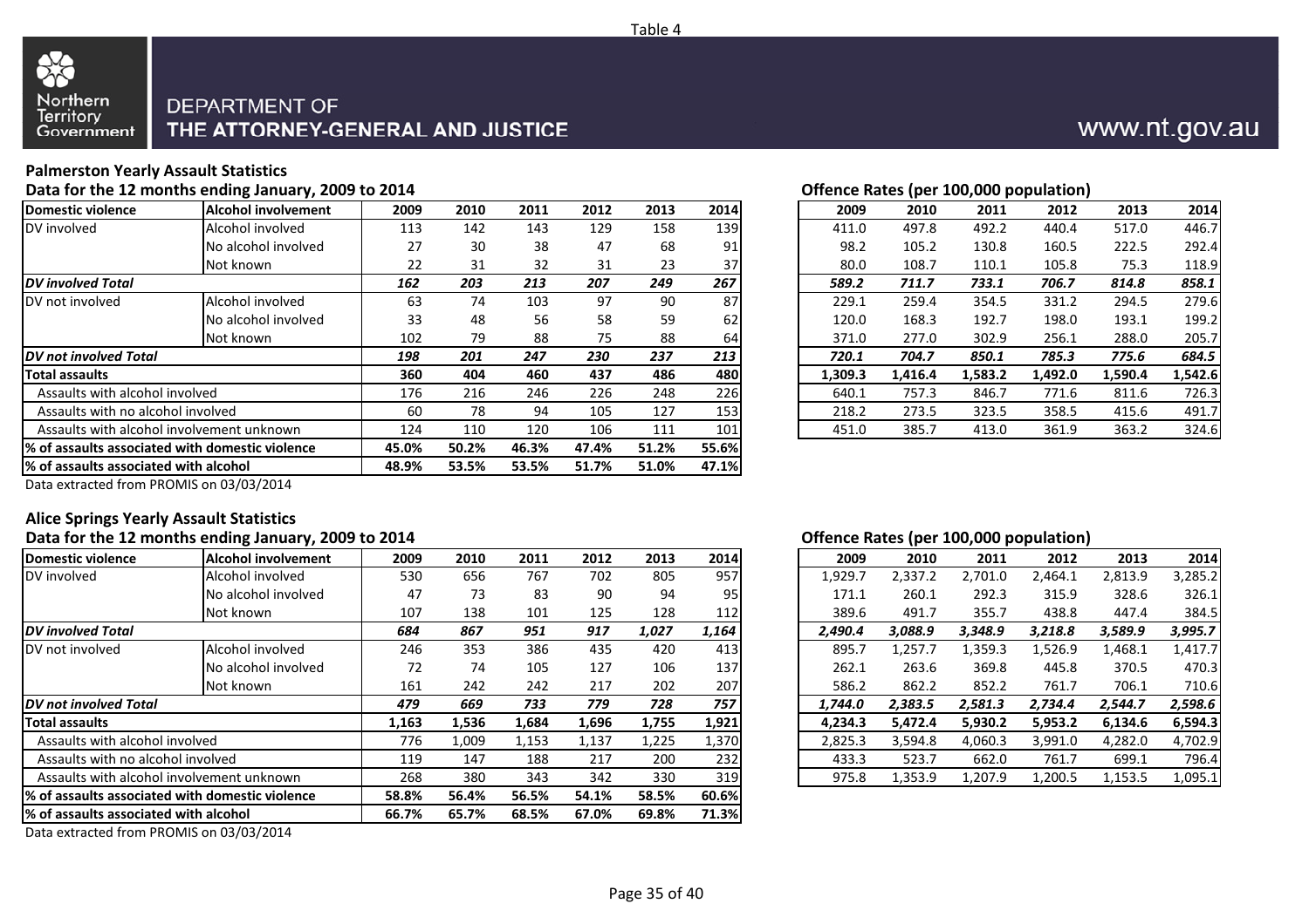Table 4

DEPARTMENT OF THE ATTORNEY-GENERAL AND JUSTICE

www.nt.gov.au

## Palmerston Yearly Assault Statistics

### Data for the 12 months ending January, 2009 to 2014

| Domestic violence | Alcohol involvement | 2009 | 2010 | 2011 | 2012 | 2013 | 2014 |
|---|---|---|---|---|---|---|---|
| DV involved | Alcohol involved | 113 | 142 | 143 | 129 | 158 | 139 |
| | No alcohol involved | 27 | 30 | 38 | 47 | 68 | 91 |
| | Not known | 22 | 31 | 32 | 31 | 23 | 37 |
| ***DV involved Total*** | | ***162*** | ***203*** | ***213*** | ***207*** | ***249*** | ***267*** |
| DV not involved | Alcohol involved | 63 | 74 | 103 | 97 | 90 | 87 |
| | No alcohol involved | 33 | 48 | 56 | 58 | 59 | 62 |
| | Not known | 102 | 79 | 88 | 75 | 88 | 64 |
| ***DV not involved Total*** | | ***198*** | ***201*** | ***247*** | ***230*** | ***237*** | ***213*** |
| **Total assaults** | | **360** | **404** | **460** | **437** | **486** | **480** |
| Assaults with alcohol involved | | 176 | 216 | 246 | 226 | 248 | 226 |
| Assaults with no alcohol involved | | 60 | 78 | 94 | 105 | 127 | 153 |
| Assaults with alcohol involvement unknown | | 124 | 110 | 120 | 106 | 111 | 101 |
| **% of assaults associated with domestic violence** | | **45.0%** | **50.2%** | **46.3%** | **47.4%** | **51.2%** | **55.6%** |
| **% of assaults associated with alcohol** | | **48.9%** | **53.5%** | **53.5%** | **51.7%** | **51.0%** | **47.1%** |

Data extracted from PROMIS on 03/03/2014

### Offence Rates (per 100,000 population)

| Domestic violence | Alcohol involvement | 2009 | 2010 | 2011 | 2012 | 2013 | 2014 |
|---|---|---|---|---|---|---|---|
| DV involved | Alcohol involved | 411.0 | 497.8 | 492.2 | 440.4 | 517.0 | 446.7 |
| | No alcohol involved | 98.2 | 105.2 | 130.8 | 160.5 | 222.5 | 292.4 |
| | Not known | 80.0 | 108.7 | 110.1 | 105.8 | 75.3 | 118.9 |
| ***DV involved Total*** | | ***589.2*** | ***711.7*** | ***733.1*** | ***706.7*** | ***814.8*** | ***858.1*** |
| DV not involved | Alcohol involved | 229.1 | 259.4 | 354.5 | 331.2 | 294.5 | 279.6 |
| | No alcohol involved | 120.0 | 168.3 | 192.7 | 198.0 | 193.1 | 199.2 |
| | Not known | 371.0 | 277.0 | 302.9 | 256.1 | 288.0 | 205.7 |
| ***DV not involved Total*** | | ***720.1*** | ***704.7*** | ***850.1*** | ***785.3*** | ***775.6*** | ***684.5*** |
| **Total assaults** | | **1,309.3** | **1,416.4** | **1,583.2** | **1,492.0** | **1,590.4** | **1,542.6** |
| Assaults with alcohol involved | | 640.1 | 757.3 | 846.7 | 771.6 | 811.6 | 726.3 |
| Assaults with no alcohol involved | | 218.2 | 273.5 | 323.5 | 358.5 | 415.6 | 491.7 |
| Assaults with alcohol involvement unknown | | 451.0 | 385.7 | 413.0 | 361.9 | 363.2 | 324.6 |

## Alice Springs Yearly Assault Statistics

### Data for the 12 months ending January, 2009 to 2014

| Domestic violence | Alcohol involvement | 2009 | 2010 | 2011 | 2012 | 2013 | 2014 |
|---|---|---|---|---|---|---|---|
| DV involved | Alcohol involved | 530 | 656 | 767 | 702 | 805 | 957 |
| | No alcohol involved | 47 | 73 | 83 | 90 | 94 | 95 |
| | Not known | 107 | 138 | 101 | 125 | 128 | 112 |
| ***DV involved Total*** | | ***684*** | ***867*** | ***951*** | ***917*** | ***1,027*** | ***1,164*** |
| DV not involved | Alcohol involved | 246 | 353 | 386 | 435 | 420 | 413 |
| | No alcohol involved | 72 | 74 | 105 | 127 | 106 | 137 |
| | Not known | 161 | 242 | 242 | 217 | 202 | 207 |
| ***DV not involved Total*** | | ***479*** | ***669*** | ***733*** | ***779*** | ***728*** | ***757*** |
| **Total assaults** | | **1,163** | **1,536** | **1,684** | **1,696** | **1,755** | **1,921** |
| Assaults with alcohol involved | | 776 | 1,009 | 1,153 | 1,137 | 1,225 | 1,370 |
| Assaults with no alcohol involved | | 119 | 147 | 188 | 217 | 200 | 232 |
| Assaults with alcohol involvement unknown | | 268 | 380 | 343 | 342 | 330 | 319 |
| **% of assaults associated with domestic violence** | | **58.8%** | **56.4%** | **56.5%** | **54.1%** | **58.5%** | **60.6%** |
| **% of assaults associated with alcohol** | | **66.7%** | **65.7%** | **68.5%** | **67.0%** | **69.8%** | **71.3%** |

Data extracted from PROMIS on 03/03/2014

### Offence Rates (per 100,000 population)

| Domestic violence | Alcohol involvement | 2009 | 2010 | 2011 | 2012 | 2013 | 2014 |
|---|---|---|---|---|---|---|---|
| DV involved | Alcohol involved | 1,929.7 | 2,337.2 | 2,701.0 | 2,464.1 | 2,813.9 | 3,285.2 |
| | No alcohol involved | 171.1 | 260.1 | 292.3 | 315.9 | 328.6 | 326.1 |
| | Not known | 389.6 | 491.7 | 355.7 | 438.8 | 447.4 | 384.5 |
| ***DV involved Total*** | | ***2,490.4*** | ***3,088.9*** | ***3,348.9*** | ***3,218.8*** | ***3,589.9*** | ***3,995.7*** |
| DV not involved | Alcohol involved | 895.7 | 1,257.7 | 1,359.3 | 1,526.9 | 1,468.1 | 1,417.7 |
| | No alcohol involved | 262.1 | 263.6 | 369.8 | 445.8 | 370.5 | 470.3 |
| | Not known | 586.2 | 862.2 | 852.2 | 761.7 | 706.1 | 710.6 |
| ***DV not involved Total*** | | ***1,744.0*** | ***2,383.5*** | ***2,581.3*** | ***2,734.4*** | ***2,544.7*** | ***2,598.6*** |
| **Total assaults** | | **4,234.3** | **5,472.4** | **5,930.2** | **5,953.2** | **6,134.6** | **6,594.3** |
| Assaults with alcohol involved | | 2,825.3 | 3,594.8 | 4,060.3 | 3,991.0 | 4,282.0 | 4,702.9 |
| Assaults with no alcohol involved | | 433.3 | 523.7 | 662.0 | 761.7 | 699.1 | 796.4 |
| Assaults with alcohol involvement unknown | | 975.8 | 1,353.9 | 1,207.9 | 1,200.5 | 1,153.5 | 1,095.1 |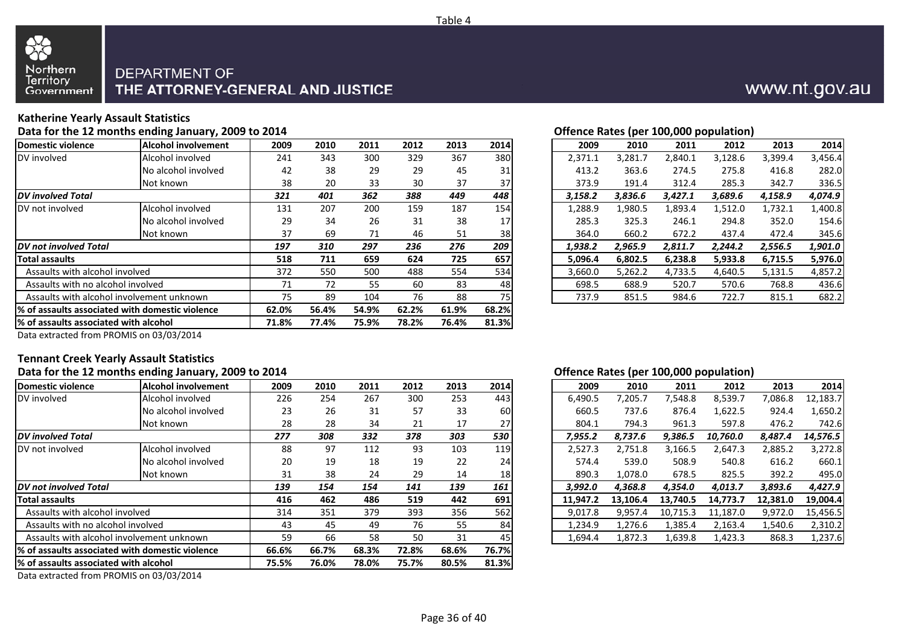Table 4

Northern Territory Government

DEPARTMENT OF THE ATTORNEY-GENERAL AND JUSTICE

www.nt.gov.au

## Katherine Yearly Assault Statistics

### Data for the 12 months ending January, 2009 to 2014

| Domestic violence | Alcohol involvement | 2009 | 2010 | 2011 | 2012 | 2013 | 2014 |
|---|---|---|---|---|---|---|---|
| DV involved | Alcohol involved | 241 | 343 | 300 | 329 | 367 | 380 |
| | No alcohol involved | 42 | 38 | 29 | 29 | 45 | 31 |
| | Not known | 38 | 20 | 33 | 30 | 37 | 37 |
| ***DV involved Total*** | | ***321*** | ***401*** | ***362*** | ***388*** | ***449*** | ***448*** |
| DV not involved | Alcohol involved | 131 | 207 | 200 | 159 | 187 | 154 |
| | No alcohol involved | 29 | 34 | 26 | 31 | 38 | 17 |
| | Not known | 37 | 69 | 71 | 46 | 51 | 38 |
| ***DV not involved Total*** | | ***197*** | ***310*** | ***297*** | ***236*** | ***276*** | ***209*** |
| **Total assaults** | | **518** | **711** | **659** | **624** | **725** | **657** |
| Assaults with alcohol involved | | 372 | 550 | 500 | 488 | 554 | 534 |
| Assaults with no alcohol involved | | 71 | 72 | 55 | 60 | 83 | 48 |
| Assaults with alcohol involvement unknown | | 75 | 89 | 104 | 76 | 88 | 75 |
| **% of assaults associated with domestic violence** | | **62.0%** | **56.4%** | **54.9%** | **62.2%** | **61.9%** | **68.2%** |
| **% of assaults associated with alcohol** | | **71.8%** | **77.4%** | **75.9%** | **78.2%** | **76.4%** | **81.3%** |

Data extracted from PROMIS on 03/03/2014

### Offence Rates (per 100,000 population)

| Domestic violence | Alcohol involvement | 2009 | 2010 | 2011 | 2012 | 2013 | 2014 |
|---|---|---|---|---|---|---|---|
| DV involved | Alcohol involved | 2,371.1 | 3,281.7 | 2,840.1 | 3,128.6 | 3,399.4 | 3,456.4 |
| | No alcohol involved | 413.2 | 363.6 | 274.5 | 275.8 | 416.8 | 282.0 |
| | Not known | 373.9 | 191.4 | 312.4 | 285.3 | 342.7 | 336.5 |
| ***DV involved Total*** | | ***3,158.2*** | ***3,836.6*** | ***3,427.1*** | ***3,689.6*** | ***4,158.9*** | ***4,074.9*** |
| DV not involved | Alcohol involved | 1,288.9 | 1,980.5 | 1,893.4 | 1,512.0 | 1,732.1 | 1,400.8 |
| | No alcohol involved | 285.3 | 325.3 | 246.1 | 294.8 | 352.0 | 154.6 |
| | Not known | 364.0 | 660.2 | 672.2 | 437.4 | 472.4 | 345.6 |
| ***DV not involved Total*** | | ***1,938.2*** | ***2,965.9*** | ***2,811.7*** | ***2,244.2*** | ***2,556.5*** | ***1,901.0*** |
| **Total assaults** | | **5,096.4** | **6,802.5** | **6,238.8** | **5,933.8** | **6,715.5** | **5,976.0** |
| Assaults with alcohol involved | | 3,660.0 | 5,262.2 | 4,733.5 | 4,640.5 | 5,131.5 | 4,857.2 |
| Assaults with no alcohol involved | | 698.5 | 688.9 | 520.7 | 570.6 | 768.8 | 436.6 |
| Assaults with alcohol involvement unknown | | 737.9 | 851.5 | 984.6 | 722.7 | 815.1 | 682.2 |

## Tennant Creek Yearly Assault Statistics

### Data for the 12 months ending January, 2009 to 2014

| Domestic violence | Alcohol involvement | 2009 | 2010 | 2011 | 2012 | 2013 | 2014 |
|---|---|---|---|---|---|---|---|
| DV involved | Alcohol involved | 226 | 254 | 267 | 300 | 253 | 443 |
| | No alcohol involved | 23 | 26 | 31 | 57 | 33 | 60 |
| | Not known | 28 | 28 | 34 | 21 | 17 | 27 |
| ***DV involved Total*** | | ***277*** | ***308*** | ***332*** | ***378*** | ***303*** | ***530*** |
| DV not involved | Alcohol involved | 88 | 97 | 112 | 93 | 103 | 119 |
| | No alcohol involved | 20 | 19 | 18 | 19 | 22 | 24 |
| | Not known | 31 | 38 | 24 | 29 | 14 | 18 |
| ***DV not involved Total*** | | ***139*** | ***154*** | ***154*** | ***141*** | ***139*** | ***161*** |
| **Total assaults** | | **416** | **462** | **486** | **519** | **442** | **691** |
| Assaults with alcohol involved | | 314 | 351 | 379 | 393 | 356 | 562 |
| Assaults with no alcohol involved | | 43 | 45 | 49 | 76 | 55 | 84 |
| Assaults with alcohol involvement unknown | | 59 | 66 | 58 | 50 | 31 | 45 |
| **% of assaults associated with domestic violence** | | **66.6%** | **66.7%** | **68.3%** | **72.8%** | **68.6%** | **76.7%** |
| **% of assaults associated with alcohol** | | **75.5%** | **76.0%** | **78.0%** | **75.7%** | **80.5%** | **81.3%** |

Data extracted from PROMIS on 03/03/2014

### Offence Rates (per 100,000 population)

| Domestic violence | Alcohol involvement | 2009 | 2010 | 2011 | 2012 | 2013 | 2014 |
|---|---|---|---|---|---|---|---|
| DV involved | Alcohol involved | 6,490.5 | 7,205.7 | 7,548.8 | 8,539.7 | 7,086.8 | 12,183.7 |
| | No alcohol involved | 660.5 | 737.6 | 876.4 | 1,622.5 | 924.4 | 1,650.2 |
| | Not known | 804.1 | 794.3 | 961.3 | 597.8 | 476.2 | 742.6 |
| ***DV involved Total*** | | ***7,955.2*** | ***8,737.6*** | ***9,386.5*** | ***10,760.0*** | ***8,487.4*** | ***14,576.5*** |
| DV not involved | Alcohol involved | 2,527.3 | 2,751.8 | 3,166.5 | 2,647.3 | 2,885.2 | 3,272.8 |
| | No alcohol involved | 574.4 | 539.0 | 508.9 | 540.8 | 616.2 | 660.1 |
| | Not known | 890.3 | 1,078.0 | 678.5 | 825.5 | 392.2 | 495.0 |
| ***DV not involved Total*** | | ***3,992.0*** | ***4,368.8*** | ***4,354.0*** | ***4,013.7*** | ***3,893.6*** | ***4,427.9*** |
| **Total assaults** | | **11,947.2** | **13,106.4** | **13,740.5** | **14,773.7** | **12,381.0** | **19,004.4** |
| Assaults with alcohol involved | | 9,017.8 | 9,957.4 | 10,715.3 | 11,187.0 | 9,972.0 | 15,456.5 |
| Assaults with no alcohol involved | | 1,234.9 | 1,276.6 | 1,385.4 | 2,163.4 | 1,540.6 | 2,310.2 |
| Assaults with alcohol involvement unknown | | 1,694.4 | 1,872.3 | 1,639.8 | 1,423.3 | 868.3 | 1,237.6 |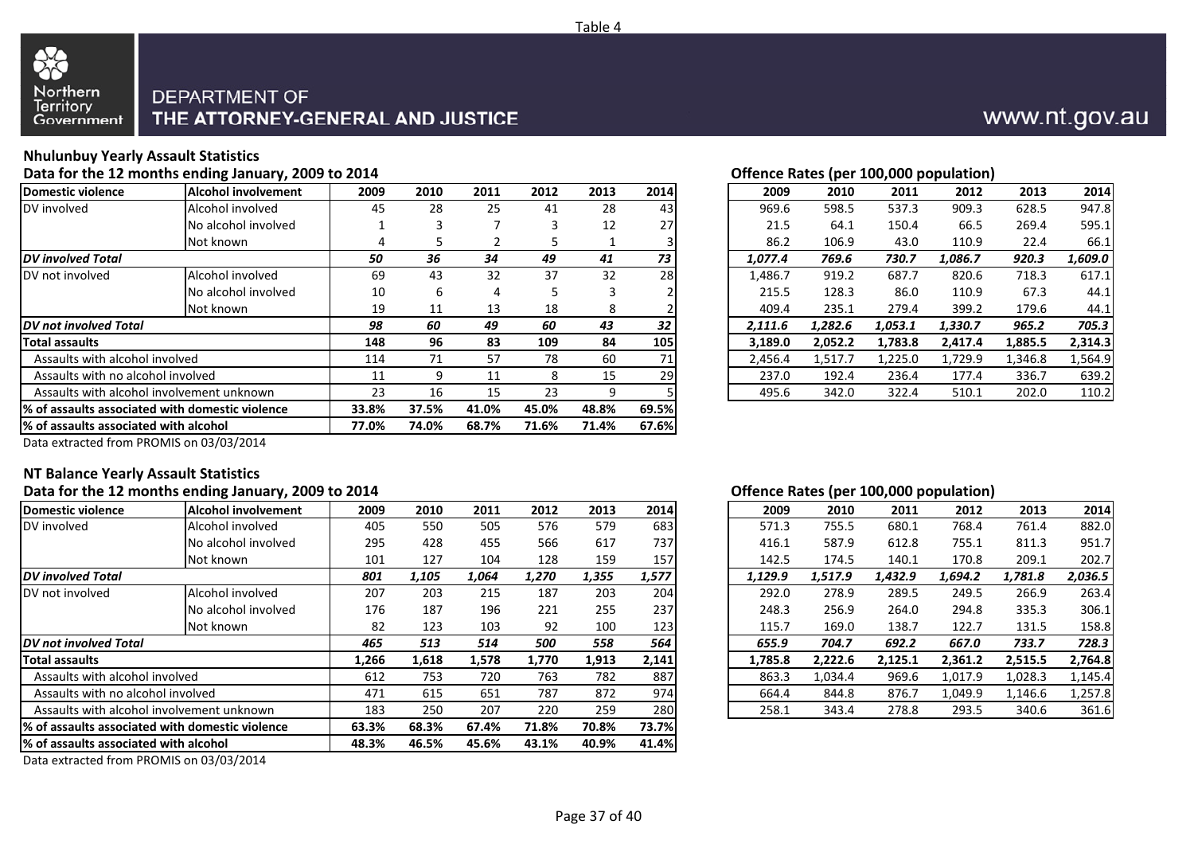Table 4

Northern Territory Government

DEPARTMENT OF THE ATTORNEY-GENERAL AND JUSTICE

www.nt.gov.au

## Nhulunbuy Yearly Assault Statistics

### Data for the 12 months ending January, 2009 to 2014

| Domestic violence | Alcohol involvement | 2009 | 2010 | 2011 | 2012 | 2013 | 2014 |
|---|---|---|---|---|---|---|---|
| DV involved | Alcohol involved | 45 | 28 | 25 | 41 | 28 | 43 |
| | No alcohol involved | 1 | 3 | 7 | 3 | 12 | 27 |
| | Not known | 4 | 5 | 2 | 5 | 1 | 3 |
| ***DV involved Total*** | | ***50*** | ***36*** | ***34*** | ***49*** | ***41*** | ***73*** |
| DV not involved | Alcohol involved | 69 | 43 | 32 | 37 | 32 | 28 |
| | No alcohol involved | 10 | 6 | 4 | 5 | 3 | 2 |
| | Not known | 19 | 11 | 13 | 18 | 8 | 2 |
| ***DV not involved Total*** | | ***98*** | ***60*** | ***49*** | ***60*** | ***43*** | ***32*** |
| **Total assaults** | | **148** | **96** | **83** | **109** | **84** | **105** |
| Assaults with alcohol involved | | 114 | 71 | 57 | 78 | 60 | 71 |
| Assaults with no alcohol involved | | 11 | 9 | 11 | 8 | 15 | 29 |
| Assaults with alcohol involvement unknown | | 23 | 16 | 15 | 23 | 9 | 5 |
| **% of assaults associated with domestic violence** | | **33.8%** | **37.5%** | **41.0%** | **45.0%** | **48.8%** | **69.5%** |
| **% of assaults associated with alcohol** | | **77.0%** | **74.0%** | **68.7%** | **71.6%** | **71.4%** | **67.6%** |

Data extracted from PROMIS on 03/03/2014

### Offence Rates (per 100,000 population)

| 2009 | 2010 | 2011 | 2012 | 2013 | 2014 |
|---|---|---|---|---|---|
| 969.6 | 598.5 | 537.3 | 909.3 | 628.5 | 947.8 |
| 21.5 | 64.1 | 150.4 | 66.5 | 269.4 | 595.1 |
| 86.2 | 106.9 | 43.0 | 110.9 | 22.4 | 66.1 |
| ***1,077.4*** | ***769.6*** | ***730.7*** | ***1,086.7*** | ***920.3*** | ***1,609.0*** |
| 1,486.7 | 919.2 | 687.7 | 820.6 | 718.3 | 617.1 |
| 215.5 | 128.3 | 86.0 | 110.9 | 67.3 | 44.1 |
| 409.4 | 235.1 | 279.4 | 399.2 | 179.6 | 44.1 |
| ***2,111.6*** | ***1,282.6*** | ***1,053.1*** | ***1,330.7*** | ***965.2*** | ***705.3*** |
| **3,189.0** | **2,052.2** | **1,783.8** | **2,417.4** | **1,885.5** | **2,314.3** |
| 2,456.4 | 1,517.7 | 1,225.0 | 1,729.9 | 1,346.8 | 1,564.9 |
| 237.0 | 192.4 | 236.4 | 177.4 | 336.7 | 639.2 |
| 495.6 | 342.0 | 322.4 | 510.1 | 202.0 | 110.2 |

## NT Balance Yearly Assault Statistics

### Data for the 12 months ending January, 2009 to 2014

| Domestic violence | Alcohol involvement | 2009 | 2010 | 2011 | 2012 | 2013 | 2014 |
|---|---|---|---|---|---|---|---|
| DV involved | Alcohol involved | 405 | 550 | 505 | 576 | 579 | 683 |
| | No alcohol involved | 295 | 428 | 455 | 566 | 617 | 737 |
| | Not known | 101 | 127 | 104 | 128 | 159 | 157 |
| ***DV involved Total*** | | ***801*** | ***1,105*** | ***1,064*** | ***1,270*** | ***1,355*** | ***1,577*** |
| DV not involved | Alcohol involved | 207 | 203 | 215 | 187 | 203 | 204 |
| | No alcohol involved | 176 | 187 | 196 | 221 | 255 | 237 |
| | Not known | 82 | 123 | 103 | 92 | 100 | 123 |
| ***DV not involved Total*** | | ***465*** | ***513*** | ***514*** | ***500*** | ***558*** | ***564*** |
| **Total assaults** | | **1,266** | **1,618** | **1,578** | **1,770** | **1,913** | **2,141** |
| Assaults with alcohol involved | | 612 | 753 | 720 | 763 | 782 | 887 |
| Assaults with no alcohol involved | | 471 | 615 | 651 | 787 | 872 | 974 |
| Assaults with alcohol involvement unknown | | 183 | 250 | 207 | 220 | 259 | 280 |
| **% of assaults associated with domestic violence** | | **63.3%** | **68.3%** | **67.4%** | **71.8%** | **70.8%** | **73.7%** |
| **% of assaults associated with alcohol** | | **48.3%** | **46.5%** | **45.6%** | **43.1%** | **40.9%** | **41.4%** |

Data extracted from PROMIS on 03/03/2014

### Offence Rates (per 100,000 population)

| 2009 | 2010 | 2011 | 2012 | 2013 | 2014 |
|---|---|---|---|---|---|
| 571.3 | 755.5 | 680.1 | 768.4 | 761.4 | 882.0 |
| 416.1 | 587.9 | 612.8 | 755.1 | 811.3 | 951.7 |
| 142.5 | 174.5 | 140.1 | 170.8 | 209.1 | 202.7 |
| ***1,129.9*** | ***1,517.9*** | ***1,432.9*** | ***1,694.2*** | ***1,781.8*** | ***2,036.5*** |
| 292.0 | 278.9 | 289.5 | 249.5 | 266.9 | 263.4 |
| 248.3 | 256.9 | 264.0 | 294.8 | 335.3 | 306.1 |
| 115.7 | 169.0 | 138.7 | 122.7 | 131.5 | 158.8 |
| ***655.9*** | ***704.7*** | ***692.2*** | ***667.0*** | ***733.7*** | ***728.3*** |
| **1,785.8** | **2,222.6** | **2,125.1** | **2,361.2** | **2,515.5** | **2,764.8** |
| 863.3 | 1,034.4 | 969.6 | 1,017.9 | 1,028.3 | 1,145.4 |
| 664.4 | 844.8 | 876.7 | 1,049.9 | 1,146.6 | 1,257.8 |
| 258.1 | 343.4 | 278.8 | 293.5 | 340.6 | 361.6 |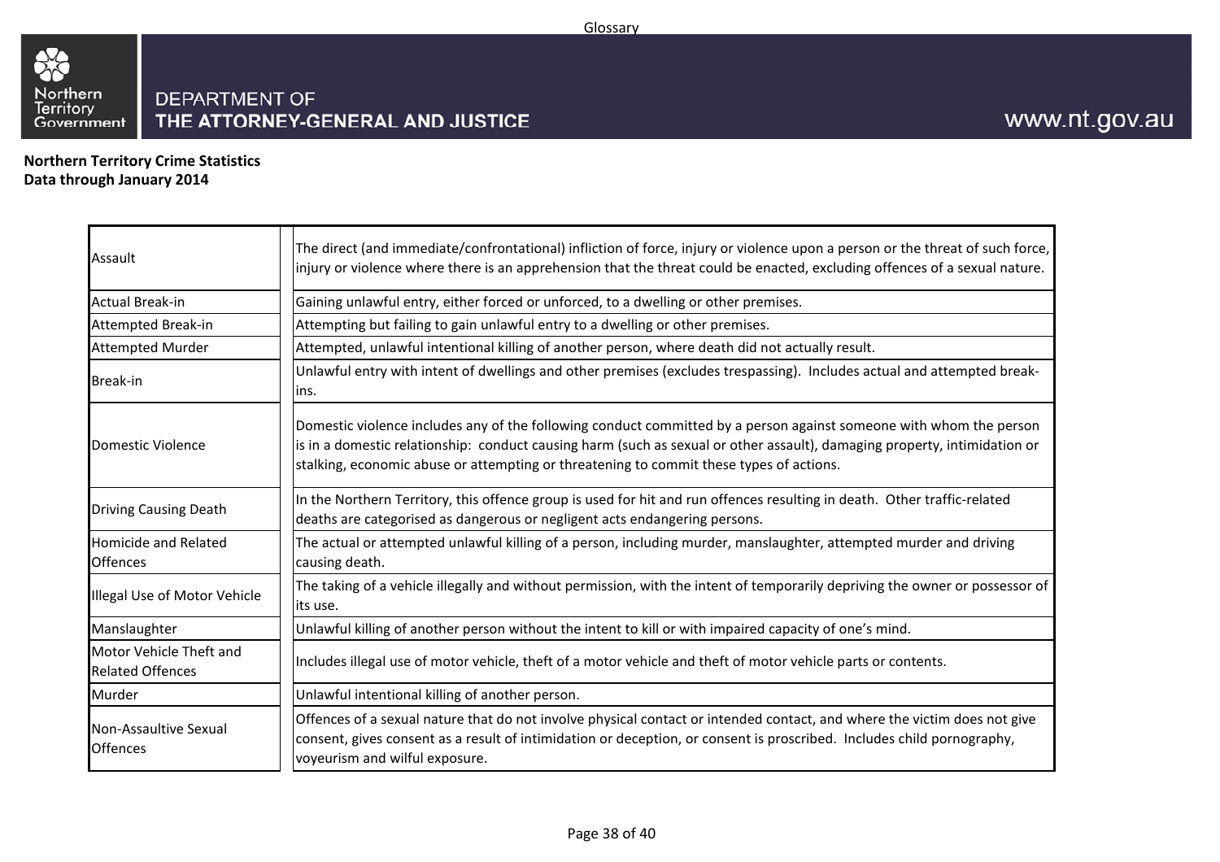Glossary

**Northern Territory Crime Statistics**
**Data through January 2014**

| Term | Definition |
|---|---|
| Assault | The direct (and immediate/confrontational) infliction of force, injury or violence upon a person or the threat of such force, injury or violence where there is an apprehension that the threat could be enacted, excluding offences of a sexual nature. |
| Actual Break-in | Gaining unlawful entry, either forced or unforced, to a dwelling or other premises. |
| Attempted Break-in | Attempting but failing to gain unlawful entry to a dwelling or other premises. |
| Attempted Murder | Attempted, unlawful intentional killing of another person, where death did not actually result. |
| Break-in | Unlawful entry with intent of dwellings and other premises (excludes trespassing). Includes actual and attempted break-ins. |
| Domestic Violence | Domestic violence includes any of the following conduct committed by a person against someone with whom the person is in a domestic relationship: conduct causing harm (such as sexual or other assault), damaging property, intimidation or stalking, economic abuse or attempting or threatening to commit these types of actions. |
| Driving Causing Death | In the Northern Territory, this offence group is used for hit and run offences resulting in death. Other traffic-related deaths are categorised as dangerous or negligent acts endangering persons. |
| Homicide and Related Offences | The actual or attempted unlawful killing of a person, including murder, manslaughter, attempted murder and driving causing death. |
| Illegal Use of Motor Vehicle | The taking of a vehicle illegally and without permission, with the intent of temporarily depriving the owner or possessor of its use. |
| Manslaughter | Unlawful killing of another person without the intent to kill or with impaired capacity of one's mind. |
| Motor Vehicle Theft and Related Offences | Includes illegal use of motor vehicle, theft of a motor vehicle and theft of motor vehicle parts or contents. |
| Murder | Unlawful intentional killing of another person. |
| Non-Assaultive Sexual Offences | Offences of a sexual nature that do not involve physical contact or intended contact, and where the victim does not give consent, gives consent as a result of intimidation or deception, or consent is proscribed. Includes child pornography, voyeurism and wilful exposure. |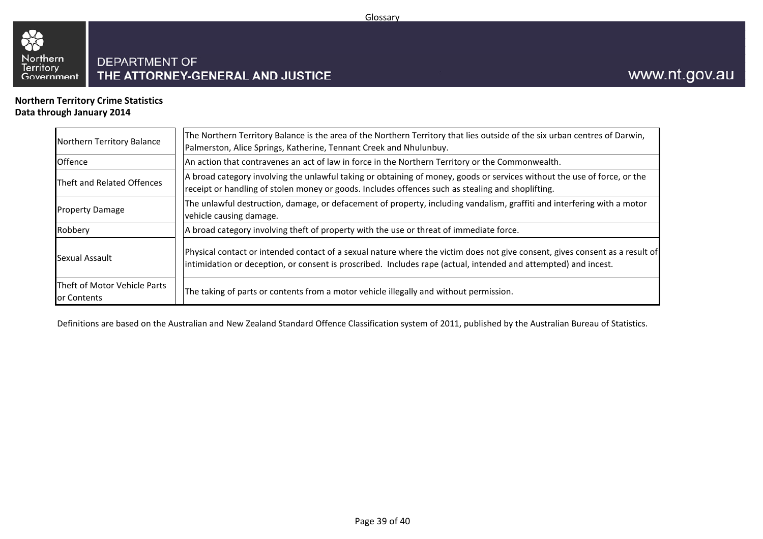DEPARTMENT OF
THE ATTORNEY-GENERAL AND JUSTICE

www.nt.gov.au

**Northern Territory Crime Statistics**
**Data through January 2014**

| Term | Definition |
|---|---|
| Northern Territory Balance | The Northern Territory Balance is the area of the Northern Territory that lies outside of the six urban centres of Darwin, Palmerston, Alice Springs, Katherine, Tennant Creek and Nhulunbuy. |
| Offence | An action that contravenes an act of law in force in the Northern Territory or the Commonwealth. |
| Theft and Related Offences | A broad category involving the unlawful taking or obtaining of money, goods or services without the use of force, or the receipt or handling of stolen money or goods. Includes offences such as stealing and shoplifting. |
| Property Damage | The unlawful destruction, damage, or defacement of property, including vandalism, graffiti and interfering with a motor vehicle causing damage. |
| Robbery | A broad category involving theft of property with the use or threat of immediate force. |
| Sexual Assault | Physical contact or intended contact of a sexual nature where the victim does not give consent, gives consent as a result of intimidation or deception, or consent is proscribed. Includes rape (actual, intended and attempted) and incest. |
| Theft of Motor Vehicle Parts or Contents | The taking of parts or contents from a motor vehicle illegally and without permission. |

Definitions are based on the Australian and New Zealand Standard Offence Classification system of 2011, published by the Australian Bureau of Statistics.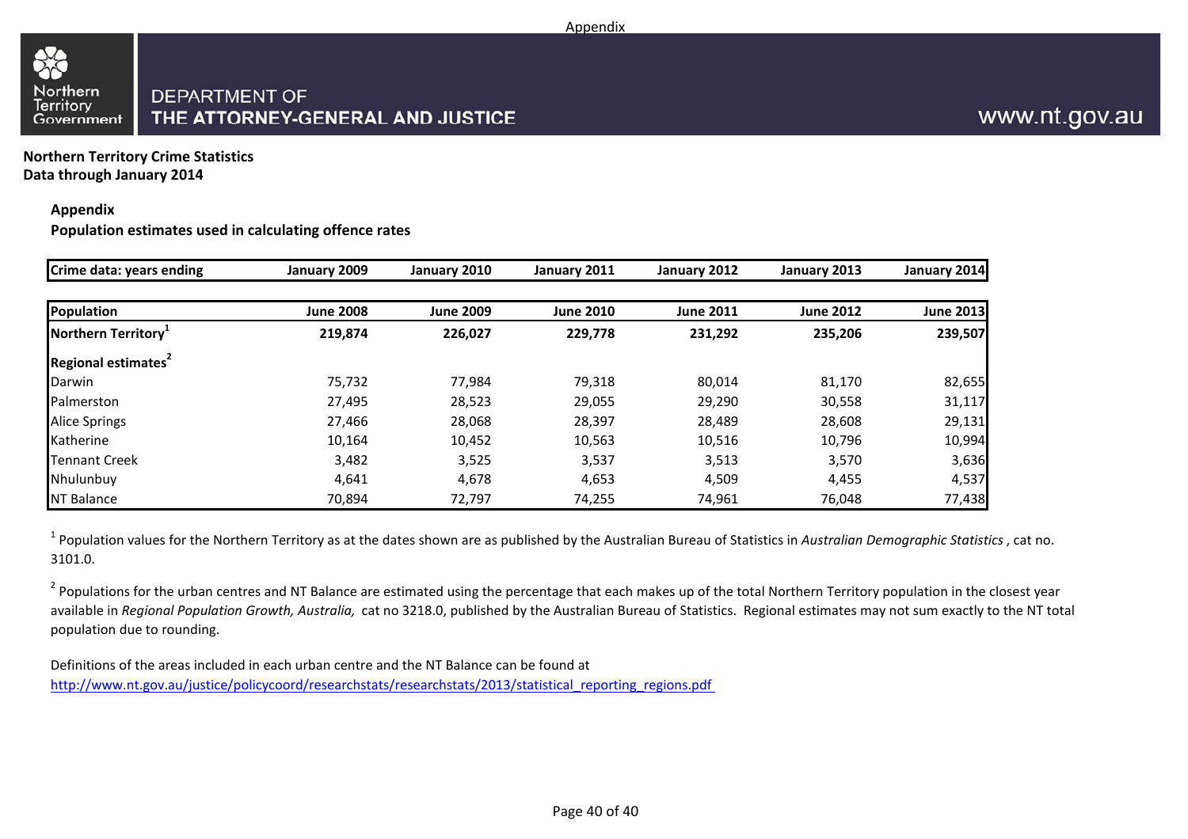DEPARTMENT OF
THE ATTORNEY-GENERAL AND JUSTICE

www.nt.gov.au

**Northern Territory Crime Statistics**
**Data through January 2014**

## Appendix

### Population estimates used in calculating offence rates

| Crime data: years ending | January 2009 | January 2010 | January 2011 | January 2012 | January 2013 | January 2014 |
|---|---|---|---|---|---|---|
| **Population** | **June 2008** | **June 2009** | **June 2010** | **June 2011** | **June 2012** | **June 2013** |
| **Northern Territory[1]** | **219,874** | **226,027** | **229,778** | **231,292** | **235,206** | **239,507** |
| **Regional estimates[2]** | | | | | | |
| Darwin | 75,732 | 77,984 | 79,318 | 80,014 | 81,170 | 82,655 |
| Palmerston | 27,495 | 28,523 | 29,055 | 29,290 | 30,558 | 31,117 |
| Alice Springs | 27,466 | 28,068 | 28,397 | 28,489 | 28,608 | 29,131 |
| Katherine | 10,164 | 10,452 | 10,563 | 10,516 | 10,796 | 10,994 |
| Tennant Creek | 3,482 | 3,525 | 3,537 | 3,513 | 3,570 | 3,636 |
| Nhulunbuy | 4,641 | 4,678 | 4,653 | 4,509 | 4,455 | 4,537 |
| NT Balance | 70,894 | 72,797 | 74,255 | 74,961 | 76,048 | 77,438 |

[1] Population values for the Northern Territory as at the dates shown are as published by the Australian Bureau of Statistics in *Australian Demographic Statistics* , cat no. 3101.0.

[2] Populations for the urban centres and NT Balance are estimated using the percentage that each makes up of the total Northern Territory population in the closest year available in *Regional Population Growth, Australia,* cat no 3218.0, published by the Australian Bureau of Statistics. Regional estimates may not sum exactly to the NT total population due to rounding.

Definitions of the areas included in each urban centre and the NT Balance can be found at
http://www.nt.gov.au/justice/policycoord/researchstats/researchstats/2013/statistical_reporting_regions.pdf